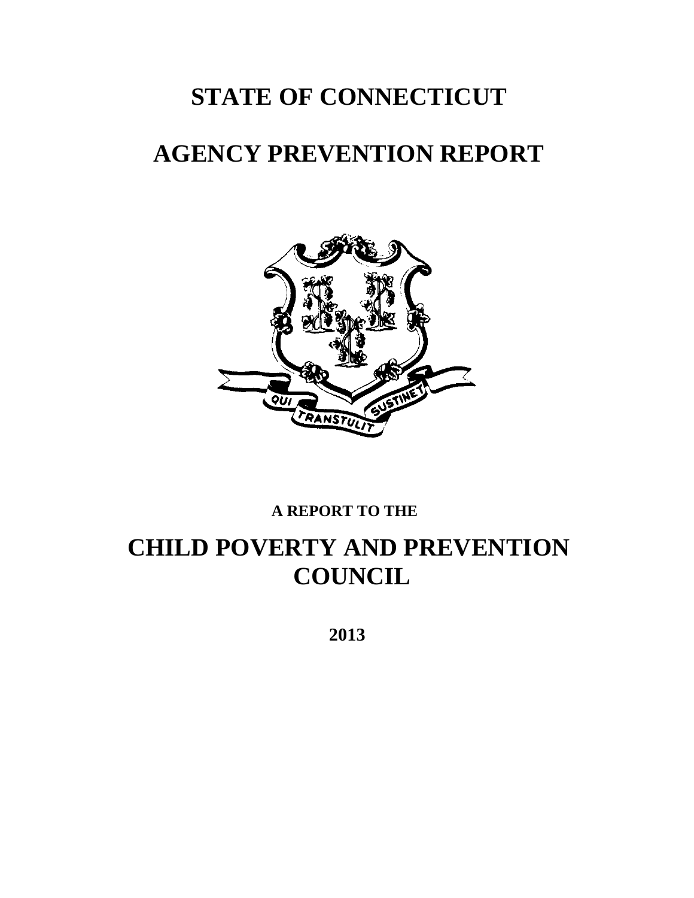# STATE OF CONNECTICUT

# AGENCY PREVENTION REPORT

**A REPORT TO THE**

# CHILD POVERTY AND PREVENTION COUNCIL

**2013**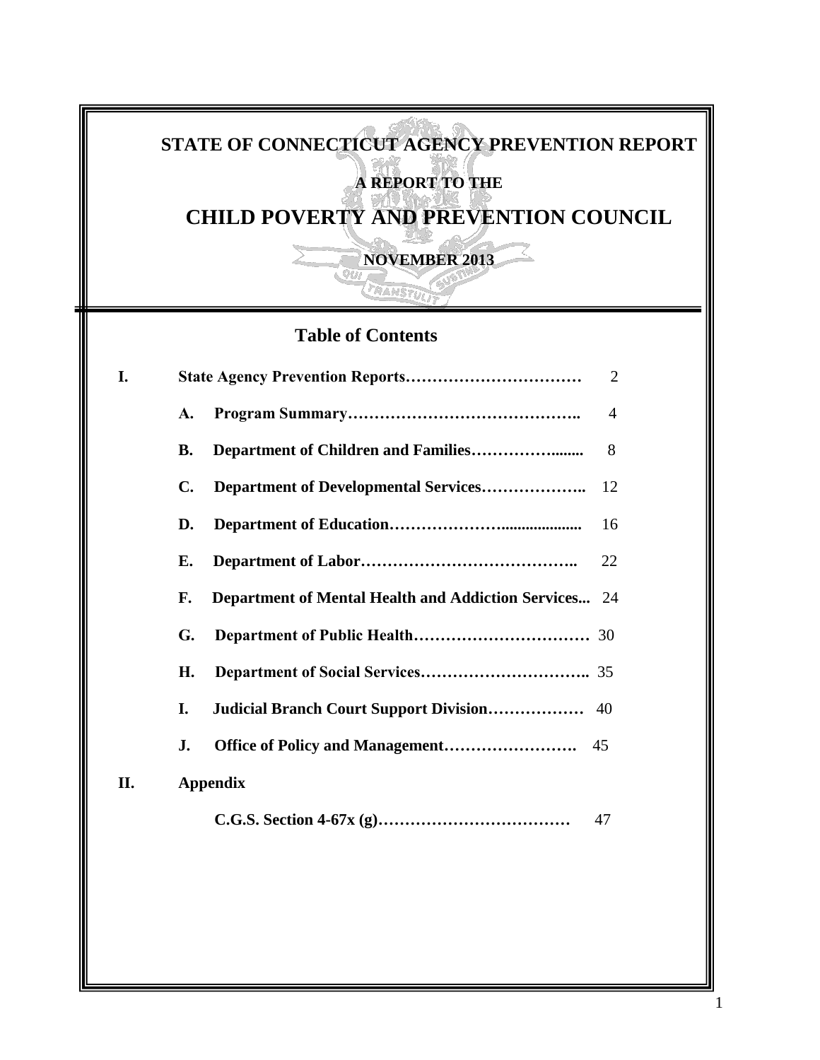# STATE OF CONNECTICUT AGENCY PREVENTION REPORT

## A REPORT TO THE

# CHILD POVERTY AND PREVENTION COUNCIL

## NOVEMBER 2013

## Table of Contents

| | | |
|---|---|---|
| **I.** | **State Agency Prevention Reports** | 2 |
| | **A. Program Summary** | 4 |
| | **B. Department of Children and Families** | 8 |
| | **C. Department of Developmental Services** | 12 |
| | **D. Department of Education** | 16 |
| | **E. Department of Labor** | 22 |
| | **F. Department of Mental Health and Addiction Services** | 24 |
| | **G. Department of Public Health** | 30 |
| | **H. Department of Social Services** | 35 |
| | **I. Judicial Branch Court Support Division** | 40 |
| | **J. Office of Policy and Management** | 45 |
| **II.** | **Appendix** | |
| | **C.G.S. Section 4-67x (g)** | 47 |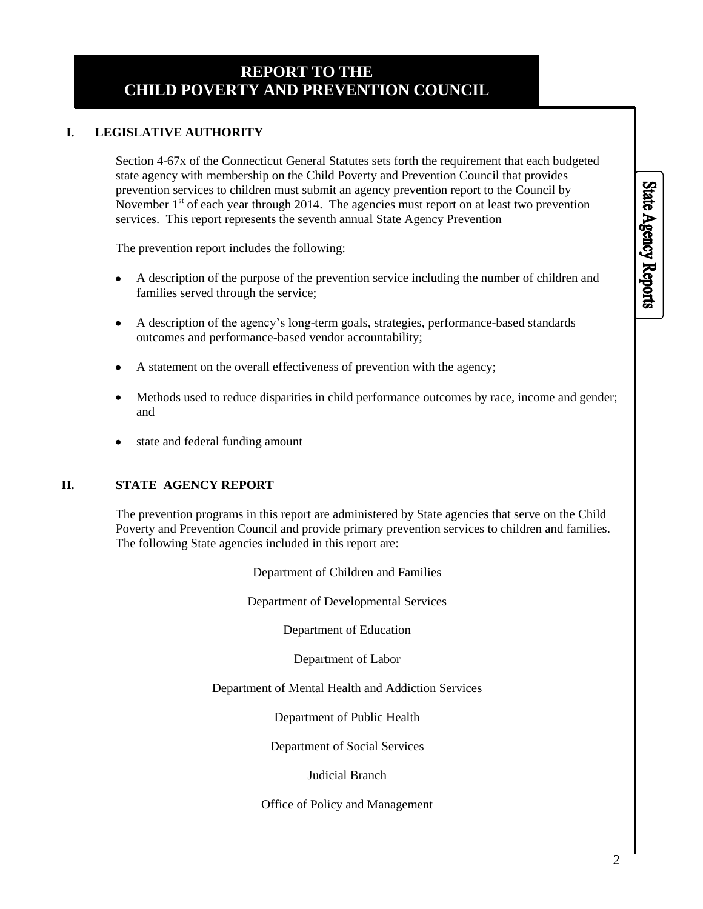# REPORT TO THE CHILD POVERTY AND PREVENTION COUNCIL

## I. LEGISLATIVE AUTHORITY

Section 4-67x of the Connecticut General Statutes sets forth the requirement that each budgeted state agency with membership on the Child Poverty and Prevention Council that provides prevention services to children must submit an agency prevention report to the Council by November 1st of each year through 2014. The agencies must report on at least two prevention services. This report represents the seventh annual State Agency Prevention

The prevention report includes the following:

- A description of the purpose of the prevention service including the number of children and families served through the service;
- A description of the agency's long-term goals, strategies, performance-based standards outcomes and performance-based vendor accountability;
- A statement on the overall effectiveness of prevention with the agency;
- Methods used to reduce disparities in child performance outcomes by race, income and gender; and
- state and federal funding amount

## II. STATE AGENCY REPORT

The prevention programs in this report are administered by State agencies that serve on the Child Poverty and Prevention Council and provide primary prevention services to children and families. The following State agencies included in this report are:

Department of Children and Families

Department of Developmental Services

Department of Education

Department of Labor

Department of Mental Health and Addiction Services

Department of Public Health

Department of Social Services

Judicial Branch

Office of Policy and Management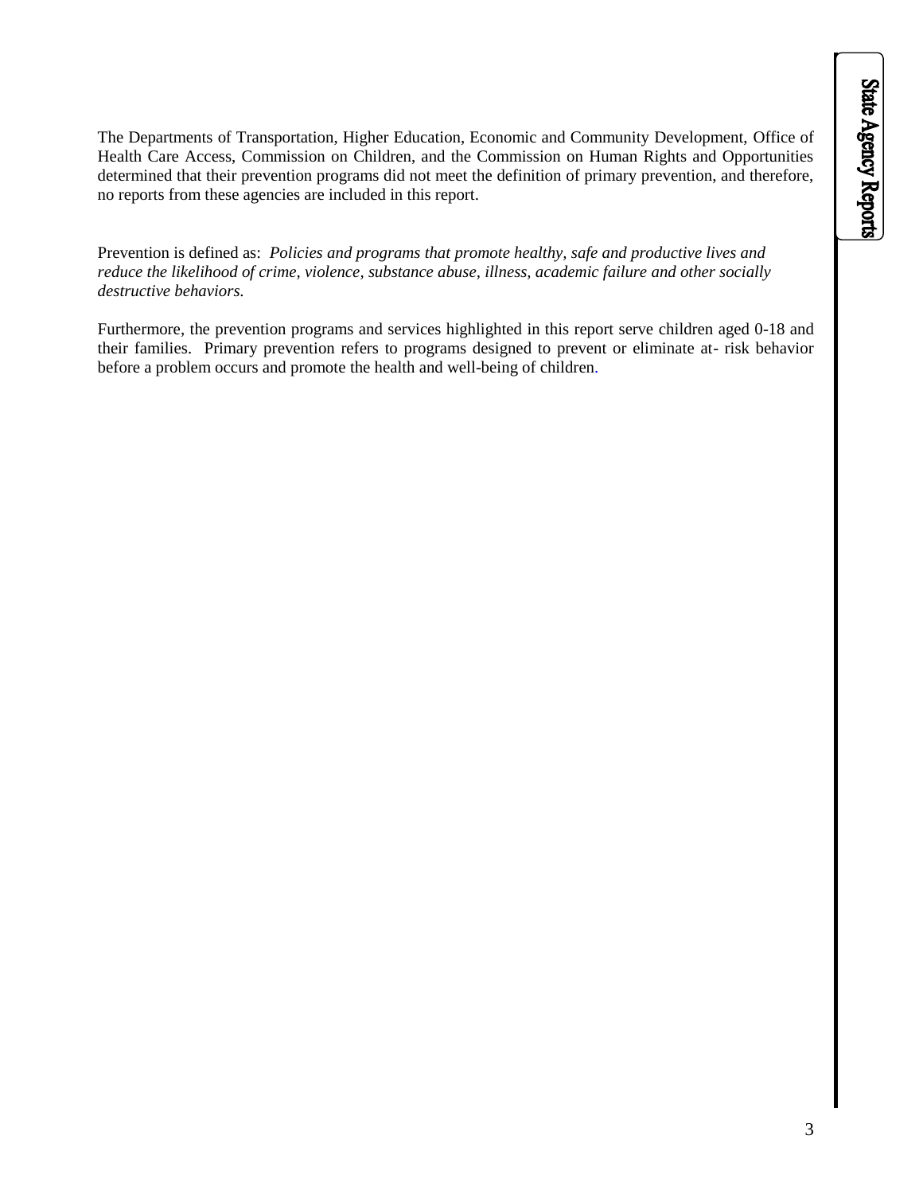The Departments of Transportation, Higher Education, Economic and Community Development, Office of Health Care Access, Commission on Children, and the Commission on Human Rights and Opportunities determined that their prevention programs did not meet the definition of primary prevention, and therefore, no reports from these agencies are included in this report.

Prevention is defined as: *Policies and programs that promote healthy, safe and productive lives and reduce the likelihood of crime, violence, substance abuse, illness, academic failure and other socially destructive behaviors.*

Furthermore, the prevention programs and services highlighted in this report serve children aged 0-18 and their families. Primary prevention refers to programs designed to prevent or eliminate at- risk behavior before a problem occurs and promote the health and well-being of children.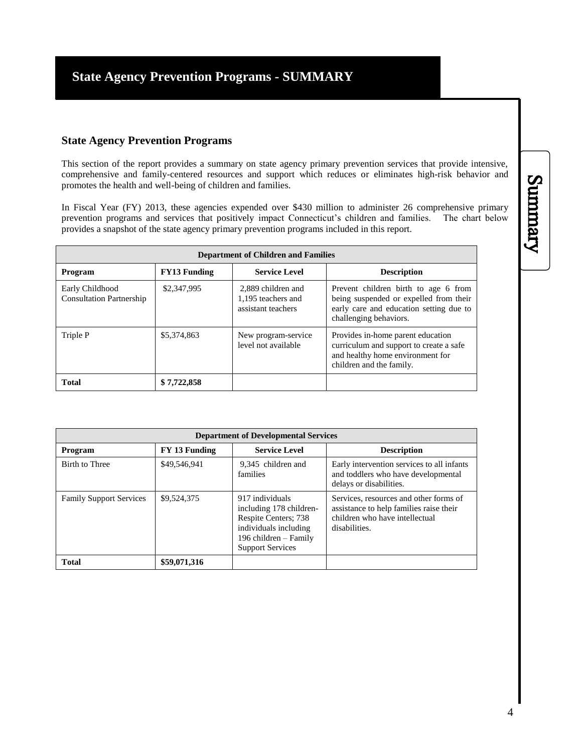# State Agency Prevention Programs - SUMMARY

## State Agency Prevention Programs

This section of the report provides a summary on state agency primary prevention services that provide intensive, comprehensive and family-centered resources and support which reduces or eliminates high-risk behavior and promotes the health and well-being of children and families.

In Fiscal Year (FY) 2013, these agencies expended over $430 million to administer 26 comprehensive primary prevention programs and services that positively impact Connecticut's children and families. The chart below provides a snapshot of the state agency primary prevention programs included in this report.

| Department of Children and Families | | | |
|---|---|---|---|
| **Program** | **FY13 Funding** | **Service Level** | **Description** |
| Early Childhood Consultation Partnership | $2,347,995 | 2,889 children and 1,195 teachers and assistant teachers | Prevent children birth to age 6 from being suspended or expelled from their early care and education setting due to challenging behaviors. |
| Triple P | $5,374,863 | New program-service level not available | Provides in-home parent education curriculum and support to create a safe and healthy home environment for children and the family. |
| **Total** | **$ 7,722,858** | | |

| Department of Developmental Services | | | |
|---|---|---|---|
| **Program** | **FY 13 Funding** | **Service Level** | **Description** |
| Birth to Three | $49,546,941 | 9,345 children and families | Early intervention services to all infants and toddlers who have developmental delays or disabilities. |
| Family Support Services | $9,524,375 | 917 individuals including 178 children- Respite Centers; 738 individuals including 196 children – Family Support Services | Services, resources and other forms of assistance to help families raise their children who have intellectual disabilities. |
| **Total** | **$59,071,316** | | |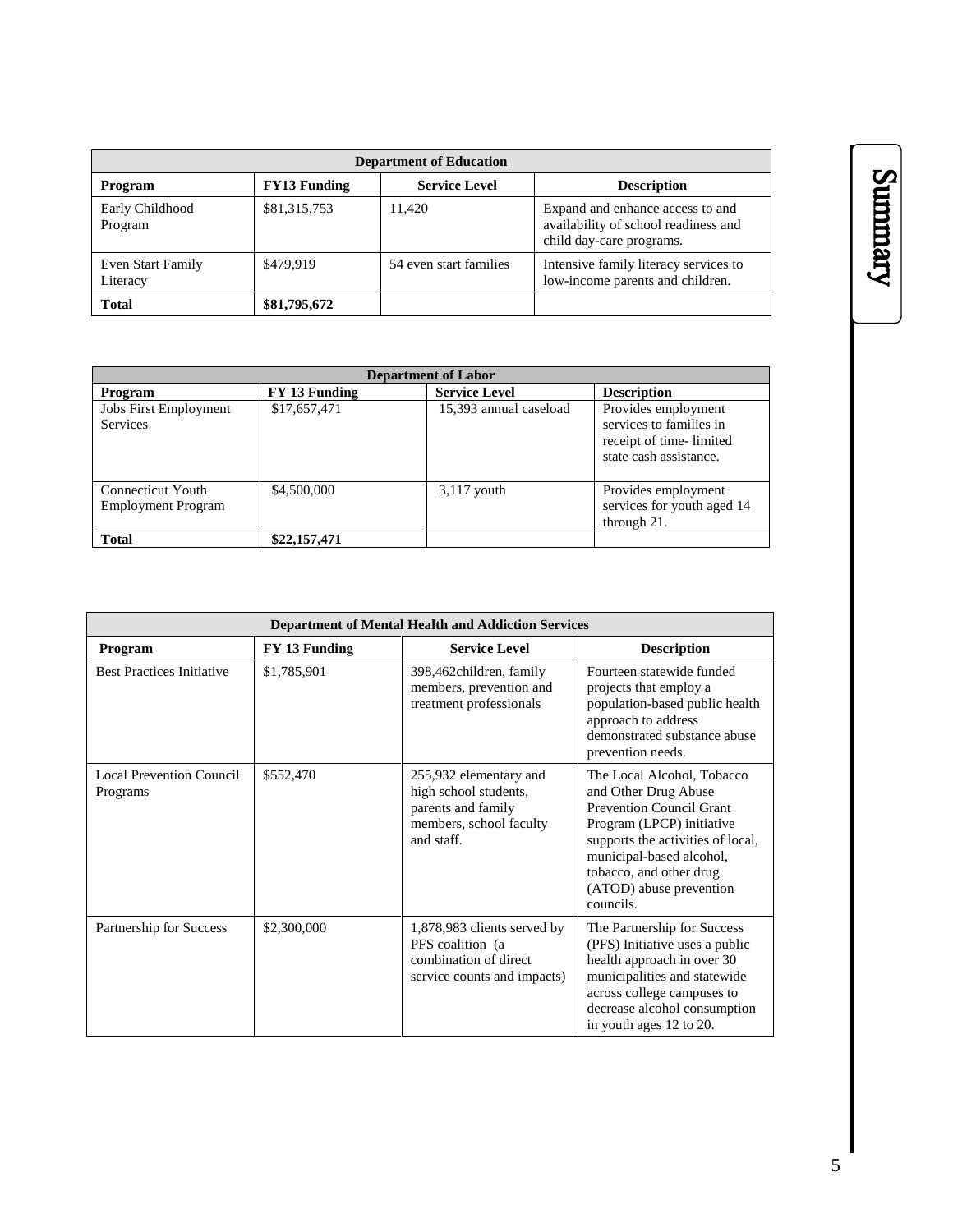| Department of Education | | | |
|---|---|---|---|
| **Program** | **FY13 Funding** | **Service Level** | **Description** |
| Early Childhood Program | $81,315,753 | 11,420 | Expand and enhance access to and availability of school readiness and child day-care programs. |
| Even Start Family Literacy | $479,919 | 54 even start families | Intensive family literacy services to low-income parents and children. |
| **Total** | **$81,795,672** | | |

| Department of Labor | | | |
|---|---|---|---|
| **Program** | **FY 13 Funding** | **Service Level** | **Description** |
| Jobs First Employment Services | $17,657,471 | 15,393 annual caseload | Provides employment services to families in receipt of time- limited state cash assistance. |
| Connecticut Youth Employment Program | $4,500,000 | 3,117 youth | Provides employment services for youth aged 14 through 21. |
| **Total** | **$22,157,471** | | |

| Department of Mental Health and Addiction Services | | | |
|---|---|---|---|
| **Program** | **FY 13 Funding** | **Service Level** | **Description** |
| Best Practices Initiative | $1,785,901 | 398,462children, family members, prevention and treatment professionals | Fourteen statewide funded projects that employ a population-based public health approach to address demonstrated substance abuse prevention needs. |
| Local Prevention Council Programs | $552,470 | 255,932 elementary and high school students, parents and family members, school faculty and staff. | The Local Alcohol, Tobacco and Other Drug Abuse Prevention Council Grant Program (LPCP) initiative supports the activities of local, municipal-based alcohol, tobacco, and other drug (ATOD) abuse prevention councils. |
| Partnership for Success | $2,300,000 | 1,878,983 clients served by PFS coalition (a combination of direct service counts and impacts) | The Partnership for Success (PFS) Initiative uses a public health approach in over 30 municipalities and statewide across college campuses to decrease alcohol consumption in youth ages 12 to 20. |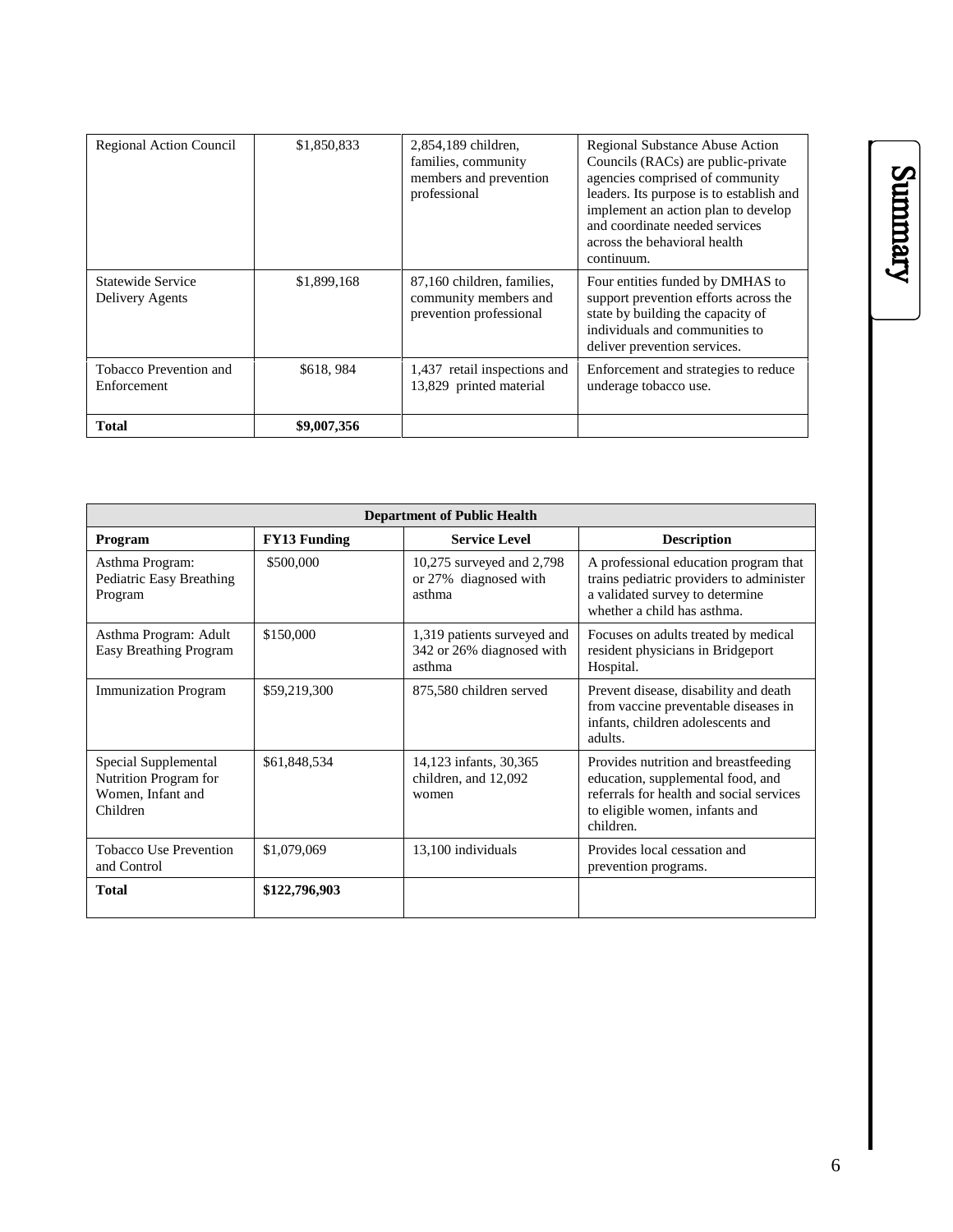| | | | |
|---|---|---|---|
| Regional Action Council | $1,850,833 | 2,854,189 children, families, community members and prevention professional | Regional Substance Abuse Action Councils (RACs) are public-private agencies comprised of community leaders. Its purpose is to establish and implement an action plan to develop and coordinate needed services across the behavioral health continuum. |
| Statewide Service Delivery Agents | $1,899,168 | 87,160 children, families, community members and prevention professional | Four entities funded by DMHAS to support prevention efforts across the state by building the capacity of individuals and communities to deliver prevention services. |
| Tobacco Prevention and Enforcement | $618, 984 | 1,437 retail inspections and 13,829 printed material | Enforcement and strategies to reduce underage tobacco use. |
| **Total** | **$9,007,356** | | |

| **Department of Public Health** | | | |
|---|---|---|---|
| **Program** | **FY13 Funding** | **Service Level** | **Description** |
| Asthma Program: Pediatric Easy Breathing Program | $500,000 | 10,275 surveyed and 2,798 or 27% diagnosed with asthma | A professional education program that trains pediatric providers to administer a validated survey to determine whether a child has asthma. |
| Asthma Program: Adult Easy Breathing Program | $150,000 | 1,319 patients surveyed and 342 or 26% diagnosed with asthma | Focuses on adults treated by medical resident physicians in Bridgeport Hospital. |
| Immunization Program | $59,219,300 | 875,580 children served | Prevent disease, disability and death from vaccine preventable diseases in infants, children adolescents and adults. |
| Special Supplemental Nutrition Program for Women, Infant and Children | $61,848,534 | 14,123 infants, 30,365 children, and 12,092 women | Provides nutrition and breastfeeding education, supplemental food, and referrals for health and social services to eligible women, infants and children. |
| Tobacco Use Prevention and Control | $1,079,069 | 13,100 individuals | Provides local cessation and prevention programs. |
| **Total** | **$122,796,903** | | |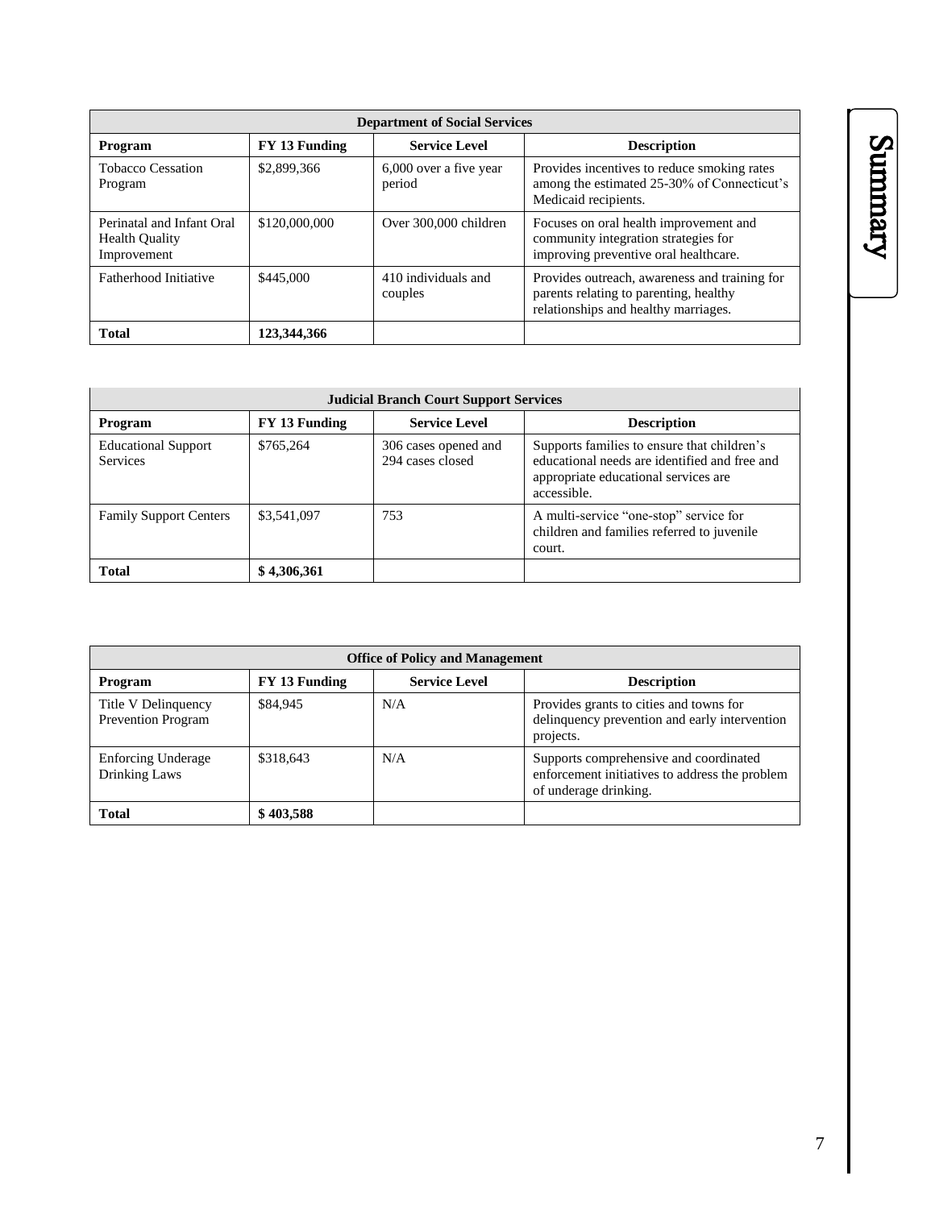| Department of Social Services | | | |
|---|---|---|---|
| **Program** | **FY 13 Funding** | **Service Level** | **Description** |
| Tobacco Cessation Program | $2,899,366 | 6,000 over a five year period | Provides incentives to reduce smoking rates among the estimated 25-30% of Connecticut's Medicaid recipients. |
| Perinatal and Infant Oral Health Quality Improvement | $120,000,000 | Over 300,000 children | Focuses on oral health improvement and community integration strategies for improving preventive oral healthcare. |
| Fatherhood Initiative | $445,000 | 410 individuals and couples | Provides outreach, awareness and training for parents relating to parenting, healthy relationships and healthy marriages. |
| **Total** | **123,344,366** | | |

| Judicial Branch Court Support Services | | | |
|---|---|---|---|
| **Program** | **FY 13 Funding** | **Service Level** | **Description** |
| Educational Support Services | $765,264 | 306 cases opened and 294 cases closed | Supports families to ensure that children's educational needs are identified and free and appropriate educational services are accessible. |
| Family Support Centers | $3,541,097 | 753 | A multi-service "one-stop" service for children and families referred to juvenile court. |
| **Total** | **$ 4,306,361** | | |

| Office of Policy and Management | | | |
|---|---|---|---|
| **Program** | **FY 13 Funding** | **Service Level** | **Description** |
| Title V Delinquency Prevention Program | $84,945 | N/A | Provides grants to cities and towns for delinquency prevention and early intervention projects. |
| Enforcing Underage Drinking Laws | $318,643 | N/A | Supports comprehensive and coordinated enforcement initiatives to address the problem of underage drinking. |
| **Total** | **$ 403,588** | | |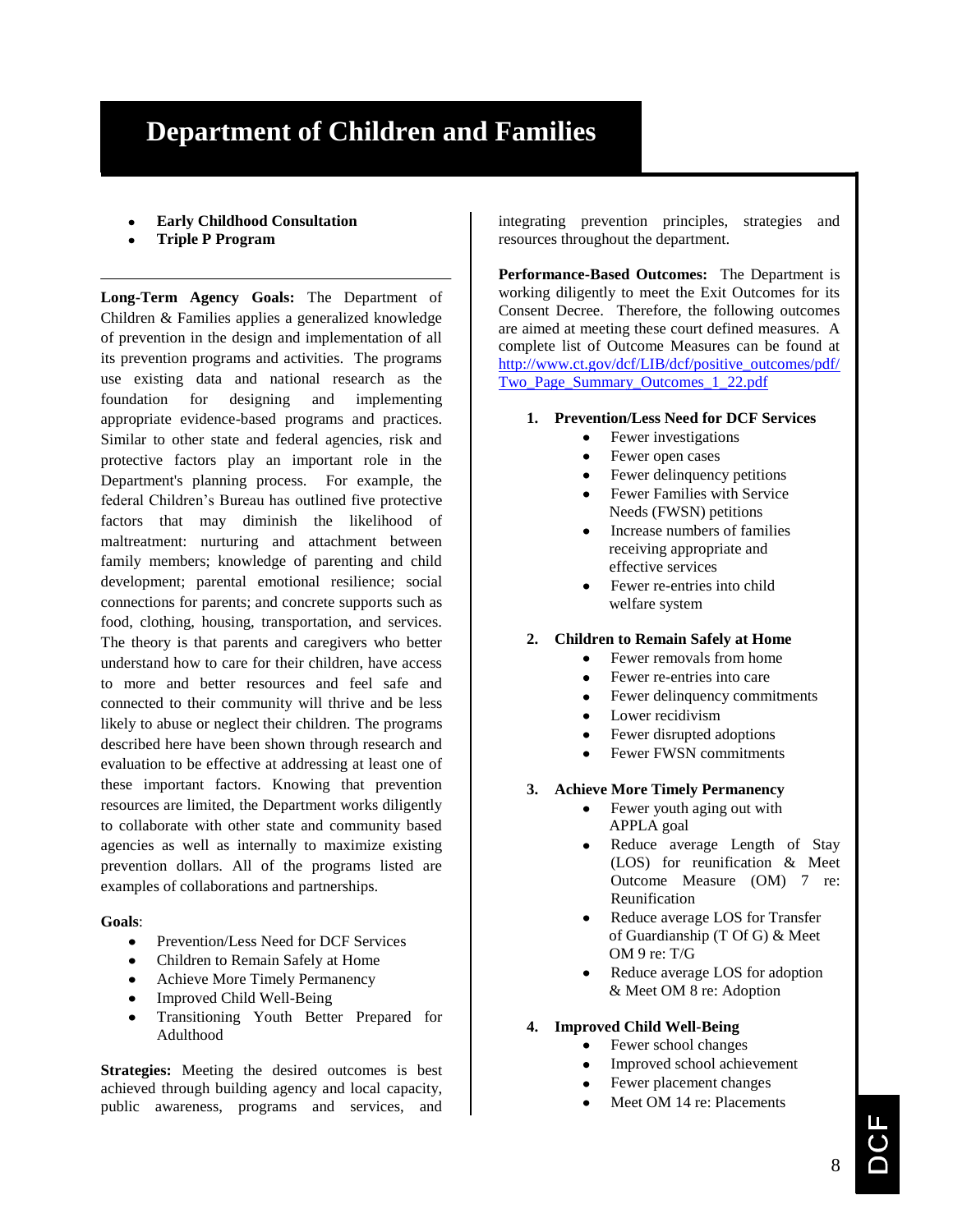# Department of Children and Families

- **Early Childhood Consultation**
- **Triple P Program**

---

**Long-Term Agency Goals:** The Department of Children & Families applies a generalized knowledge of prevention in the design and implementation of all its prevention programs and activities. The programs use existing data and national research as the foundation for designing and implementing appropriate evidence-based programs and practices. Similar to other state and federal agencies, risk and protective factors play an important role in the Department's planning process. For example, the federal Children's Bureau has outlined five protective factors that may diminish the likelihood of maltreatment: nurturing and attachment between family members; knowledge of parenting and child development; parental emotional resilience; social connections for parents; and concrete supports such as food, clothing, housing, transportation, and services. The theory is that parents and caregivers who better understand how to care for their children, have access to more and better resources and feel safe and connected to their community will thrive and be less likely to abuse or neglect their children. The programs described here have been shown through research and evaluation to be effective at addressing at least one of these important factors. Knowing that prevention resources are limited, the Department works diligently to collaborate with other state and community based agencies as well as internally to maximize existing prevention dollars. All of the programs listed are examples of collaborations and partnerships.

**Goals**:

- Prevention/Less Need for DCF Services
- Children to Remain Safely at Home
- Achieve More Timely Permanency
- Improved Child Well-Being
- Transitioning Youth Better Prepared for Adulthood

**Strategies:** Meeting the desired outcomes is best achieved through building agency and local capacity, public awareness, programs and services, and integrating prevention principles, strategies and resources throughout the department.

**Performance-Based Outcomes:** The Department is working diligently to meet the Exit Outcomes for its Consent Decree. Therefore, the following outcomes are aimed at meeting these court defined measures. A complete list of Outcome Measures can be found at http://www.ct.gov/dcf/LIB/dcf/positive_outcomes/pdf/Two_Page_Summary_Outcomes_1_22.pdf

1. **Prevention/Less Need for DCF Services**
   - Fewer investigations
   - Fewer open cases
   - Fewer delinquency petitions
   - Fewer Families with Service Needs (FWSN) petitions
   - Increase numbers of families receiving appropriate and effective services
   - Fewer re-entries into child welfare system

2. **Children to Remain Safely at Home**
   - Fewer removals from home
   - Fewer re-entries into care
   - Fewer delinquency commitments
   - Lower recidivism
   - Fewer disrupted adoptions
   - Fewer FWSN commitments

3. **Achieve More Timely Permanency**
   - Fewer youth aging out with APPLA goal
   - Reduce average Length of Stay (LOS) for reunification & Meet Outcome Measure (OM) 7 re: Reunification
   - Reduce average LOS for Transfer of Guardianship (T Of G) & Meet OM 9 re: T/G
   - Reduce average LOS for adoption & Meet OM 8 re: Adoption

4. **Improved Child Well-Being**
   - Fewer school changes
   - Improved school achievement
   - Fewer placement changes
   - Meet OM 14 re: Placements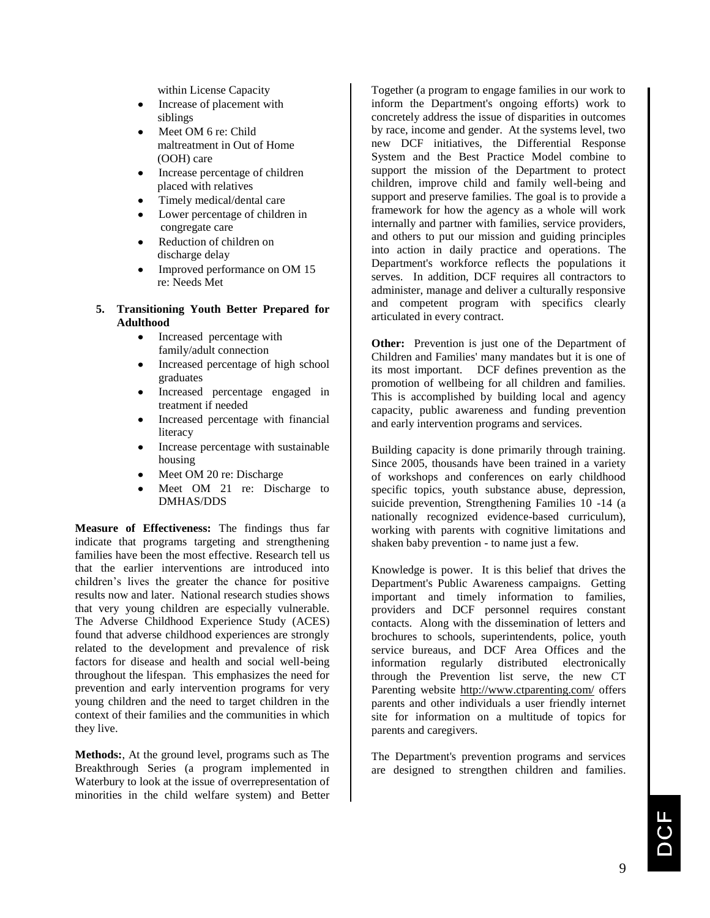within License Capacity

- Increase of placement with siblings
- Meet OM 6 re: Child maltreatment in Out of Home (OOH) care
- Increase percentage of children placed with relatives
- Timely medical/dental care
- Lower percentage of children in congregate care
- Reduction of children on discharge delay
- Improved performance on OM 15 re: Needs Met

5. **Transitioning Youth Better Prepared for Adulthood**
   - Increased percentage with family/adult connection
   - Increased percentage of high school graduates
   - Increased percentage engaged in treatment if needed
   - Increased percentage with financial literacy
   - Increase percentage with sustainable housing
   - Meet OM 20 re: Discharge
   - Meet OM 21 re: Discharge to DMHAS/DDS

**Measure of Effectiveness:** The findings thus far indicate that programs targeting and strengthening families have been the most effective. Research tell us that the earlier interventions are introduced into children's lives the greater the chance for positive results now and later. National research studies shows that very young children are especially vulnerable. The Adverse Childhood Experience Study (ACES) found that adverse childhood experiences are strongly related to the development and prevalence of risk factors for disease and health and social well-being throughout the lifespan. This emphasizes the need for prevention and early intervention programs for very young children and the need to target children in the context of their families and the communities in which they live.

**Methods:**, At the ground level, programs such as The Breakthrough Series (a program implemented in Waterbury to look at the issue of overrepresentation of minorities in the child welfare system) and Better Together (a program to engage families in our work to inform the Department's ongoing efforts) work to concretely address the issue of disparities in outcomes by race, income and gender. At the systems level, two new DCF initiatives, the Differential Response System and the Best Practice Model combine to support the mission of the Department to protect children, improve child and family well-being and support and preserve families. The goal is to provide a framework for how the agency as a whole will work internally and partner with families, service providers, and others to put our mission and guiding principles into action in daily practice and operations. The Department's workforce reflects the populations it serves. In addition, DCF requires all contractors to administer, manage and deliver a culturally responsive and competent program with specifics clearly articulated in every contract.

**Other:** Prevention is just one of the Department of Children and Families' many mandates but it is one of its most important. DCF defines prevention as the promotion of wellbeing for all children and families. This is accomplished by building local and agency capacity, public awareness and funding prevention and early intervention programs and services.

Building capacity is done primarily through training. Since 2005, thousands have been trained in a variety of workshops and conferences on early childhood specific topics, youth substance abuse, depression, suicide prevention, Strengthening Families 10 -14 (a nationally recognized evidence-based curriculum), working with parents with cognitive limitations and shaken baby prevention - to name just a few.

Knowledge is power. It is this belief that drives the Department's Public Awareness campaigns. Getting important and timely information to families, providers and DCF personnel requires constant contacts. Along with the dissemination of letters and brochures to schools, superintendents, police, youth service bureaus, and DCF Area Offices and the information regularly distributed electronically through the Prevention list serve, the new CT Parenting website http://www.ctparenting.com/ offers parents and other individuals a user friendly internet site for information on a multitude of topics for parents and caregivers.

The Department's prevention programs and services are designed to strengthen children and families.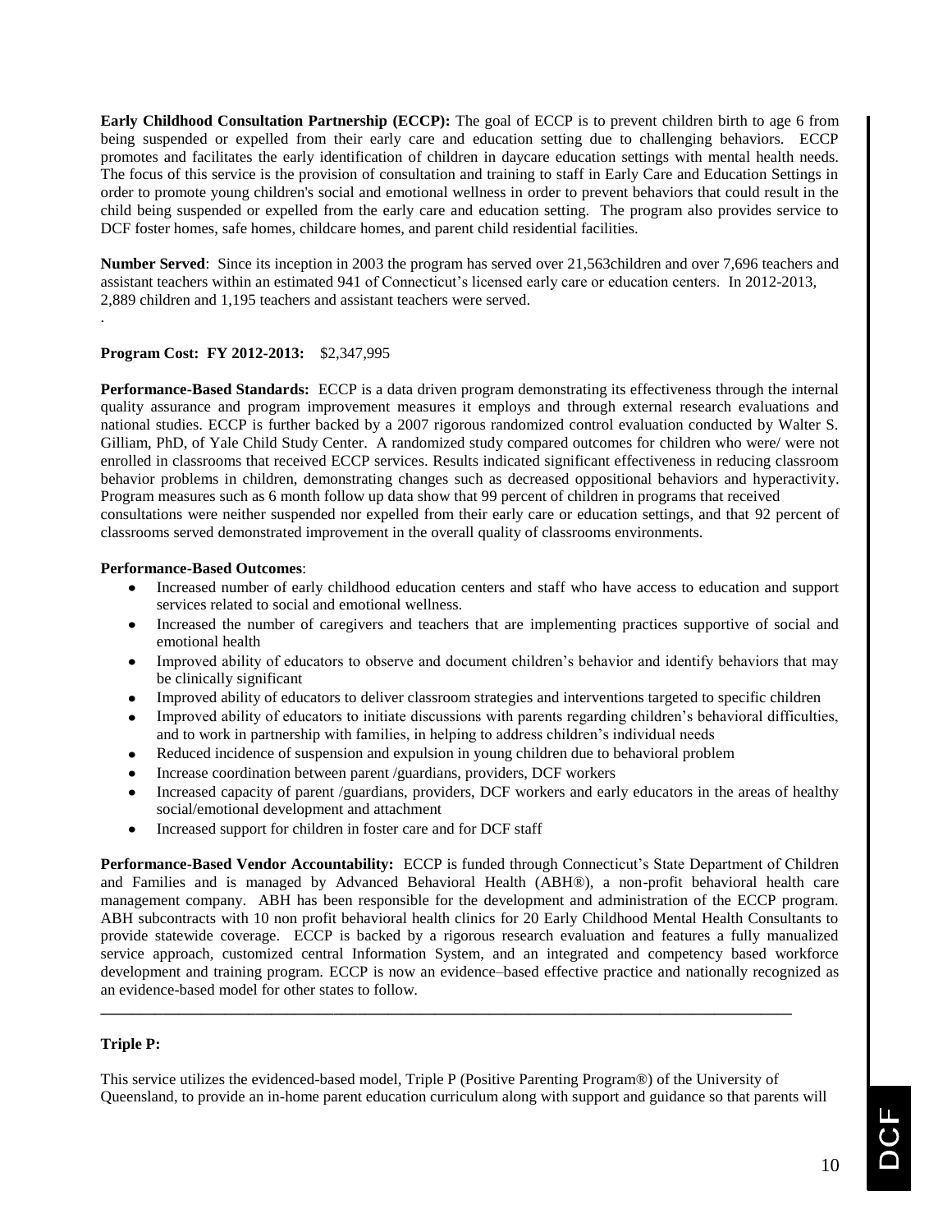**Early Childhood Consultation Partnership (ECCP):** The goal of ECCP is to prevent children birth to age 6 from being suspended or expelled from their early care and education setting due to challenging behaviors. ECCP promotes and facilitates the early identification of children in daycare education settings with mental health needs. The focus of this service is the provision of consultation and training to staff in Early Care and Education Settings in order to promote young children's social and emotional wellness in order to prevent behaviors that could result in the child being suspended or expelled from the early care and education setting. The program also provides service to DCF foster homes, safe homes, childcare homes, and parent child residential facilities.

**Number Served**: Since its inception in 2003 the program has served over 21,563children and over 7,696 teachers and assistant teachers within an estimated 941 of Connecticut's licensed early care or education centers. In 2012-2013, 2,889 children and 1,195 teachers and assistant teachers were served.

.

**Program Cost: FY 2012-2013:** $2,347,995

**Performance-Based Standards:** ECCP is a data driven program demonstrating its effectiveness through the internal quality assurance and program improvement measures it employs and through external research evaluations and national studies. ECCP is further backed by a 2007 rigorous randomized control evaluation conducted by Walter S. Gilliam, PhD, of Yale Child Study Center. A randomized study compared outcomes for children who were/ were not enrolled in classrooms that received ECCP services. Results indicated significant effectiveness in reducing classroom behavior problems in children, demonstrating changes such as decreased oppositional behaviors and hyperactivity. Program measures such as 6 month follow up data show that 99 percent of children in programs that received consultations were neither suspended nor expelled from their early care or education settings, and that 92 percent of classrooms served demonstrated improvement in the overall quality of classrooms environments.

**Performance-Based Outcomes**:

- Increased number of early childhood education centers and staff who have access to education and support services related to social and emotional wellness.
- Increased the number of caregivers and teachers that are implementing practices supportive of social and emotional health
- Improved ability of educators to observe and document children's behavior and identify behaviors that may be clinically significant
- Improved ability of educators to deliver classroom strategies and interventions targeted to specific children
- Improved ability of educators to initiate discussions with parents regarding children's behavioral difficulties, and to work in partnership with families, in helping to address children's individual needs
- Reduced incidence of suspension and expulsion in young children due to behavioral problem
- Increase coordination between parent /guardians, providers, DCF workers
- Increased capacity of parent /guardians, providers, DCF workers and early educators in the areas of healthy social/emotional development and attachment
- Increased support for children in foster care and for DCF staff

**Performance-Based Vendor Accountability:** ECCP is funded through Connecticut's State Department of Children and Families and is managed by Advanced Behavioral Health (ABH®), a non-profit behavioral health care management company. ABH has been responsible for the development and administration of the ECCP program. ABH subcontracts with 10 non profit behavioral health clinics for 20 Early Childhood Mental Health Consultants to provide statewide coverage. ECCP is backed by a rigorous research evaluation and features a fully manualized service approach, customized central Information System, and an integrated and competency based workforce development and training program. ECCP is now an evidence–based effective practice and nationally recognized as an evidence-based model for other states to follow.

---

**Triple P:**

This service utilizes the evidenced-based model, Triple P (Positive Parenting Program®) of the University of Queensland, to provide an in-home parent education curriculum along with support and guidance so that parents will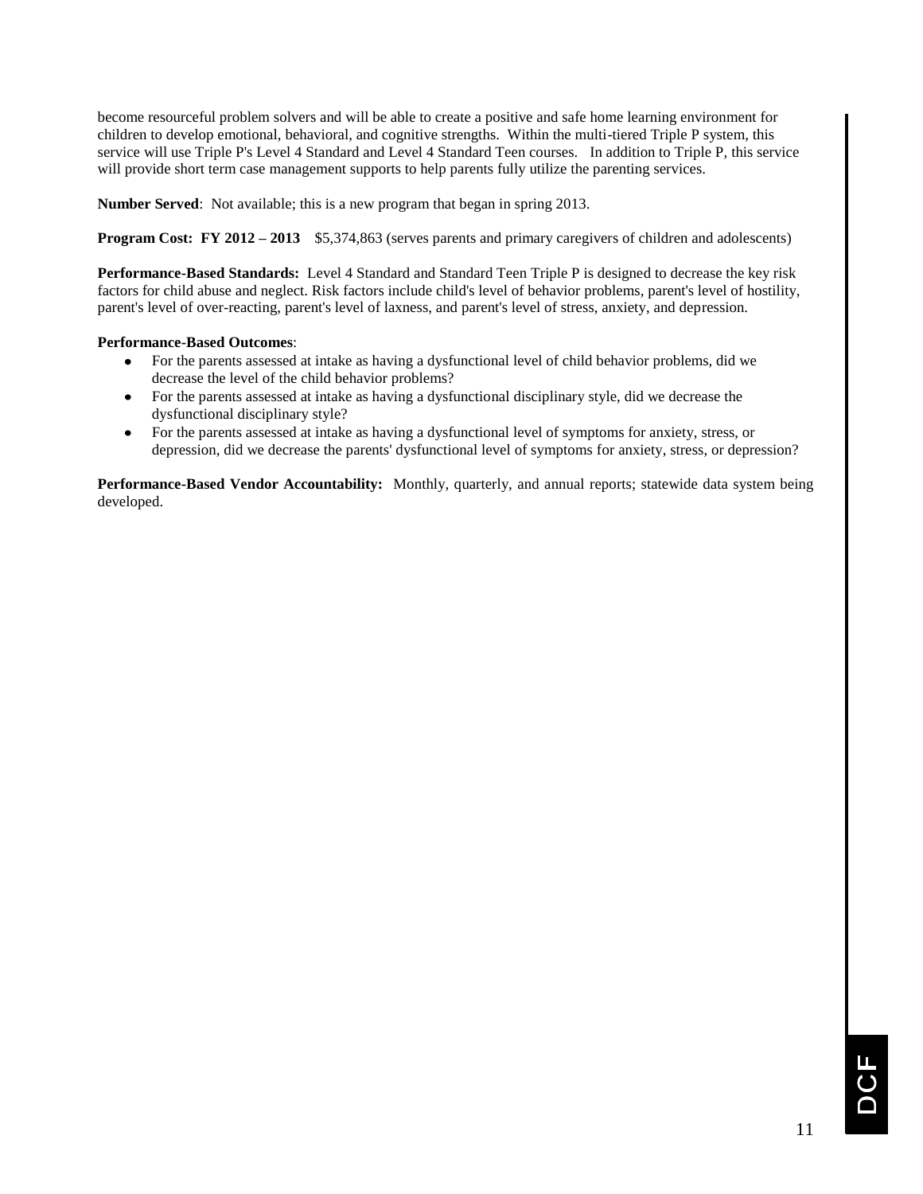become resourceful problem solvers and will be able to create a positive and safe home learning environment for children to develop emotional, behavioral, and cognitive strengths. Within the multi-tiered Triple P system, this service will use Triple P's Level 4 Standard and Level 4 Standard Teen courses. In addition to Triple P, this service will provide short term case management supports to help parents fully utilize the parenting services.

**Number Served**: Not available; this is a new program that began in spring 2013.

**Program Cost: FY 2012 – 2013** $5,374,863 (serves parents and primary caregivers of children and adolescents)

**Performance-Based Standards:** Level 4 Standard and Standard Teen Triple P is designed to decrease the key risk factors for child abuse and neglect. Risk factors include child's level of behavior problems, parent's level of hostility, parent's level of over-reacting, parent's level of laxness, and parent's level of stress, anxiety, and depression.

**Performance-Based Outcomes**:

- For the parents assessed at intake as having a dysfunctional level of child behavior problems, did we decrease the level of the child behavior problems?
- For the parents assessed at intake as having a dysfunctional disciplinary style, did we decrease the dysfunctional disciplinary style?
- For the parents assessed at intake as having a dysfunctional level of symptoms for anxiety, stress, or depression, did we decrease the parents' dysfunctional level of symptoms for anxiety, stress, or depression?

**Performance-Based Vendor Accountability:** Monthly, quarterly, and annual reports; statewide data system being developed.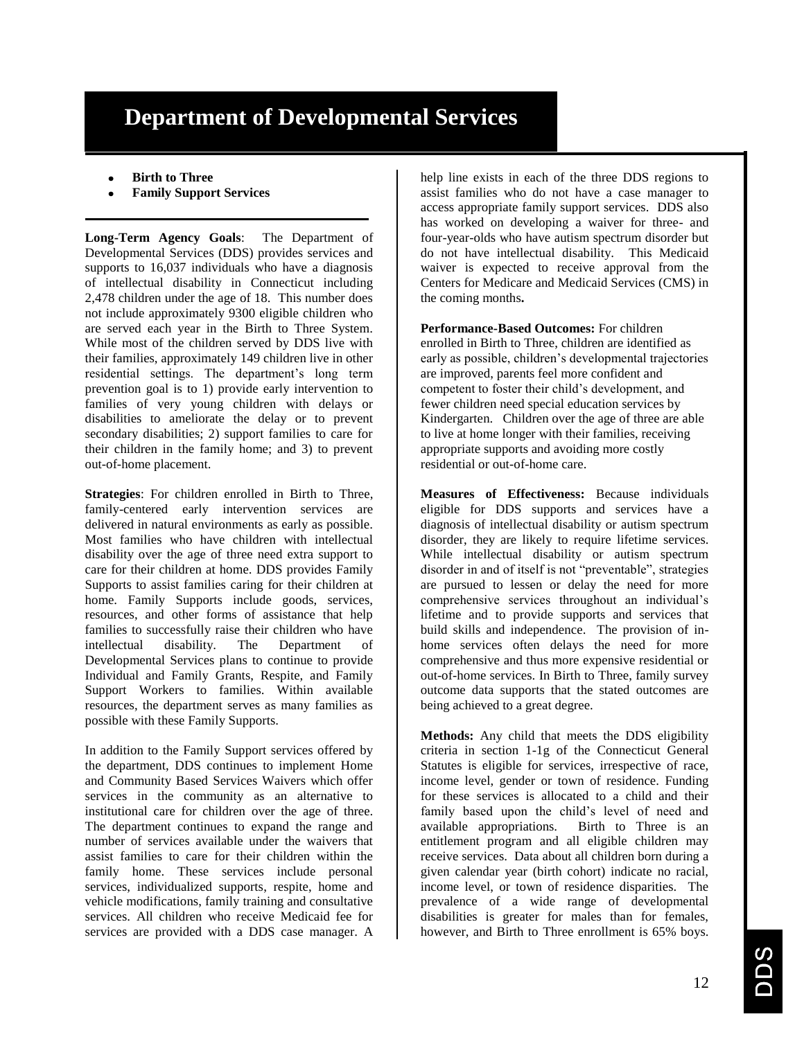# Department of Developmental Services

- **Birth to Three**
- **Family Support Services**

**Long-Term Agency Goals**: The Department of Developmental Services (DDS) provides services and supports to 16,037 individuals who have a diagnosis of intellectual disability in Connecticut including 2,478 children under the age of 18. This number does not include approximately 9300 eligible children who are served each year in the Birth to Three System. While most of the children served by DDS live with their families, approximately 149 children live in other residential settings. The department's long term prevention goal is to 1) provide early intervention to families of very young children with delays or disabilities to ameliorate the delay or to prevent secondary disabilities; 2) support families to care for their children in the family home; and 3) to prevent out-of-home placement.

**Strategies**: For children enrolled in Birth to Three, family-centered early intervention services are delivered in natural environments as early as possible. Most families who have children with intellectual disability over the age of three need extra support to care for their children at home. DDS provides Family Supports to assist families caring for their children at home. Family Supports include goods, services, resources, and other forms of assistance that help families to successfully raise their children who have intellectual disability. The Department of Developmental Services plans to continue to provide Individual and Family Grants, Respite, and Family Support Workers to families. Within available resources, the department serves as many families as possible with these Family Supports.

In addition to the Family Support services offered by the department, DDS continues to implement Home and Community Based Services Waivers which offer services in the community as an alternative to institutional care for children over the age of three. The department continues to expand the range and number of services available under the waivers that assist families to care for their children within the family home. These services include personal services, individualized supports, respite, home and vehicle modifications, family training and consultative services. All children who receive Medicaid fee for services are provided with a DDS case manager. A help line exists in each of the three DDS regions to assist families who do not have a case manager to access appropriate family support services. DDS also has worked on developing a waiver for three- and four-year-olds who have autism spectrum disorder but do not have intellectual disability. This Medicaid waiver is expected to receive approval from the Centers for Medicare and Medicaid Services (CMS) in the coming months.

**Performance-Based Outcomes:** For children enrolled in Birth to Three, children are identified as early as possible, children's developmental trajectories are improved, parents feel more confident and competent to foster their child's development, and fewer children need special education services by Kindergarten. Children over the age of three are able to live at home longer with their families, receiving appropriate supports and avoiding more costly residential or out-of-home care.

**Measures of Effectiveness:** Because individuals eligible for DDS supports and services have a diagnosis of intellectual disability or autism spectrum disorder, they are likely to require lifetime services. While intellectual disability or autism spectrum disorder in and of itself is not "preventable", strategies are pursued to lessen or delay the need for more comprehensive services throughout an individual's lifetime and to provide supports and services that build skills and independence. The provision of in-home services often delays the need for more comprehensive and thus more expensive residential or out-of-home services. In Birth to Three, family survey outcome data supports that the stated outcomes are being achieved to a great degree.

**Methods:** Any child that meets the DDS eligibility criteria in section 1-1g of the Connecticut General Statutes is eligible for services, irrespective of race, income level, gender or town of residence. Funding for these services is allocated to a child and their family based upon the child's level of need and available appropriations. Birth to Three is an entitlement program and all eligible children may receive services. Data about all children born during a given calendar year (birth cohort) indicate no racial, income level, or town of residence disparities. The prevalence of a wide range of developmental disabilities is greater for males than for females, however, and Birth to Three enrollment is 65% boys.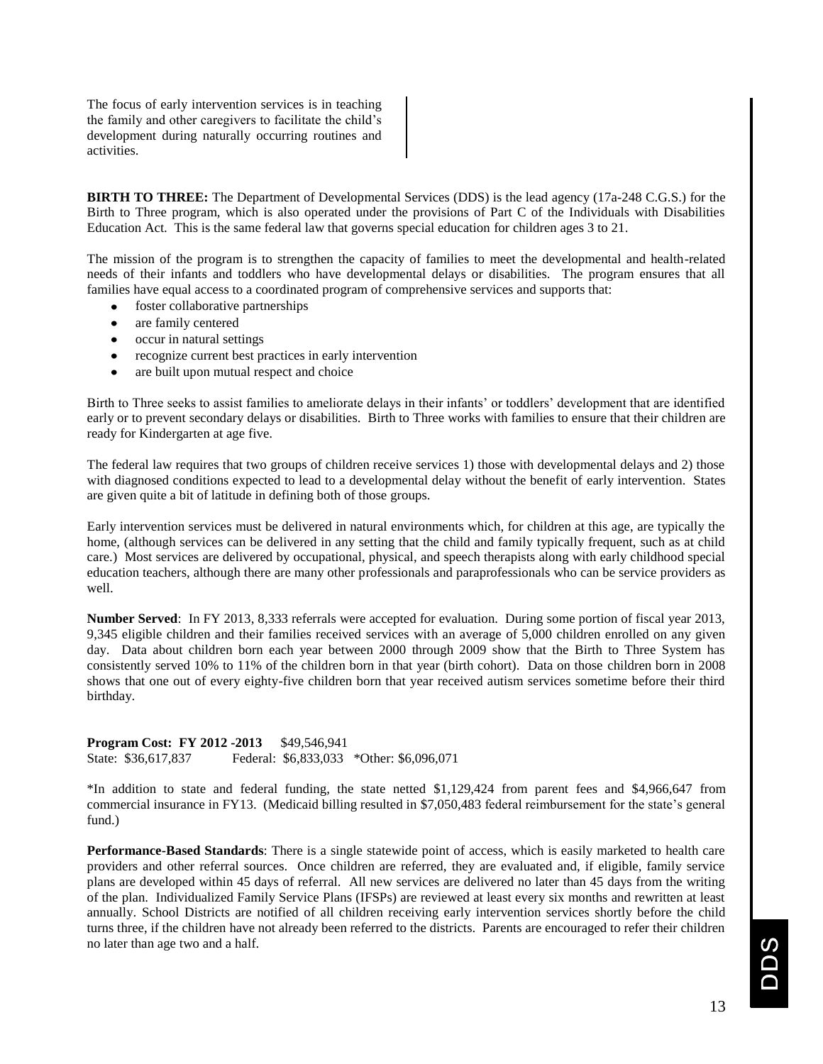The focus of early intervention services is in teaching the family and other caregivers to facilitate the child's development during naturally occurring routines and activities.

**BIRTH TO THREE:** The Department of Developmental Services (DDS) is the lead agency (17a-248 C.G.S.) for the Birth to Three program, which is also operated under the provisions of Part C of the Individuals with Disabilities Education Act. This is the same federal law that governs special education for children ages 3 to 21.

The mission of the program is to strengthen the capacity of families to meet the developmental and health-related needs of their infants and toddlers who have developmental delays or disabilities. The program ensures that all families have equal access to a coordinated program of comprehensive services and supports that:

- foster collaborative partnerships
- are family centered
- occur in natural settings
- recognize current best practices in early intervention
- are built upon mutual respect and choice

Birth to Three seeks to assist families to ameliorate delays in their infants' or toddlers' development that are identified early or to prevent secondary delays or disabilities. Birth to Three works with families to ensure that their children are ready for Kindergarten at age five.

The federal law requires that two groups of children receive services 1) those with developmental delays and 2) those with diagnosed conditions expected to lead to a developmental delay without the benefit of early intervention. States are given quite a bit of latitude in defining both of those groups.

Early intervention services must be delivered in natural environments which, for children at this age, are typically the home, (although services can be delivered in any setting that the child and family typically frequent, such as at child care.) Most services are delivered by occupational, physical, and speech therapists along with early childhood special education teachers, although there are many other professionals and paraprofessionals who can be service providers as well.

**Number Served**: In FY 2013, 8,333 referrals were accepted for evaluation. During some portion of fiscal year 2013, 9,345 eligible children and their families received services with an average of 5,000 children enrolled on any given day. Data about children born each year between 2000 through 2009 show that the Birth to Three System has consistently served 10% to 11% of the children born in that year (birth cohort). Data on those children born in 2008 shows that one out of every eighty-five children born that year received autism services sometime before their third birthday.

**Program Cost: FY 2012 -2013** $49,546,941
State: $36,617,837 Federal: $6,833,033 *Other: $6,096,071

*In addition to state and federal funding, the state netted $1,129,424 from parent fees and $4,966,647 from commercial insurance in FY13. (Medicaid billing resulted in $7,050,483 federal reimbursement for the state's general fund.)

**Performance-Based Standards**: There is a single statewide point of access, which is easily marketed to health care providers and other referral sources. Once children are referred, they are evaluated and, if eligible, family service plans are developed within 45 days of referral. All new services are delivered no later than 45 days from the writing of the plan. Individualized Family Service Plans (IFSPs) are reviewed at least every six months and rewritten at least annually. School Districts are notified of all children receiving early intervention services shortly before the child turns three, if the children have not already been referred to the districts. Parents are encouraged to refer their children no later than age two and a half.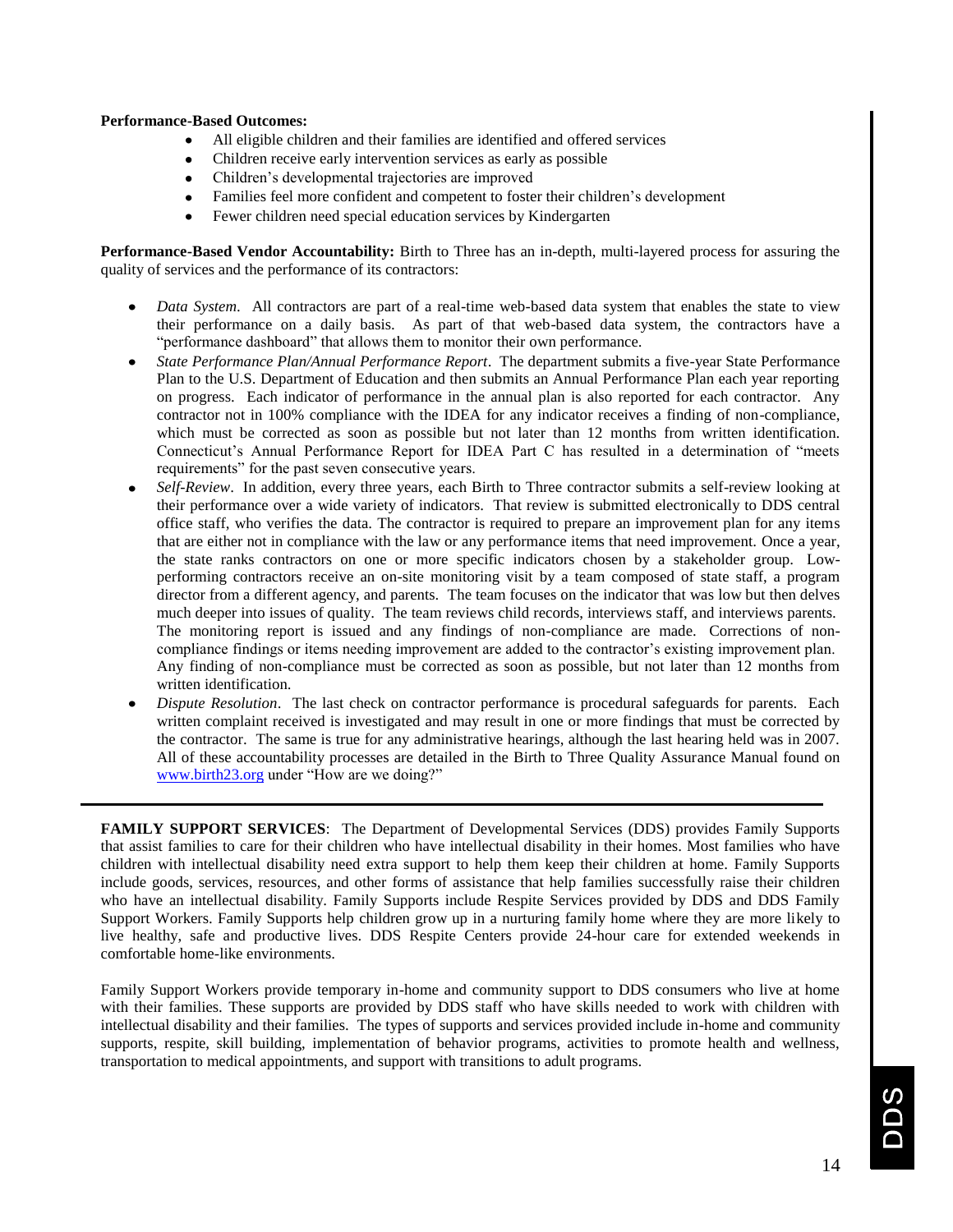**Performance-Based Outcomes:**

- All eligible children and their families are identified and offered services
- Children receive early intervention services as early as possible
- Children's developmental trajectories are improved
- Families feel more confident and competent to foster their children's development
- Fewer children need special education services by Kindergarten

**Performance-Based Vendor Accountability:** Birth to Three has an in-depth, multi-layered process for assuring the quality of services and the performance of its contractors:

- *Data System*. All contractors are part of a real-time web-based data system that enables the state to view their performance on a daily basis. As part of that web-based data system, the contractors have a "performance dashboard" that allows them to monitor their own performance.
- *State Performance Plan/Annual Performance Report*. The department submits a five-year State Performance Plan to the U.S. Department of Education and then submits an Annual Performance Plan each year reporting on progress. Each indicator of performance in the annual plan is also reported for each contractor. Any contractor not in 100% compliance with the IDEA for any indicator receives a finding of non-compliance, which must be corrected as soon as possible but not later than 12 months from written identification. Connecticut's Annual Performance Report for IDEA Part C has resulted in a determination of "meets requirements" for the past seven consecutive years.
- *Self-Review*. In addition, every three years, each Birth to Three contractor submits a self-review looking at their performance over a wide variety of indicators. That review is submitted electronically to DDS central office staff, who verifies the data. The contractor is required to prepare an improvement plan for any items that are either not in compliance with the law or any performance items that need improvement. Once a year, the state ranks contractors on one or more specific indicators chosen by a stakeholder group. Low-performing contractors receive an on-site monitoring visit by a team composed of state staff, a program director from a different agency, and parents. The team focuses on the indicator that was low but then delves much deeper into issues of quality. The team reviews child records, interviews staff, and interviews parents. The monitoring report is issued and any findings of non-compliance are made. Corrections of non-compliance findings or items needing improvement are added to the contractor's existing improvement plan. Any finding of non-compliance must be corrected as soon as possible, but not later than 12 months from written identification.
- *Dispute Resolution*. The last check on contractor performance is procedural safeguards for parents. Each written complaint received is investigated and may result in one or more findings that must be corrected by the contractor. The same is true for any administrative hearings, although the last hearing held was in 2007. All of these accountability processes are detailed in the Birth to Three Quality Assurance Manual found on [www.birth23.org](http://www.birth23.org) under "How are we doing?"

---

**FAMILY SUPPORT SERVICES**: The Department of Developmental Services (DDS) provides Family Supports that assist families to care for their children who have intellectual disability in their homes. Most families who have children with intellectual disability need extra support to help them keep their children at home. Family Supports include goods, services, resources, and other forms of assistance that help families successfully raise their children who have an intellectual disability. Family Supports include Respite Services provided by DDS and DDS Family Support Workers. Family Supports help children grow up in a nurturing family home where they are more likely to live healthy, safe and productive lives. DDS Respite Centers provide 24-hour care for extended weekends in comfortable home-like environments.

Family Support Workers provide temporary in-home and community support to DDS consumers who live at home with their families. These supports are provided by DDS staff who have skills needed to work with children with intellectual disability and their families. The types of supports and services provided include in-home and community supports, respite, skill building, implementation of behavior programs, activities to promote health and wellness, transportation to medical appointments, and support with transitions to adult programs.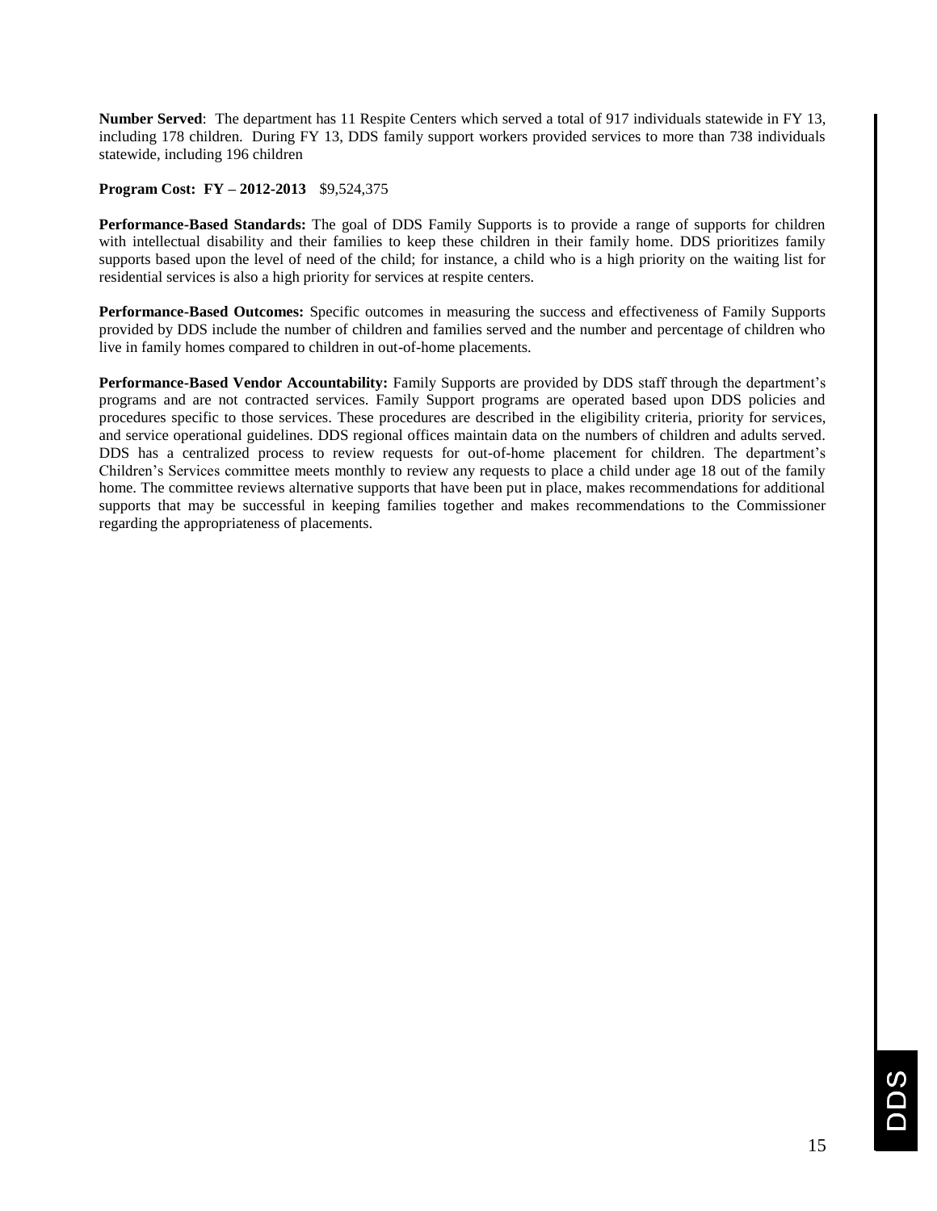**Number Served**: The department has 11 Respite Centers which served a total of 917 individuals statewide in FY 13, including 178 children. During FY 13, DDS family support workers provided services to more than 738 individuals statewide, including 196 children

**Program Cost: FY – 2012-2013** $9,524,375

**Performance-Based Standards:** The goal of DDS Family Supports is to provide a range of supports for children with intellectual disability and their families to keep these children in their family home. DDS prioritizes family supports based upon the level of need of the child; for instance, a child who is a high priority on the waiting list for residential services is also a high priority for services at respite centers.

**Performance-Based Outcomes:** Specific outcomes in measuring the success and effectiveness of Family Supports provided by DDS include the number of children and families served and the number and percentage of children who live in family homes compared to children in out-of-home placements.

**Performance-Based Vendor Accountability:** Family Supports are provided by DDS staff through the department's programs and are not contracted services. Family Support programs are operated based upon DDS policies and procedures specific to those services. These procedures are described in the eligibility criteria, priority for services, and service operational guidelines. DDS regional offices maintain data on the numbers of children and adults served. DDS has a centralized process to review requests for out-of-home placement for children. The department's Children's Services committee meets monthly to review any requests to place a child under age 18 out of the family home. The committee reviews alternative supports that have been put in place, makes recommendations for additional supports that may be successful in keeping families together and makes recommendations to the Commissioner regarding the appropriateness of placements.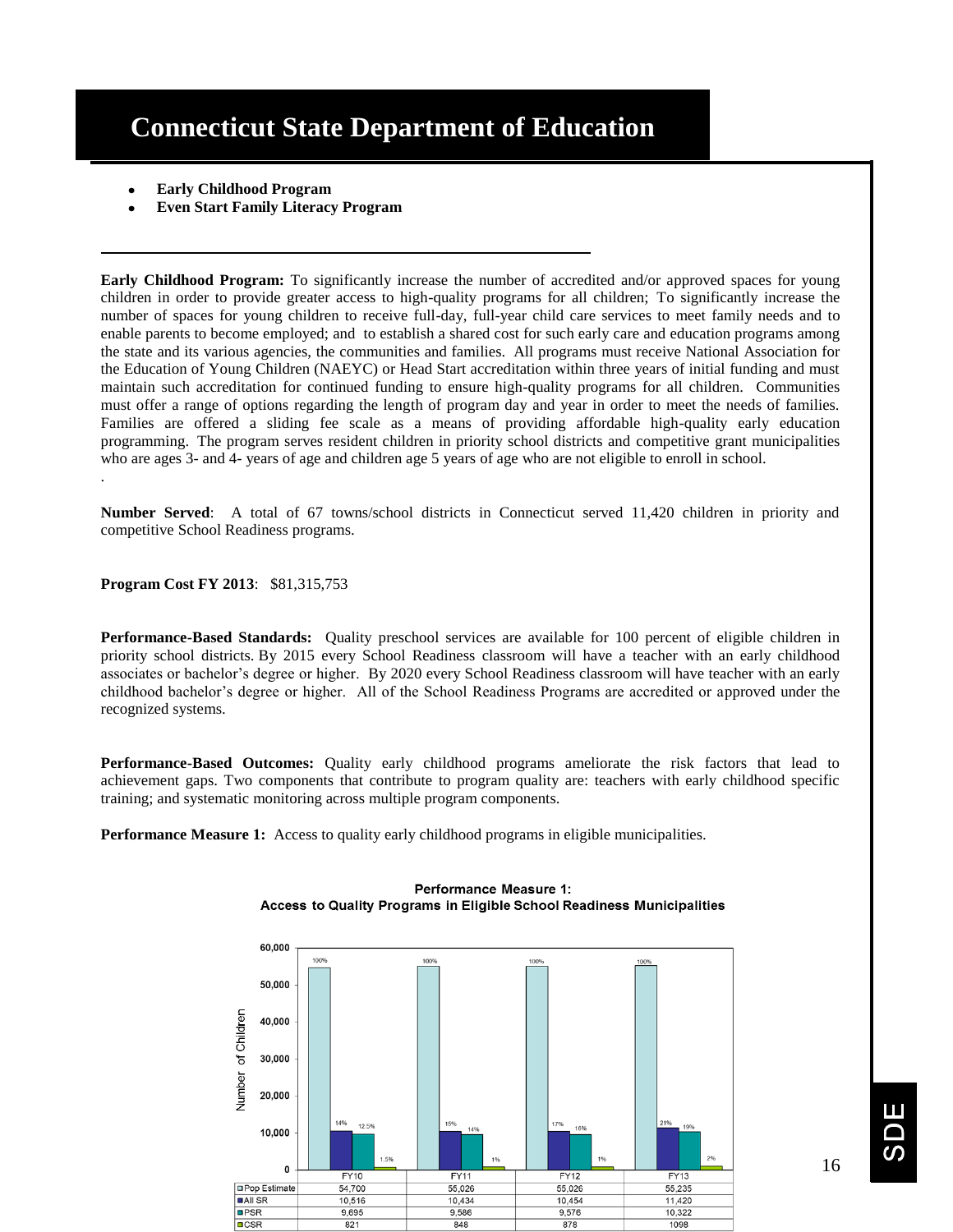# Connecticut State Department of Education

- **Early Childhood Program**
- **Even Start Family Literacy Program**

---

**Early Childhood Program:** To significantly increase the number of accredited and/or approved spaces for young children in order to provide greater access to high-quality programs for all children; To significantly increase the number of spaces for young children to receive full-day, full-year child care services to meet family needs and to enable parents to become employed; and to establish a shared cost for such early care and education programs among the state and its various agencies, the communities and families. All programs must receive National Association for the Education of Young Children (NAEYC) or Head Start accreditation within three years of initial funding and must maintain such accreditation for continued funding to ensure high-quality programs for all children. Communities must offer a range of options regarding the length of program day and year in order to meet the needs of families. Families are offered a sliding fee scale as a means of providing affordable high-quality early education programming. The program serves resident children in priority school districts and competitive grant municipalities who are ages 3- and 4- years of age and children age 5 years of age who are not eligible to enroll in school.

.

**Number Served**: A total of 67 towns/school districts in Connecticut served 11,420 children in priority and competitive School Readiness programs.

**Program Cost FY 2013**: $81,315,753

**Performance-Based Standards:** Quality preschool services are available for 100 percent of eligible children in priority school districts. By 2015 every School Readiness classroom will have a teacher with an early childhood associates or bachelor's degree or higher. By 2020 every School Readiness classroom will have teacher with an early childhood bachelor's degree or higher. All of the School Readiness Programs are accredited or approved under the recognized systems.

**Performance-Based Outcomes:** Quality early childhood programs ameliorate the risk factors that lead to achievement gaps. Two components that contribute to program quality are: teachers with early childhood specific training; and systematic monitoring across multiple program components.

**Performance Measure 1:** Access to quality early childhood programs in eligible municipalities.

**Performance Measure 1: Access to Quality Programs in Eligible School Readiness Municipalities**

| | FY10 | FY11 | FY12 | FY13 |
|---|---|---|---|---|
| Pop Estimate | 54,700 (100%) | 55,026 (100%) | 55,026 (100%) | 55,235 (100%) |
| All SR | 10,516 (14%) | 10,434 (15%) | 10,454 (17%) | 11,420 (21%) |
| PSR | 9,695 (12.5%) | 9,586 (14%) | 9,576 (16%) | 10,322 (19%) |
| CSR | 821 (1.5%) | 848 (1%) | 878 (1%) | 1098 (2%) |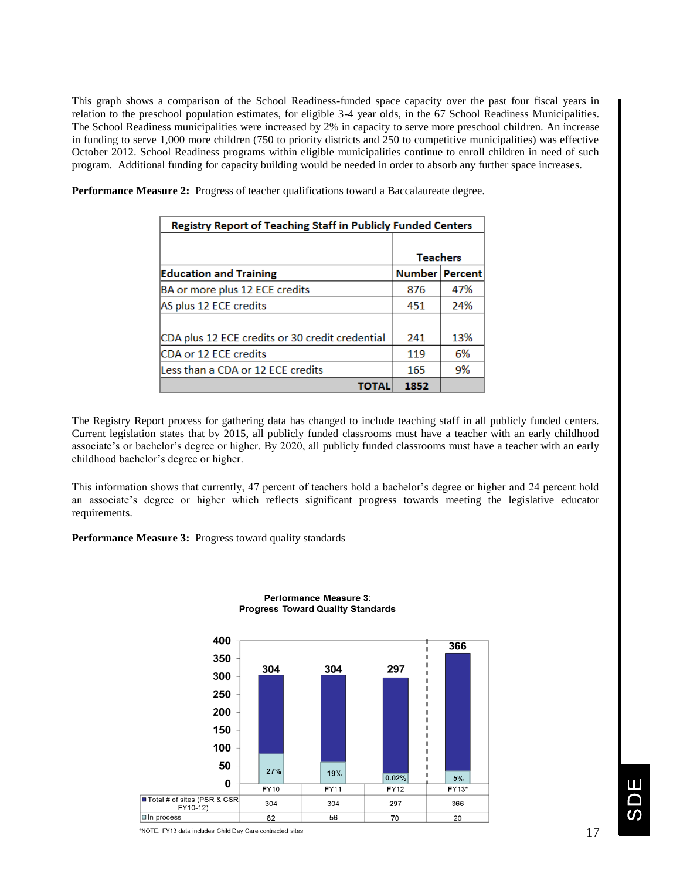This graph shows a comparison of the School Readiness-funded space capacity over the past four fiscal years in relation to the preschool population estimates, for eligible 3-4 year olds, in the 67 School Readiness Municipalities. The School Readiness municipalities were increased by 2% in capacity to serve more preschool children. An increase in funding to serve 1,000 more children (750 to priority districts and 250 to competitive municipalities) was effective October 2012. School Readiness programs within eligible municipalities continue to enroll children in need of such program. Additional funding for capacity building would be needed in order to absorb any further space increases.

**Performance Measure 2:** Progress of teacher qualifications toward a Baccalaureate degree.

| Registry Report of Teaching Staff in Publicly Funded Centers | | |
|---|---|---|
| | Teachers | |
| **Education and Training** | **Number** | **Percent** |
| BA or more plus 12 ECE credits | 876 | 47% |
| AS plus 12 ECE credits | 451 | 24% |
| CDA plus 12 ECE credits or 30 credit credential | 241 | 13% |
| CDA or 12 ECE credits | 119 | 6% |
| Less than a CDA or 12 ECE credits | 165 | 9% |
| **TOTAL** | **1852** | |

The Registry Report process for gathering data has changed to include teaching staff in all publicly funded centers. Current legislation states that by 2015, all publicly funded classrooms must have a teacher with an early childhood associate's or bachelor's degree or higher. By 2020, all publicly funded classrooms must have a teacher with an early childhood bachelor's degree or higher.

This information shows that currently, 47 percent of teachers hold a bachelor's degree or higher and 24 percent hold an associate's degree or higher which reflects significant progress towards meeting the legislative educator requirements.

**Performance Measure 3:** Progress toward quality standards

**Performance Measure 3: Progress Toward Quality Standards**

| | FY10 | FY11 | FY12 | FY13* |
|---|---|---|---|---|
| Total # of sites (PSR & CSR FY10-12) | 304 | 304 | 297 | 366 |
| In process | 82 | 56 | 70 | 20 |
| In process (%) | 27% | 19% | 0.02% | 5% |

*NOTE: FY13 data includes Child Day Care contracted sites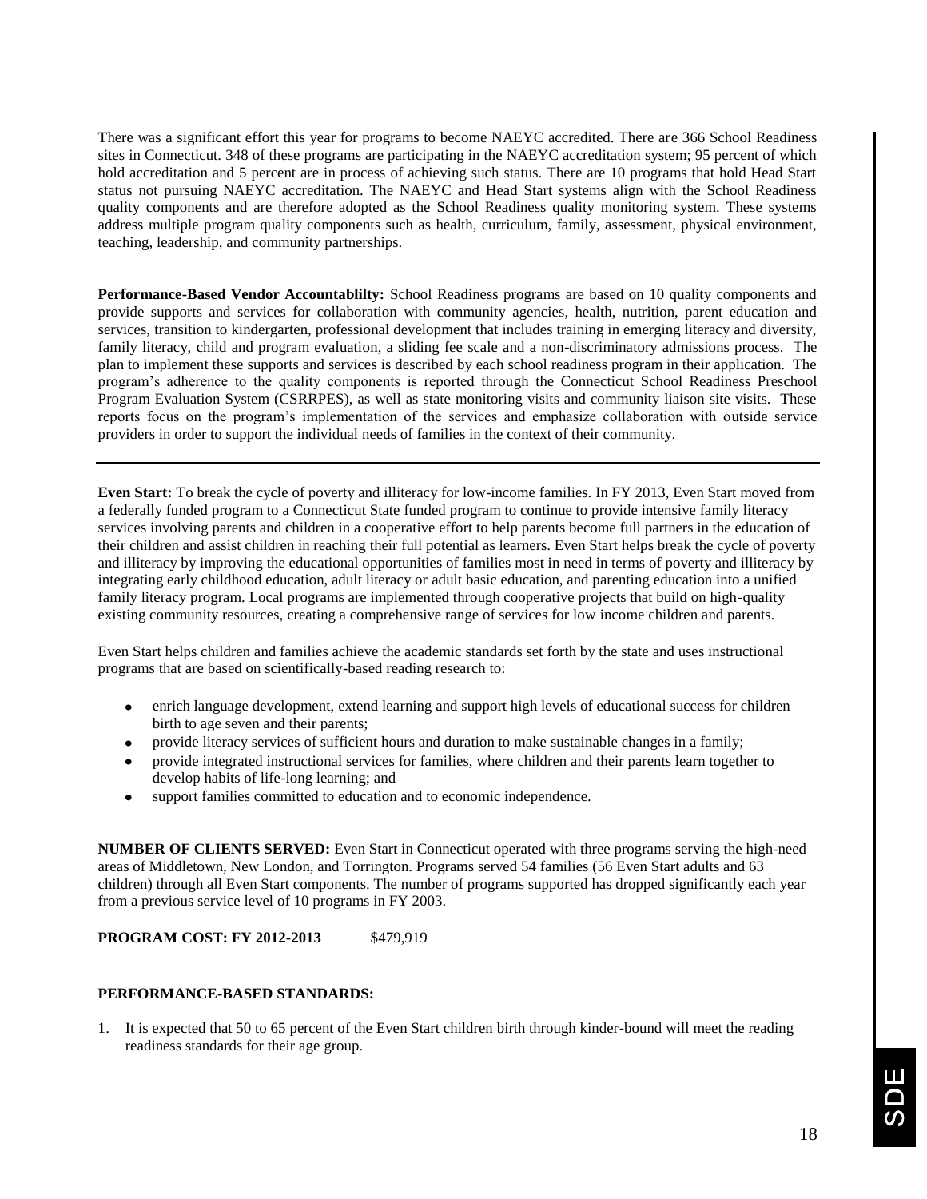There was a significant effort this year for programs to become NAEYC accredited. There are 366 School Readiness sites in Connecticut. 348 of these programs are participating in the NAEYC accreditation system; 95 percent of which hold accreditation and 5 percent are in process of achieving such status. There are 10 programs that hold Head Start status not pursuing NAEYC accreditation. The NAEYC and Head Start systems align with the School Readiness quality components and are therefore adopted as the School Readiness quality monitoring system. These systems address multiple program quality components such as health, curriculum, family, assessment, physical environment, teaching, leadership, and community partnerships.

**Performance-Based Vendor Accountablilty:** School Readiness programs are based on 10 quality components and provide supports and services for collaboration with community agencies, health, nutrition, parent education and services, transition to kindergarten, professional development that includes training in emerging literacy and diversity, family literacy, child and program evaluation, a sliding fee scale and a non-discriminatory admissions process. The plan to implement these supports and services is described by each school readiness program in their application. The program's adherence to the quality components is reported through the Connecticut School Readiness Preschool Program Evaluation System (CSRRPES), as well as state monitoring visits and community liaison site visits. These reports focus on the program's implementation of the services and emphasize collaboration with outside service providers in order to support the individual needs of families in the context of their community.

---

**Even Start:** To break the cycle of poverty and illiteracy for low-income families. In FY 2013, Even Start moved from a federally funded program to a Connecticut State funded program to continue to provide intensive family literacy services involving parents and children in a cooperative effort to help parents become full partners in the education of their children and assist children in reaching their full potential as learners. Even Start helps break the cycle of poverty and illiteracy by improving the educational opportunities of families most in need in terms of poverty and illiteracy by integrating early childhood education, adult literacy or adult basic education, and parenting education into a unified family literacy program. Local programs are implemented through cooperative projects that build on high-quality existing community resources, creating a comprehensive range of services for low income children and parents.

Even Start helps children and families achieve the academic standards set forth by the state and uses instructional programs that are based on scientifically-based reading research to:

- enrich language development, extend learning and support high levels of educational success for children birth to age seven and their parents;
- provide literacy services of sufficient hours and duration to make sustainable changes in a family;
- provide integrated instructional services for families, where children and their parents learn together to develop habits of life-long learning; and
- support families committed to education and to economic independence.

**NUMBER OF CLIENTS SERVED:** Even Start in Connecticut operated with three programs serving the high-need areas of Middletown, New London, and Torrington. Programs served 54 families (56 Even Start adults and 63 children) through all Even Start components. The number of programs supported has dropped significantly each year from a previous service level of 10 programs in FY 2003.

**PROGRAM COST: FY 2012-2013** $479,919

**PERFORMANCE-BASED STANDARDS:**

1. It is expected that 50 to 65 percent of the Even Start children birth through kinder-bound will meet the reading readiness standards for their age group.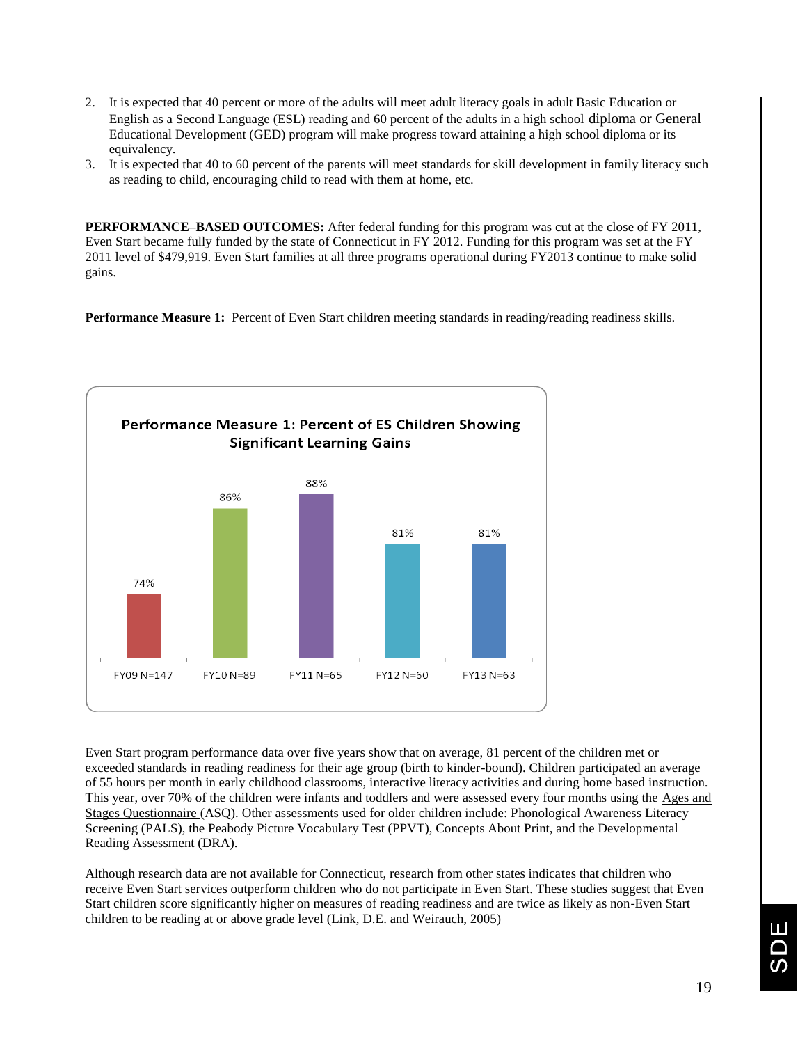2. It is expected that 40 percent or more of the adults will meet adult literacy goals in adult Basic Education or English as a Second Language (ESL) reading and 60 percent of the adults in a high school diploma or General Educational Development (GED) program will make progress toward attaining a high school diploma or its equivalency.
3. It is expected that 40 to 60 percent of the parents will meet standards for skill development in family literacy such as reading to child, encouraging child to read with them at home, etc.

**PERFORMANCE–BASED OUTCOMES:** After federal funding for this program was cut at the close of FY 2011, Even Start became fully funded by the state of Connecticut in FY 2012. Funding for this program was set at the FY 2011 level of $479,919. Even Start families at all three programs operational during FY2013 continue to make solid gains.

**Performance Measure 1:** Percent of Even Start children meeting standards in reading/reading readiness skills.

**Performance Measure 1: Percent of ES Children Showing Significant Learning Gains**

| Year | Percent |
|---|---|
| FY09 N=147 | 74% |
| FY10 N=89 | 86% |
| FY11 N=65 | 88% |
| FY12 N=60 | 81% |
| FY13 N=63 | 81% |

Even Start program performance data over five years show that on average, 81 percent of the children met or exceeded standards in reading readiness for their age group (birth to kinder-bound). Children participated an average of 55 hours per month in early childhood classrooms, interactive literacy activities and during home based instruction. This year, over 70% of the children were infants and toddlers and were assessed every four months using the Ages and Stages Questionnaire (ASQ). Other assessments used for older children include: Phonological Awareness Literacy Screening (PALS), the Peabody Picture Vocabulary Test (PPVT), Concepts About Print, and the Developmental Reading Assessment (DRA).

Although research data are not available for Connecticut, research from other states indicates that children who receive Even Start services outperform children who do not participate in Even Start. These studies suggest that Even Start children score significantly higher on measures of reading readiness and are twice as likely as non-Even Start children to be reading at or above grade level (Link, D.E. and Weirauch, 2005)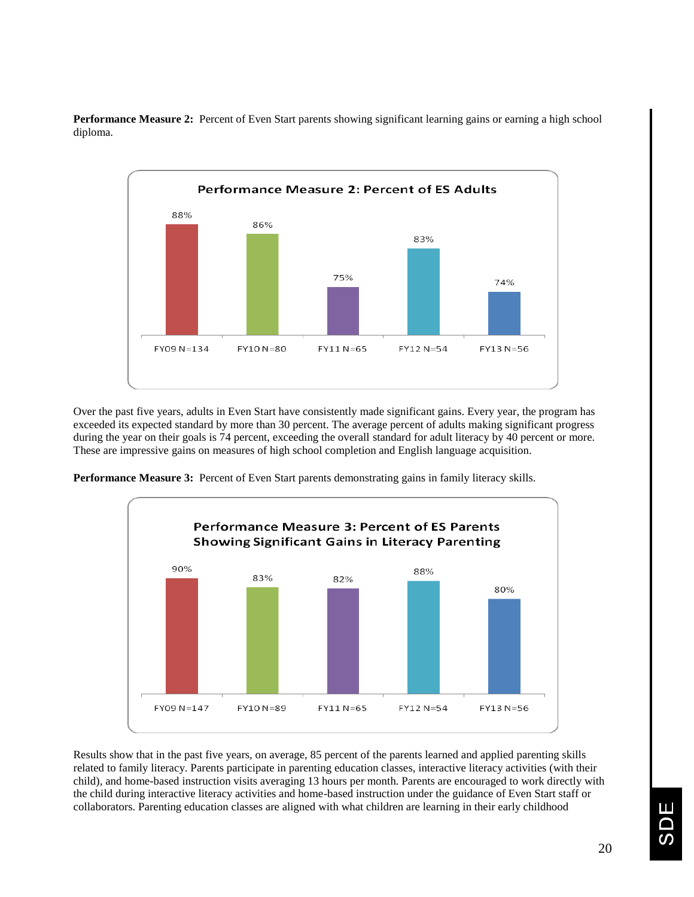**Performance Measure 2:** Percent of Even Start parents showing significant learning gains or earning a high school diploma.

**Performance Measure 2: Percent of ES Adults**

| FY09 N=134 | FY10 N=80 | FY11 N=65 | FY12 N=54 | FY13 N=56 |
|---|---|---|---|---|
| 88% | 86% | 75% | 83% | 74% |

Over the past five years, adults in Even Start have consistently made significant gains. Every year, the program has exceeded its expected standard by more than 30 percent. The average percent of adults making significant progress during the year on their goals is 74 percent, exceeding the overall standard for adult literacy by 40 percent or more. These are impressive gains on measures of high school completion and English language acquisition.

**Performance Measure 3:** Percent of Even Start parents demonstrating gains in family literacy skills.

**Performance Measure 3: Percent of ES Parents Showing Significant Gains in Literacy Parenting**

| FY09 N=147 | FY10 N=89 | FY11 N=65 | FY12 N=54 | FY13 N=56 |
|---|---|---|---|---|
| 90% | 83% | 82% | 88% | 80% |

Results show that in the past five years, on average, 85 percent of the parents learned and applied parenting skills related to family literacy. Parents participate in parenting education classes, interactive literacy activities (with their child), and home-based instruction visits averaging 13 hours per month. Parents are encouraged to work directly with the child during interactive literacy activities and home-based instruction under the guidance of Even Start staff or collaborators. Parenting education classes are aligned with what children are learning in their early childhood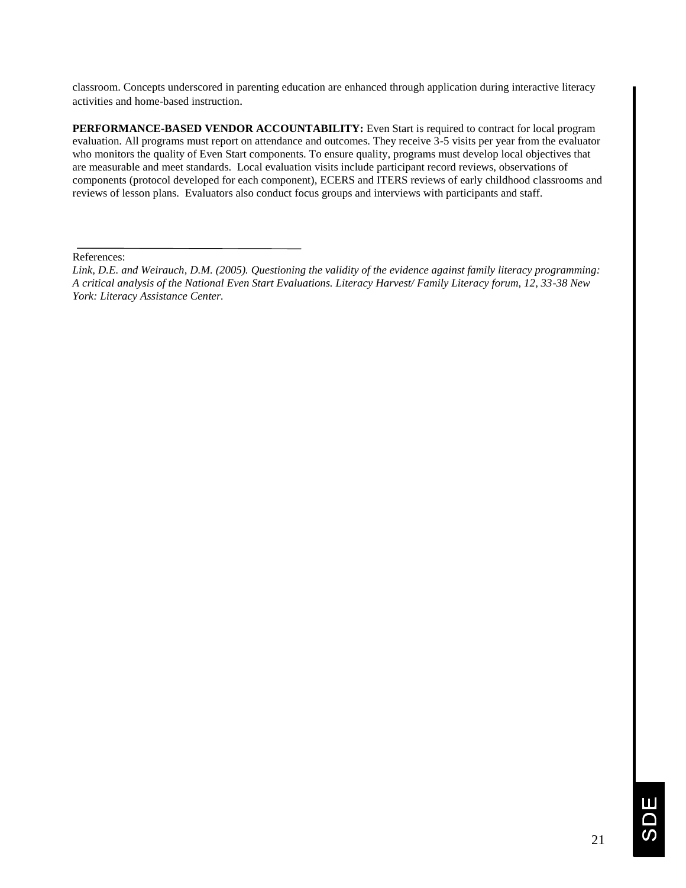classroom. Concepts underscored in parenting education are enhanced through application during interactive literacy activities and home-based instruction.

**PERFORMANCE-BASED VENDOR ACCOUNTABILITY:** Even Start is required to contract for local program evaluation. All programs must report on attendance and outcomes. They receive 3-5 visits per year from the evaluator who monitors the quality of Even Start components. To ensure quality, programs must develop local objectives that are measurable and meet standards. Local evaluation visits include participant record reviews, observations of components (protocol developed for each component), ECERS and ITERS reviews of early childhood classrooms and reviews of lesson plans. Evaluators also conduct focus groups and interviews with participants and staff.

---

References:

*Link, D.E. and Weirauch, D.M. (2005). Questioning the validity of the evidence against family literacy programming: A critical analysis of the National Even Start Evaluations. Literacy Harvest/ Family Literacy forum, 12, 33-38 New York: Literacy Assistance Center.*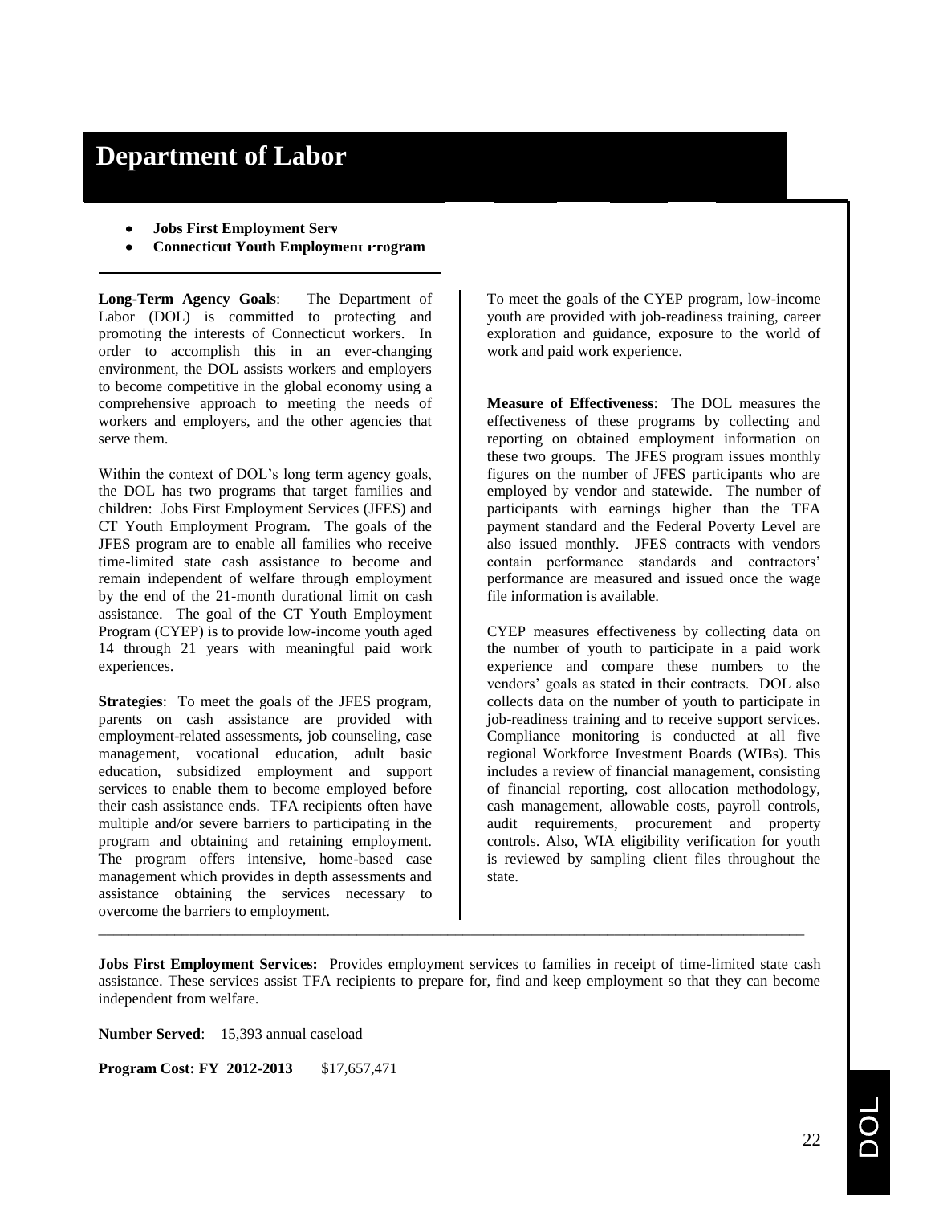# Department of Labor

- **Jobs First Employment Serv**
- **Connecticut Youth Employment Program**

**Long-Term Agency Goals**: The Department of Labor (DOL) is committed to protecting and promoting the interests of Connecticut workers. In order to accomplish this in an ever-changing environment, the DOL assists workers and employers to become competitive in the global economy using a comprehensive approach to meeting the needs of workers and employers, and the other agencies that serve them.

Within the context of DOL's long term agency goals, the DOL has two programs that target families and children: Jobs First Employment Services (JFES) and CT Youth Employment Program. The goals of the JFES program are to enable all families who receive time-limited state cash assistance to become and remain independent of welfare through employment by the end of the 21-month durational limit on cash assistance. The goal of the CT Youth Employment Program (CYEP) is to provide low-income youth aged 14 through 21 years with meaningful paid work experiences.

**Strategies**: To meet the goals of the JFES program, parents on cash assistance are provided with employment-related assessments, job counseling, case management, vocational education, adult basic education, subsidized employment and support services to enable them to become employed before their cash assistance ends. TFA recipients often have multiple and/or severe barriers to participating in the program and obtaining and retaining employment. The program offers intensive, home-based case management which provides in depth assessments and assistance obtaining the services necessary to overcome the barriers to employment.

To meet the goals of the CYEP program, low-income youth are provided with job-readiness training, career exploration and guidance, exposure to the world of work and paid work experience.

**Measure of Effectiveness**: The DOL measures the effectiveness of these programs by collecting and reporting on obtained employment information on these two groups. The JFES program issues monthly figures on the number of JFES participants who are employed by vendor and statewide. The number of participants with earnings higher than the TFA payment standard and the Federal Poverty Level are also issued monthly. JFES contracts with vendors contain performance standards and contractors' performance are measured and issued once the wage file information is available.

CYEP measures effectiveness by collecting data on the number of youth to participate in a paid work experience and compare these numbers to the vendors' goals as stated in their contracts. DOL also collects data on the number of youth to participate in job-readiness training and to receive support services. Compliance monitoring is conducted at all five regional Workforce Investment Boards (WIBs). This includes a review of financial management, consisting of financial reporting, cost allocation methodology, cash management, allowable costs, payroll controls, audit requirements, procurement and property controls. Also, WIA eligibility verification for youth is reviewed by sampling client files throughout the state.

---

**Jobs First Employment Services:** Provides employment services to families in receipt of time-limited state cash assistance. These services assist TFA recipients to prepare for, find and keep employment so that they can become independent from welfare.

**Number Served**: 15,393 annual caseload

**Program Cost: FY 2012-2013** $17,657,471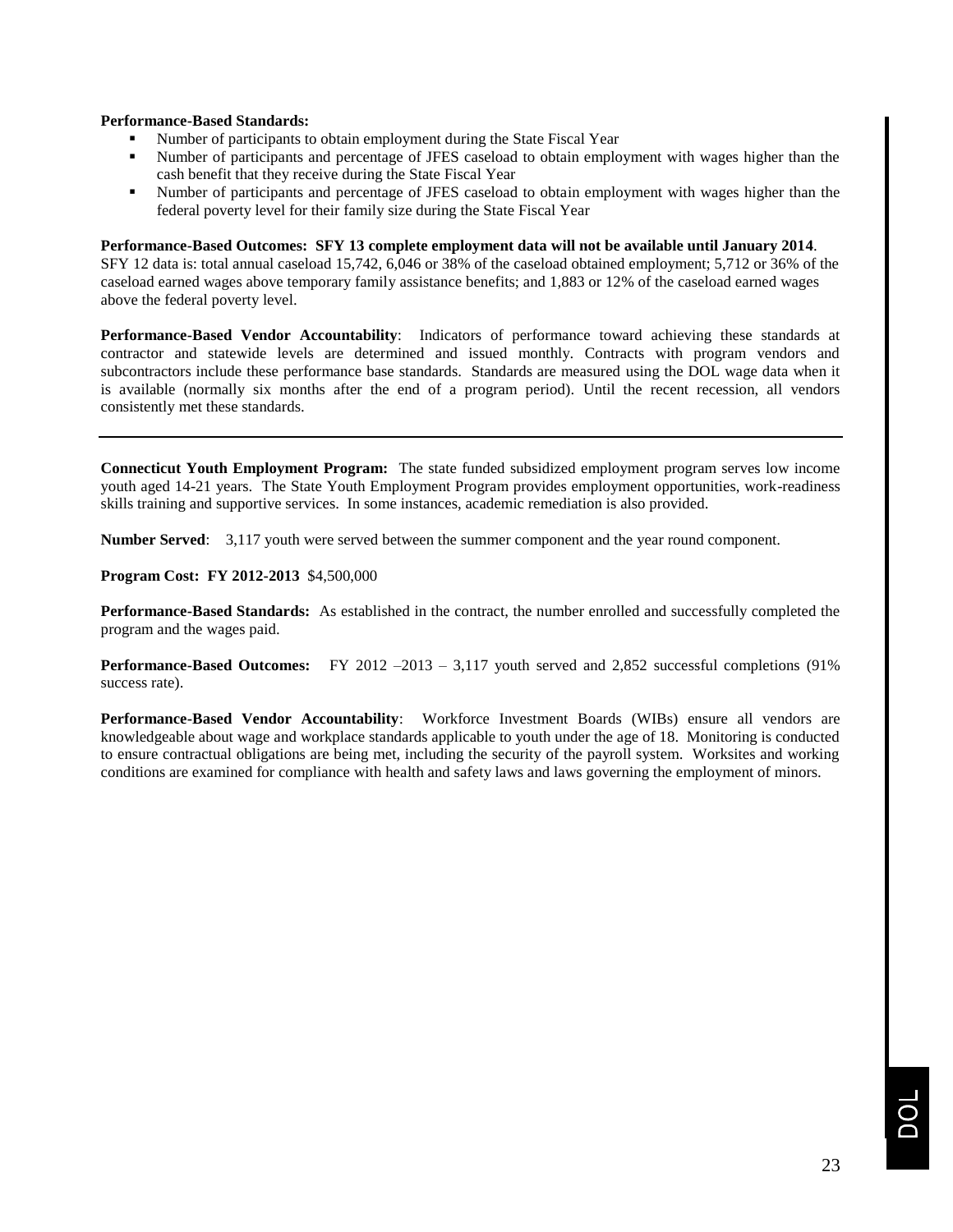**Performance-Based Standards:**

- Number of participants to obtain employment during the State Fiscal Year
- Number of participants and percentage of JFES caseload to obtain employment with wages higher than the cash benefit that they receive during the State Fiscal Year
- Number of participants and percentage of JFES caseload to obtain employment with wages higher than the federal poverty level for their family size during the State Fiscal Year

**Performance-Based Outcomes: SFY 13 complete employment data will not be available until January 2014**. SFY 12 data is: total annual caseload 15,742, 6,046 or 38% of the caseload obtained employment; 5,712 or 36% of the caseload earned wages above temporary family assistance benefits; and 1,883 or 12% of the caseload earned wages above the federal poverty level.

**Performance-Based Vendor Accountability**: Indicators of performance toward achieving these standards at contractor and statewide levels are determined and issued monthly. Contracts with program vendors and subcontractors include these performance base standards. Standards are measured using the DOL wage data when it is available (normally six months after the end of a program period). Until the recent recession, all vendors consistently met these standards.

---

**Connecticut Youth Employment Program:** The state funded subsidized employment program serves low income youth aged 14-21 years. The State Youth Employment Program provides employment opportunities, work-readiness skills training and supportive services. In some instances, academic remediation is also provided.

**Number Served**: 3,117 youth were served between the summer component and the year round component.

**Program Cost: FY 2012-2013** $4,500,000

**Performance-Based Standards:** As established in the contract, the number enrolled and successfully completed the program and the wages paid.

**Performance-Based Outcomes:** FY 2012 –2013 – 3,117 youth served and 2,852 successful completions (91% success rate).

**Performance-Based Vendor Accountability**: Workforce Investment Boards (WIBs) ensure all vendors are knowledgeable about wage and workplace standards applicable to youth under the age of 18. Monitoring is conducted to ensure contractual obligations are being met, including the security of the payroll system. Worksites and working conditions are examined for compliance with health and safety laws and laws governing the employment of minors.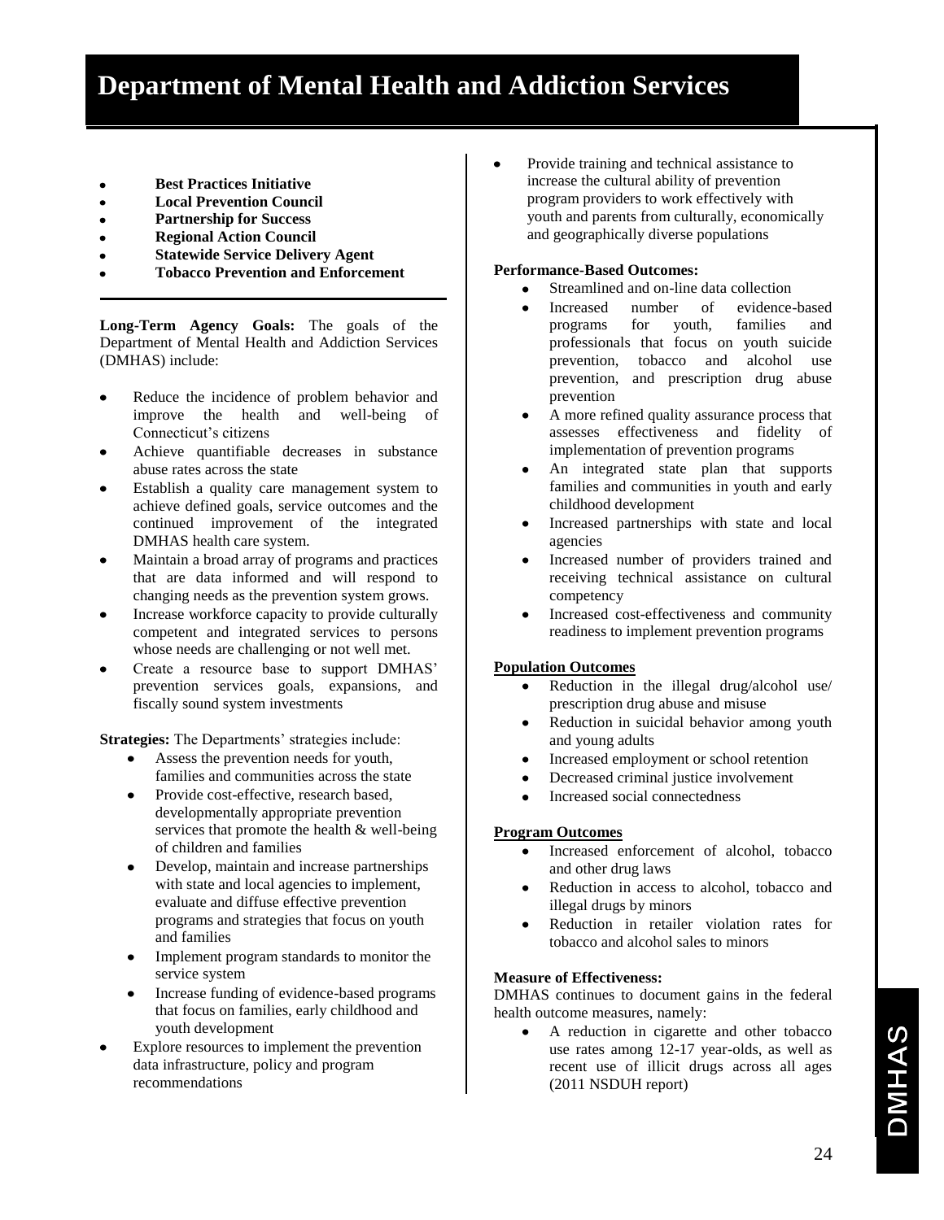# Department of Mental Health and Addiction Services

- **Best Practices Initiative**
- **Local Prevention Council**
- **Partnership for Success**
- **Regional Action Council**
- **Statewide Service Delivery Agent**
- **Tobacco Prevention and Enforcement**

**Long-Term Agency Goals:** The goals of the Department of Mental Health and Addiction Services (DMHAS) include:

- Reduce the incidence of problem behavior and improve the health and well-being of Connecticut's citizens
- Achieve quantifiable decreases in substance abuse rates across the state
- Establish a quality care management system to achieve defined goals, service outcomes and the continued improvement of the integrated DMHAS health care system.
- Maintain a broad array of programs and practices that are data informed and will respond to changing needs as the prevention system grows.
- Increase workforce capacity to provide culturally competent and integrated services to persons whose needs are challenging or not well met.
- Create a resource base to support DMHAS' prevention services goals, expansions, and fiscally sound system investments

**Strategies:** The Departments' strategies include:

- Assess the prevention needs for youth, families and communities across the state
- Provide cost-effective, research based, developmentally appropriate prevention services that promote the health & well-being of children and families
- Develop, maintain and increase partnerships with state and local agencies to implement, evaluate and diffuse effective prevention programs and strategies that focus on youth and families
- Implement program standards to monitor the service system
- Increase funding of evidence-based programs that focus on families, early childhood and youth development
- Explore resources to implement the prevention data infrastructure, policy and program recommendations
- Provide training and technical assistance to increase the cultural ability of prevention program providers to work effectively with youth and parents from culturally, economically and geographically diverse populations

**Performance-Based Outcomes:**

- Streamlined and on-line data collection
- Increased number of evidence-based programs for youth, families and professionals that focus on youth suicide prevention, tobacco and alcohol use prevention, and prescription drug abuse prevention
- A more refined quality assurance process that assesses effectiveness and fidelity of implementation of prevention programs
- An integrated state plan that supports families and communities in youth and early childhood development
- Increased partnerships with state and local agencies
- Increased number of providers trained and receiving technical assistance on cultural competency
- Increased cost-effectiveness and community readiness to implement prevention programs

**Population Outcomes**

- Reduction in the illegal drug/alcohol use/ prescription drug abuse and misuse
- Reduction in suicidal behavior among youth and young adults
- Increased employment or school retention
- Decreased criminal justice involvement
- Increased social connectedness

**Program Outcomes**

- Increased enforcement of alcohol, tobacco and other drug laws
- Reduction in access to alcohol, tobacco and illegal drugs by minors
- Reduction in retailer violation rates for tobacco and alcohol sales to minors

**Measure of Effectiveness:**
DMHAS continues to document gains in the federal health outcome measures, namely:

- A reduction in cigarette and other tobacco use rates among 12-17 year-olds, as well as recent use of illicit drugs across all ages (2011 NSDUH report)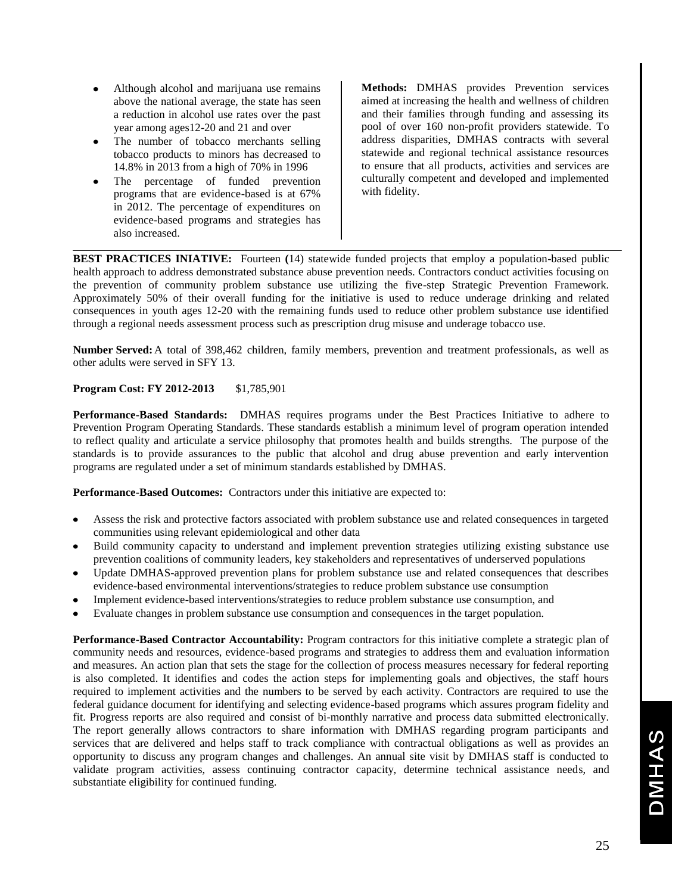- Although alcohol and marijuana use remains above the national average, the state has seen a reduction in alcohol use rates over the past year among ages12-20 and 21 and over
- The number of tobacco merchants selling tobacco products to minors has decreased to 14.8% in 2013 from a high of 70% in 1996
- The percentage of funded prevention programs that are evidence-based is at 67% in 2012. The percentage of expenditures on evidence-based programs and strategies has also increased.

**Methods:** DMHAS provides Prevention services aimed at increasing the health and wellness of children and their families through funding and assessing its pool of over 160 non-profit providers statewide. To address disparities, DMHAS contracts with several statewide and regional technical assistance resources to ensure that all products, activities and services are culturally competent and developed and implemented with fidelity.

---

**BEST PRACTICES INIATIVE:** Fourteen **(**14) statewide funded projects that employ a population-based public health approach to address demonstrated substance abuse prevention needs. Contractors conduct activities focusing on the prevention of community problem substance use utilizing the five-step Strategic Prevention Framework. Approximately 50% of their overall funding for the initiative is used to reduce underage drinking and related consequences in youth ages 12-20 with the remaining funds used to reduce other problem substance use identified through a regional needs assessment process such as prescription drug misuse and underage tobacco use.

**Number Served:** A total of 398,462 children, family members, prevention and treatment professionals, as well as other adults were served in SFY 13.

**Program Cost: FY 2012-2013** $1,785,901

**Performance-Based Standards:** DMHAS requires programs under the Best Practices Initiative to adhere to Prevention Program Operating Standards. These standards establish a minimum level of program operation intended to reflect quality and articulate a service philosophy that promotes health and builds strengths. The purpose of the standards is to provide assurances to the public that alcohol and drug abuse prevention and early intervention programs are regulated under a set of minimum standards established by DMHAS.

**Performance-Based Outcomes:** Contractors under this initiative are expected to:

- Assess the risk and protective factors associated with problem substance use and related consequences in targeted communities using relevant epidemiological and other data
- Build community capacity to understand and implement prevention strategies utilizing existing substance use prevention coalitions of community leaders, key stakeholders and representatives of underserved populations
- Update DMHAS-approved prevention plans for problem substance use and related consequences that describes evidence-based environmental interventions/strategies to reduce problem substance use consumption
- Implement evidence-based interventions/strategies to reduce problem substance use consumption, and
- Evaluate changes in problem substance use consumption and consequences in the target population.

**Performance-Based Contractor Accountability:** Program contractors for this initiative complete a strategic plan of community needs and resources, evidence-based programs and strategies to address them and evaluation information and measures. An action plan that sets the stage for the collection of process measures necessary for federal reporting is also completed. It identifies and codes the action steps for implementing goals and objectives, the staff hours required to implement activities and the numbers to be served by each activity. Contractors are required to use the federal guidance document for identifying and selecting evidence-based programs which assures program fidelity and fit. Progress reports are also required and consist of bi-monthly narrative and process data submitted electronically. The report generally allows contractors to share information with DMHAS regarding program participants and services that are delivered and helps staff to track compliance with contractual obligations as well as provides an opportunity to discuss any program changes and challenges. An annual site visit by DMHAS staff is conducted to validate program activities, assess continuing contractor capacity, determine technical assistance needs, and substantiate eligibility for continued funding.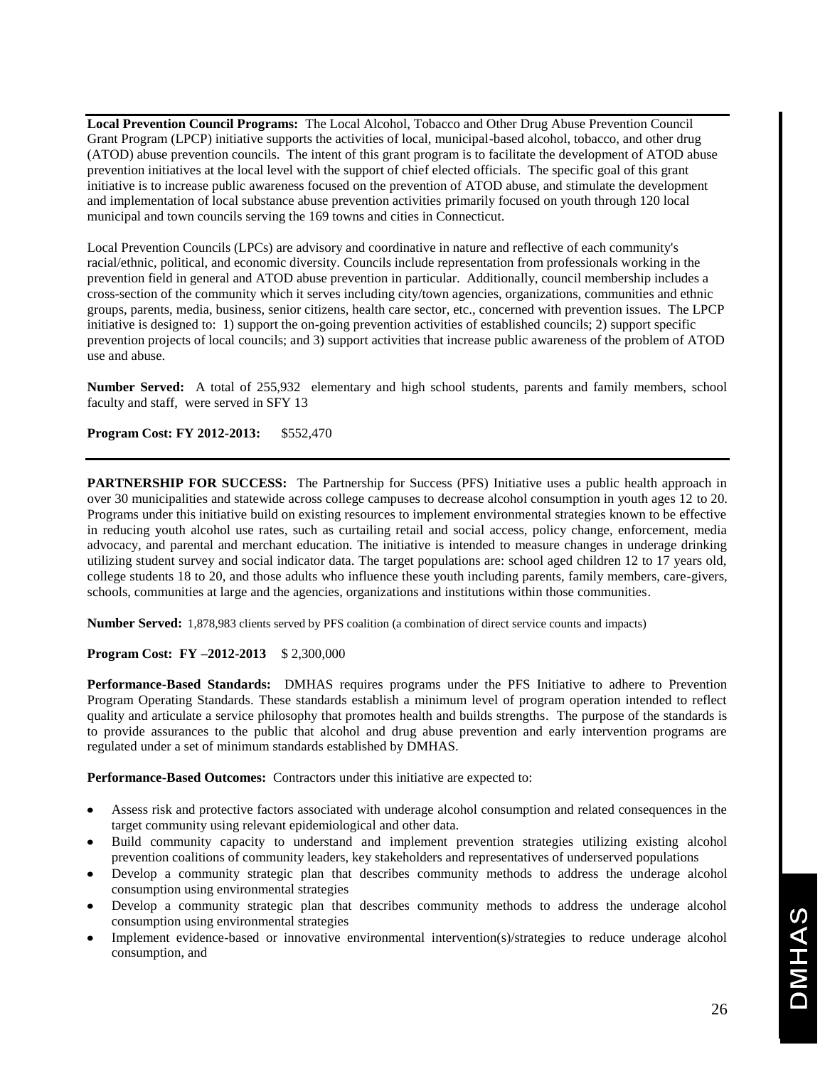**Local Prevention Council Programs:** The Local Alcohol, Tobacco and Other Drug Abuse Prevention Council Grant Program (LPCP) initiative supports the activities of local, municipal-based alcohol, tobacco, and other drug (ATOD) abuse prevention councils. The intent of this grant program is to facilitate the development of ATOD abuse prevention initiatives at the local level with the support of chief elected officials. The specific goal of this grant initiative is to increase public awareness focused on the prevention of ATOD abuse, and stimulate the development and implementation of local substance abuse prevention activities primarily focused on youth through 120 local municipal and town councils serving the 169 towns and cities in Connecticut.

Local Prevention Councils (LPCs) are advisory and coordinative in nature and reflective of each community's racial/ethnic, political, and economic diversity. Councils include representation from professionals working in the prevention field in general and ATOD abuse prevention in particular. Additionally, council membership includes a cross-section of the community which it serves including city/town agencies, organizations, communities and ethnic groups, parents, media, business, senior citizens, health care sector, etc., concerned with prevention issues. The LPCP initiative is designed to: 1) support the on-going prevention activities of established councils; 2) support specific prevention projects of local councils; and 3) support activities that increase public awareness of the problem of ATOD use and abuse.

**Number Served:** A total of 255,932 elementary and high school students, parents and family members, school faculty and staff, were served in SFY 13

**Program Cost: FY 2012-2013:** $552,470

---

**PARTNERSHIP FOR SUCCESS:** The Partnership for Success (PFS) Initiative uses a public health approach in over 30 municipalities and statewide across college campuses to decrease alcohol consumption in youth ages 12 to 20. Programs under this initiative build on existing resources to implement environmental strategies known to be effective in reducing youth alcohol use rates, such as curtailing retail and social access, policy change, enforcement, media advocacy, and parental and merchant education. The initiative is intended to measure changes in underage drinking utilizing student survey and social indicator data. The target populations are: school aged children 12 to 17 years old, college students 18 to 20, and those adults who influence these youth including parents, family members, care-givers, schools, communities at large and the agencies, organizations and institutions within those communities.

**Number Served:** 1,878,983 clients served by PFS coalition (a combination of direct service counts and impacts)

**Program Cost: FY –2012-2013** $ 2,300,000

**Performance-Based Standards:** DMHAS requires programs under the PFS Initiative to adhere to Prevention Program Operating Standards. These standards establish a minimum level of program operation intended to reflect quality and articulate a service philosophy that promotes health and builds strengths. The purpose of the standards is to provide assurances to the public that alcohol and drug abuse prevention and early intervention programs are regulated under a set of minimum standards established by DMHAS.

**Performance-Based Outcomes:** Contractors under this initiative are expected to:

- Assess risk and protective factors associated with underage alcohol consumption and related consequences in the target community using relevant epidemiological and other data.
- Build community capacity to understand and implement prevention strategies utilizing existing alcohol prevention coalitions of community leaders, key stakeholders and representatives of underserved populations
- Develop a community strategic plan that describes community methods to address the underage alcohol consumption using environmental strategies
- Develop a community strategic plan that describes community methods to address the underage alcohol consumption using environmental strategies
- Implement evidence-based or innovative environmental intervention(s)/strategies to reduce underage alcohol consumption, and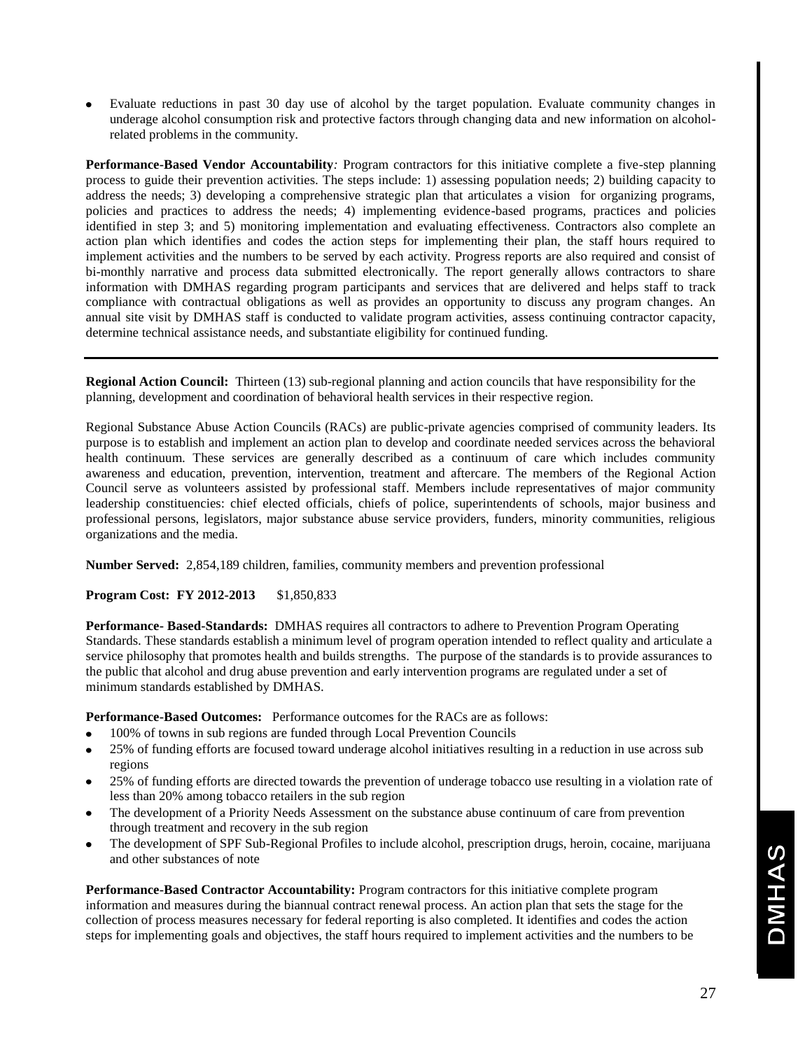- Evaluate reductions in past 30 day use of alcohol by the target population. Evaluate community changes in underage alcohol consumption risk and protective factors through changing data and new information on alcohol-related problems in the community.

**Performance-Based Vendor Accountability***:* Program contractors for this initiative complete a five-step planning process to guide their prevention activities. The steps include: 1) assessing population needs; 2) building capacity to address the needs; 3) developing a comprehensive strategic plan that articulates a vision for organizing programs, policies and practices to address the needs; 4) implementing evidence-based programs, practices and policies identified in step 3; and 5) monitoring implementation and evaluating effectiveness. Contractors also complete an action plan which identifies and codes the action steps for implementing their plan, the staff hours required to implement activities and the numbers to be served by each activity. Progress reports are also required and consist of bi-monthly narrative and process data submitted electronically. The report generally allows contractors to share information with DMHAS regarding program participants and services that are delivered and helps staff to track compliance with contractual obligations as well as provides an opportunity to discuss any program changes. An annual site visit by DMHAS staff is conducted to validate program activities, assess continuing contractor capacity, determine technical assistance needs, and substantiate eligibility for continued funding.

---

**Regional Action Council:** Thirteen (13) sub-regional planning and action councils that have responsibility for the planning, development and coordination of behavioral health services in their respective region.

Regional Substance Abuse Action Councils (RACs) are public-private agencies comprised of community leaders. Its purpose is to establish and implement an action plan to develop and coordinate needed services across the behavioral health continuum. These services are generally described as a continuum of care which includes community awareness and education, prevention, intervention, treatment and aftercare. The members of the Regional Action Council serve as volunteers assisted by professional staff. Members include representatives of major community leadership constituencies: chief elected officials, chiefs of police, superintendents of schools, major business and professional persons, legislators, major substance abuse service providers, funders, minority communities, religious organizations and the media.

**Number Served:** 2,854,189 children, families, community members and prevention professional

**Program Cost: FY 2012-2013** $1,850,833

**Performance- Based-Standards:** DMHAS requires all contractors to adhere to Prevention Program Operating Standards. These standards establish a minimum level of program operation intended to reflect quality and articulate a service philosophy that promotes health and builds strengths. The purpose of the standards is to provide assurances to the public that alcohol and drug abuse prevention and early intervention programs are regulated under a set of minimum standards established by DMHAS.

**Performance-Based Outcomes:** Performance outcomes for the RACs are as follows:

- 100% of towns in sub regions are funded through Local Prevention Councils
- 25% of funding efforts are focused toward underage alcohol initiatives resulting in a reduction in use across sub regions
- 25% of funding efforts are directed towards the prevention of underage tobacco use resulting in a violation rate of less than 20% among tobacco retailers in the sub region
- The development of a Priority Needs Assessment on the substance abuse continuum of care from prevention through treatment and recovery in the sub region
- The development of SPF Sub-Regional Profiles to include alcohol, prescription drugs, heroin, cocaine, marijuana and other substances of note

**Performance-Based Contractor Accountability:** Program contractors for this initiative complete program information and measures during the biannual contract renewal process. An action plan that sets the stage for the collection of process measures necessary for federal reporting is also completed. It identifies and codes the action steps for implementing goals and objectives, the staff hours required to implement activities and the numbers to be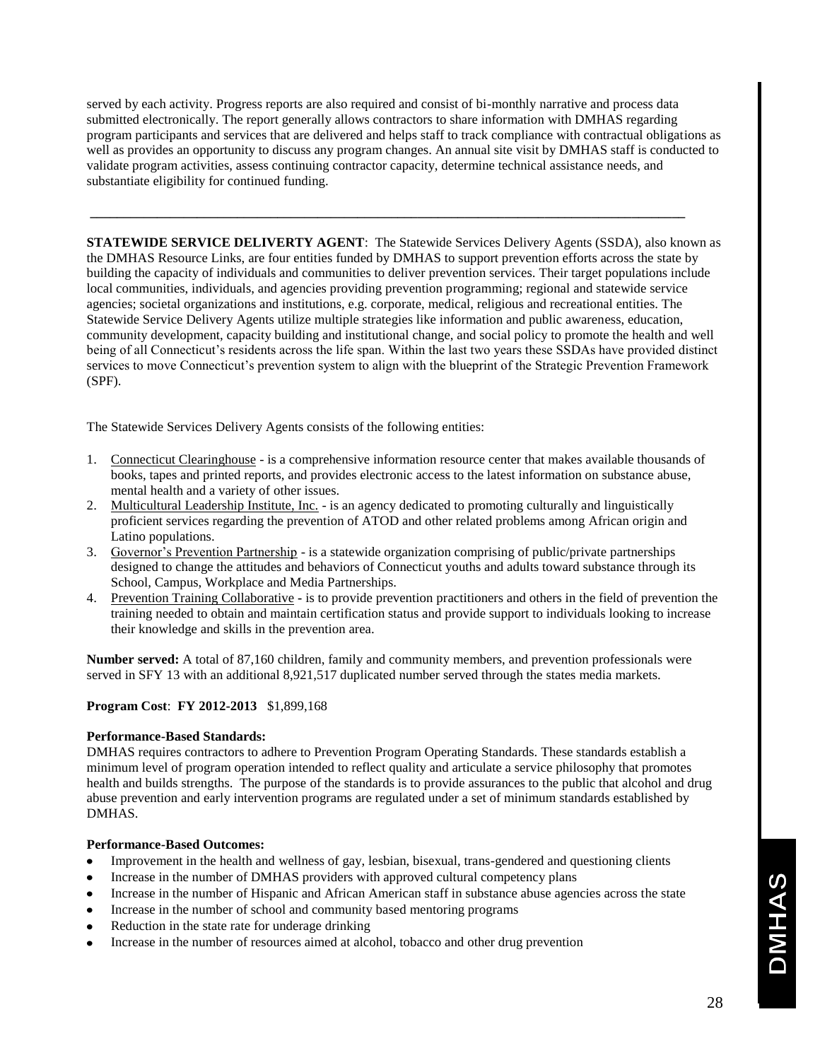served by each activity. Progress reports are also required and consist of bi-monthly narrative and process data submitted electronically. The report generally allows contractors to share information with DMHAS regarding program participants and services that are delivered and helps staff to track compliance with contractual obligations as well as provides an opportunity to discuss any program changes. An annual site visit by DMHAS staff is conducted to validate program activities, assess continuing contractor capacity, determine technical assistance needs, and substantiate eligibility for continued funding.

---

**STATEWIDE SERVICE DELIVERTY AGENT**: The Statewide Services Delivery Agents (SSDA), also known as the DMHAS Resource Links, are four entities funded by DMHAS to support prevention efforts across the state by building the capacity of individuals and communities to deliver prevention services. Their target populations include local communities, individuals, and agencies providing prevention programming; regional and statewide service agencies; societal organizations and institutions, e.g. corporate, medical, religious and recreational entities. The Statewide Service Delivery Agents utilize multiple strategies like information and public awareness, education, community development, capacity building and institutional change, and social policy to promote the health and well being of all Connecticut's residents across the life span. Within the last two years these SSDAs have provided distinct services to move Connecticut's prevention system to align with the blueprint of the Strategic Prevention Framework (SPF).

The Statewide Services Delivery Agents consists of the following entities:

1. Connecticut Clearinghouse - is a comprehensive information resource center that makes available thousands of books, tapes and printed reports, and provides electronic access to the latest information on substance abuse, mental health and a variety of other issues.
2. Multicultural Leadership Institute, Inc. - is an agency dedicated to promoting culturally and linguistically proficient services regarding the prevention of ATOD and other related problems among African origin and Latino populations.
3. Governor's Prevention Partnership - is a statewide organization comprising of public/private partnerships designed to change the attitudes and behaviors of Connecticut youths and adults toward substance through its School, Campus, Workplace and Media Partnerships.
4. Prevention Training Collaborative - is to provide prevention practitioners and others in the field of prevention the training needed to obtain and maintain certification status and provide support to individuals looking to increase their knowledge and skills in the prevention area.

**Number served:** A total of 87,160 children, family and community members, and prevention professionals were served in SFY 13 with an additional 8,921,517 duplicated number served through the states media markets.

**Program Cost**: **FY 2012-2013** $1,899,168

**Performance-Based Standards:**
DMHAS requires contractors to adhere to Prevention Program Operating Standards. These standards establish a minimum level of program operation intended to reflect quality and articulate a service philosophy that promotes health and builds strengths. The purpose of the standards is to provide assurances to the public that alcohol and drug abuse prevention and early intervention programs are regulated under a set of minimum standards established by DMHAS.

**Performance-Based Outcomes:**

- Improvement in the health and wellness of gay, lesbian, bisexual, trans-gendered and questioning clients
- Increase in the number of DMHAS providers with approved cultural competency plans
- Increase in the number of Hispanic and African American staff in substance abuse agencies across the state
- Increase in the number of school and community based mentoring programs
- Reduction in the state rate for underage drinking
- Increase in the number of resources aimed at alcohol, tobacco and other drug prevention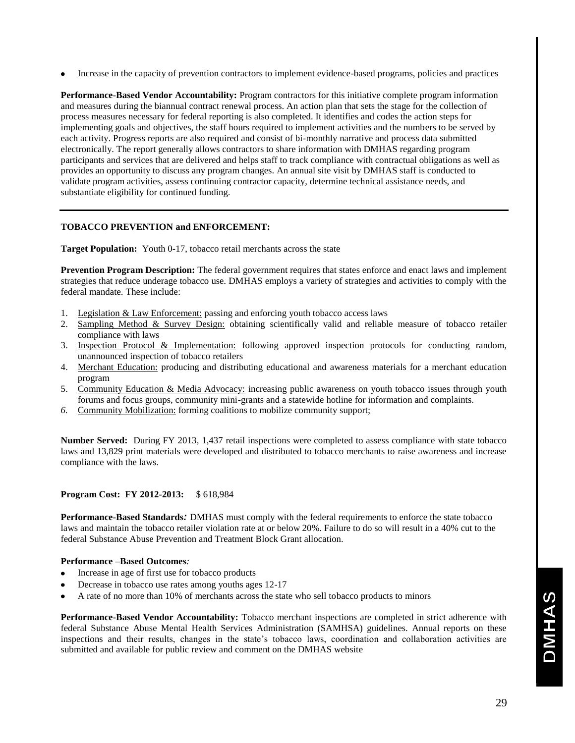- Increase in the capacity of prevention contractors to implement evidence-based programs, policies and practices

**Performance-Based Vendor Accountability:** Program contractors for this initiative complete program information and measures during the biannual contract renewal process. An action plan that sets the stage for the collection of process measures necessary for federal reporting is also completed. It identifies and codes the action steps for implementing goals and objectives, the staff hours required to implement activities and the numbers to be served by each activity. Progress reports are also required and consist of bi-monthly narrative and process data submitted electronically. The report generally allows contractors to share information with DMHAS regarding program participants and services that are delivered and helps staff to track compliance with contractual obligations as well as provides an opportunity to discuss any program changes. An annual site visit by DMHAS staff is conducted to validate program activities, assess continuing contractor capacity, determine technical assistance needs, and substantiate eligibility for continued funding.

---

**TOBACCO PREVENTION and ENFORCEMENT:**

**Target Population:** Youth 0-17, tobacco retail merchants across the state

**Prevention Program Description:** The federal government requires that states enforce and enact laws and implement strategies that reduce underage tobacco use. DMHAS employs a variety of strategies and activities to comply with the federal mandate. These include:

1. Legislation & Law Enforcement: passing and enforcing youth tobacco access laws
2. Sampling Method & Survey Design: obtaining scientifically valid and reliable measure of tobacco retailer compliance with laws
3. Inspection Protocol & Implementation: following approved inspection protocols for conducting random, unannounced inspection of tobacco retailers
4. Merchant Education: producing and distributing educational and awareness materials for a merchant education program
5. Community Education & Media Advocacy: increasing public awareness on youth tobacco issues through youth forums and focus groups, community mini-grants and a statewide hotline for information and complaints.
6. Community Mobilization: forming coalitions to mobilize community support;

**Number Served:** During FY 2013, 1,437 retail inspections were completed to assess compliance with state tobacco laws and 13,829 print materials were developed and distributed to tobacco merchants to raise awareness and increase compliance with the laws.

**Program Cost: FY 2012-2013:** $ 618,984

**Performance-Based Standards:** DMHAS must comply with the federal requirements to enforce the state tobacco laws and maintain the tobacco retailer violation rate at or below 20%. Failure to do so will result in a 40% cut to the federal Substance Abuse Prevention and Treatment Block Grant allocation.

**Performance –Based Outcomes:**

- Increase in age of first use for tobacco products
- Decrease in tobacco use rates among youths ages 12-17
- A rate of no more than 10% of merchants across the state who sell tobacco products to minors

**Performance-Based Vendor Accountability:** Tobacco merchant inspections are completed in strict adherence with federal Substance Abuse Mental Health Services Administration (SAMHSA) guidelines. Annual reports on these inspections and their results, changes in the state's tobacco laws, coordination and collaboration activities are submitted and available for public review and comment on the DMHAS website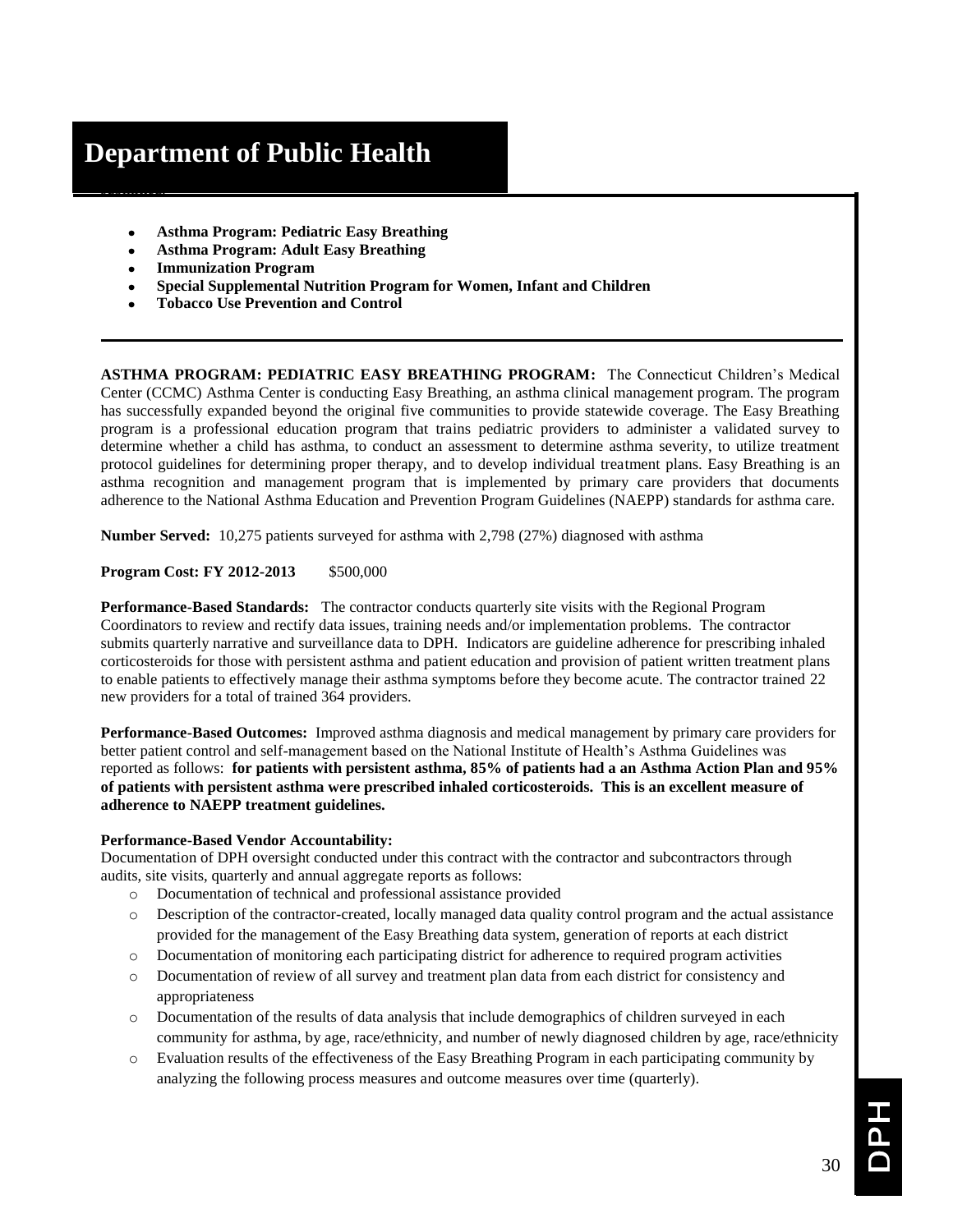# Department of Public Health

- **Asthma Program: Pediatric Easy Breathing**
- **Asthma Program: Adult Easy Breathing**
- **Immunization Program**
- **Special Supplemental Nutrition Program for Women, Infant and Children**
- **Tobacco Use Prevention and Control**

---

**ASTHMA PROGRAM: PEDIATRIC EASY BREATHING PROGRAM:** The Connecticut Children's Medical Center (CCMC) Asthma Center is conducting Easy Breathing, an asthma clinical management program. The program has successfully expanded beyond the original five communities to provide statewide coverage. The Easy Breathing program is a professional education program that trains pediatric providers to administer a validated survey to determine whether a child has asthma, to conduct an assessment to determine asthma severity, to utilize treatment protocol guidelines for determining proper therapy, and to develop individual treatment plans. Easy Breathing is an asthma recognition and management program that is implemented by primary care providers that documents adherence to the National Asthma Education and Prevention Program Guidelines (NAEPP) standards for asthma care.

**Number Served:** 10,275 patients surveyed for asthma with 2,798 (27%) diagnosed with asthma

**Program Cost: FY 2012-2013** $500,000

**Performance-Based Standards:** The contractor conducts quarterly site visits with the Regional Program Coordinators to review and rectify data issues, training needs and/or implementation problems. The contractor submits quarterly narrative and surveillance data to DPH. Indicators are guideline adherence for prescribing inhaled corticosteroids for those with persistent asthma and patient education and provision of patient written treatment plans to enable patients to effectively manage their asthma symptoms before they become acute. The contractor trained 22 new providers for a total of trained 364 providers.

**Performance-Based Outcomes:** Improved asthma diagnosis and medical management by primary care providers for better patient control and self-management based on the National Institute of Health's Asthma Guidelines was reported as follows: **for patients with persistent asthma, 85% of patients had a an Asthma Action Plan and 95% of patients with persistent asthma were prescribed inhaled corticosteroids. This is an excellent measure of adherence to NAEPP treatment guidelines.**

**Performance-Based Vendor Accountability:**
Documentation of DPH oversight conducted under this contract with the contractor and subcontractors through audits, site visits, quarterly and annual aggregate reports as follows:

- Documentation of technical and professional assistance provided
- Description of the contractor-created, locally managed data quality control program and the actual assistance provided for the management of the Easy Breathing data system, generation of reports at each district
- Documentation of monitoring each participating district for adherence to required program activities
- Documentation of review of all survey and treatment plan data from each district for consistency and appropriateness
- Documentation of the results of data analysis that include demographics of children surveyed in each community for asthma, by age, race/ethnicity, and number of newly diagnosed children by age, race/ethnicity
- Evaluation results of the effectiveness of the Easy Breathing Program in each participating community by analyzing the following process measures and outcome measures over time (quarterly).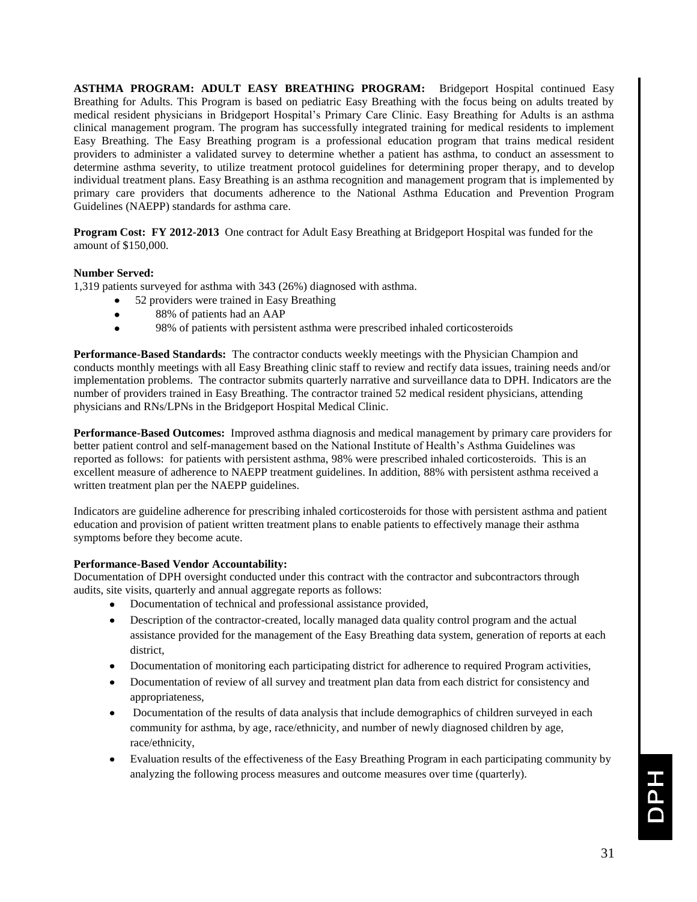**ASTHMA PROGRAM: ADULT EASY BREATHING PROGRAM:** Bridgeport Hospital continued Easy Breathing for Adults. This Program is based on pediatric Easy Breathing with the focus being on adults treated by medical resident physicians in Bridgeport Hospital's Primary Care Clinic. Easy Breathing for Adults is an asthma clinical management program. The program has successfully integrated training for medical residents to implement Easy Breathing. The Easy Breathing program is a professional education program that trains medical resident providers to administer a validated survey to determine whether a patient has asthma, to conduct an assessment to determine asthma severity, to utilize treatment protocol guidelines for determining proper therapy, and to develop individual treatment plans. Easy Breathing is an asthma recognition and management program that is implemented by primary care providers that documents adherence to the National Asthma Education and Prevention Program Guidelines (NAEPP) standards for asthma care.

**Program Cost: FY 2012-2013** One contract for Adult Easy Breathing at Bridgeport Hospital was funded for the amount of $150,000.

**Number Served:**
1,319 patients surveyed for asthma with 343 (26%) diagnosed with asthma.

- 52 providers were trained in Easy Breathing
- 88% of patients had an AAP
- 98% of patients with persistent asthma were prescribed inhaled corticosteroids

**Performance-Based Standards:** The contractor conducts weekly meetings with the Physician Champion and conducts monthly meetings with all Easy Breathing clinic staff to review and rectify data issues, training needs and/or implementation problems. The contractor submits quarterly narrative and surveillance data to DPH. Indicators are the number of providers trained in Easy Breathing. The contractor trained 52 medical resident physicians, attending physicians and RNs/LPNs in the Bridgeport Hospital Medical Clinic.

**Performance-Based Outcomes:** Improved asthma diagnosis and medical management by primary care providers for better patient control and self-management based on the National Institute of Health's Asthma Guidelines was reported as follows: for patients with persistent asthma, 98% were prescribed inhaled corticosteroids. This is an excellent measure of adherence to NAEPP treatment guidelines. In addition, 88% with persistent asthma received a written treatment plan per the NAEPP guidelines.

Indicators are guideline adherence for prescribing inhaled corticosteroids for those with persistent asthma and patient education and provision of patient written treatment plans to enable patients to effectively manage their asthma symptoms before they become acute.

**Performance-Based Vendor Accountability:**
Documentation of DPH oversight conducted under this contract with the contractor and subcontractors through audits, site visits, quarterly and annual aggregate reports as follows:

- Documentation of technical and professional assistance provided,
- Description of the contractor-created, locally managed data quality control program and the actual assistance provided for the management of the Easy Breathing data system, generation of reports at each district,
- Documentation of monitoring each participating district for adherence to required Program activities,
- Documentation of review of all survey and treatment plan data from each district for consistency and appropriateness,
- Documentation of the results of data analysis that include demographics of children surveyed in each community for asthma, by age, race/ethnicity, and number of newly diagnosed children by age, race/ethnicity,
- Evaluation results of the effectiveness of the Easy Breathing Program in each participating community by analyzing the following process measures and outcome measures over time (quarterly).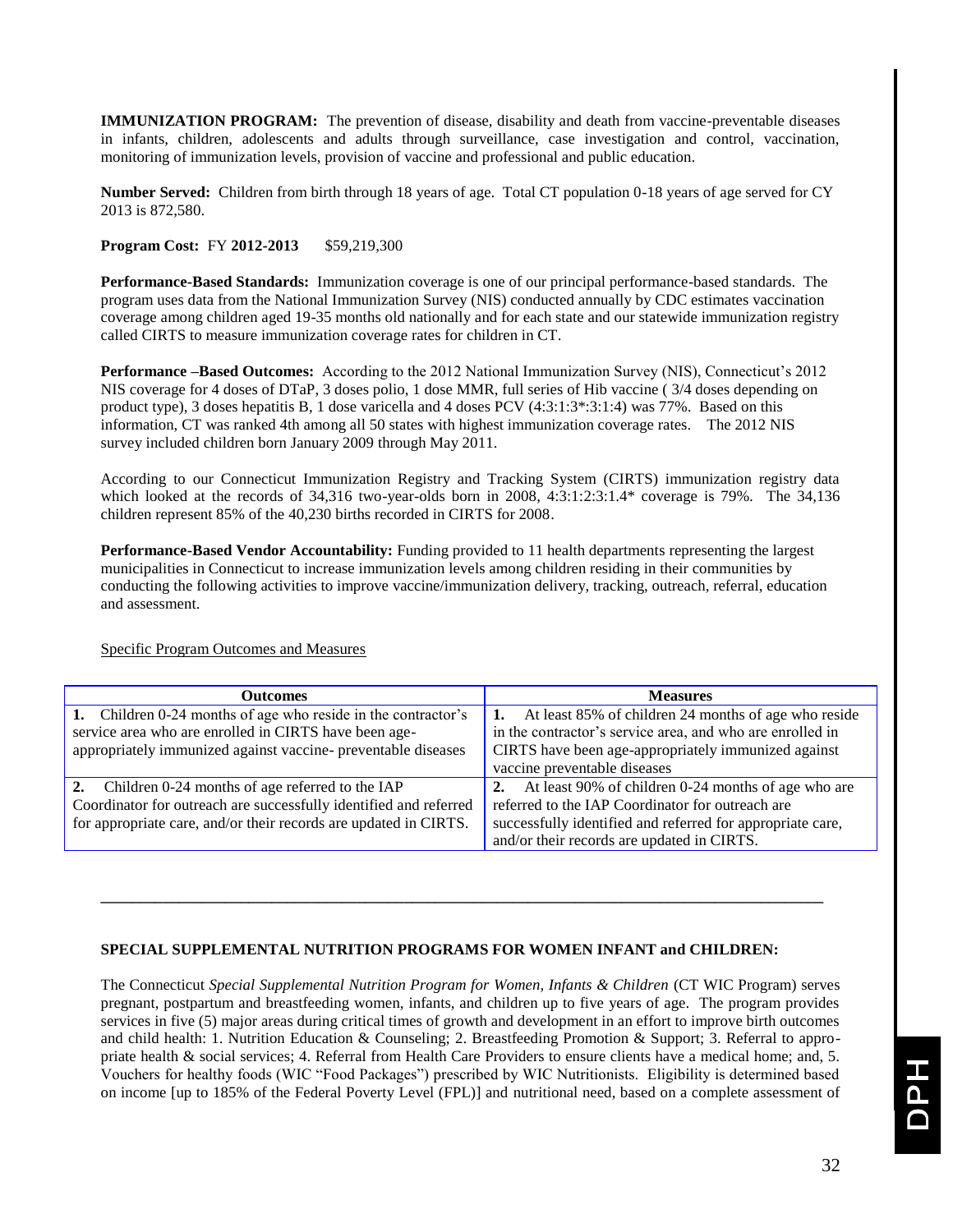**IMMUNIZATION PROGRAM:** The prevention of disease, disability and death from vaccine-preventable diseases in infants, children, adolescents and adults through surveillance, case investigation and control, vaccination, monitoring of immunization levels, provision of vaccine and professional and public education.

**Number Served:** Children from birth through 18 years of age. Total CT population 0-18 years of age served for CY 2013 is 872,580.

**Program Cost:** FY **2012-2013** $59,219,300

**Performance-Based Standards:** Immunization coverage is one of our principal performance-based standards. The program uses data from the National Immunization Survey (NIS) conducted annually by CDC estimates vaccination coverage among children aged 19-35 months old nationally and for each state and our statewide immunization registry called CIRTS to measure immunization coverage rates for children in CT.

**Performance –Based Outcomes:** According to the 2012 National Immunization Survey (NIS), Connecticut's 2012 NIS coverage for 4 doses of DTaP, 3 doses polio, 1 dose MMR, full series of Hib vaccine ( 3/4 doses depending on product type), 3 doses hepatitis B, 1 dose varicella and 4 doses PCV (4:3:1:3*:3:1:4) was 77%. Based on this information, CT was ranked 4th among all 50 states with highest immunization coverage rates. The 2012 NIS survey included children born January 2009 through May 2011.

According to our Connecticut Immunization Registry and Tracking System (CIRTS) immunization registry data which looked at the records of 34,316 two-year-olds born in 2008, 4:3:1:2:3:1.4* coverage is 79%. The 34,136 children represent 85% of the 40,230 births recorded in CIRTS for 2008.

**Performance-Based Vendor Accountability:** Funding provided to 11 health departments representing the largest municipalities in Connecticut to increase immunization levels among children residing in their communities by conducting the following activities to improve vaccine/immunization delivery, tracking, outreach, referral, education and assessment.

Specific Program Outcomes and Measures

| Outcomes | Measures |
|---|---|
| **1.** Children 0-24 months of age who reside in the contractor's service area who are enrolled in CIRTS have been age-appropriately immunized against vaccine- preventable diseases | **1.** At least 85% of children 24 months of age who reside in the contractor's service area, and who are enrolled in CIRTS have been age-appropriately immunized against vaccine preventable diseases |
| **2.** Children 0-24 months of age referred to the IAP Coordinator for outreach are successfully identified and referred for appropriate care, and/or their records are updated in CIRTS. | **2.** At least 90% of children 0-24 months of age who are referred to the IAP Coordinator for outreach are successfully identified and referred for appropriate care, and/or their records are updated in CIRTS. |

---

**SPECIAL SUPPLEMENTAL NUTRITION PROGRAMS FOR WOMEN INFANT and CHILDREN:**

The Connecticut *Special Supplemental Nutrition Program for Women, Infants & Children* (CT WIC Program) serves pregnant, postpartum and breastfeeding women, infants, and children up to five years of age. The program provides services in five (5) major areas during critical times of growth and development in an effort to improve birth outcomes and child health: 1. Nutrition Education & Counseling; 2. Breastfeeding Promotion & Support; 3. Referral to appropriate health & social services; 4. Referral from Health Care Providers to ensure clients have a medical home; and, 5. Vouchers for healthy foods (WIC "Food Packages") prescribed by WIC Nutritionists. Eligibility is determined based on income [up to 185% of the Federal Poverty Level (FPL)] and nutritional need, based on a complete assessment of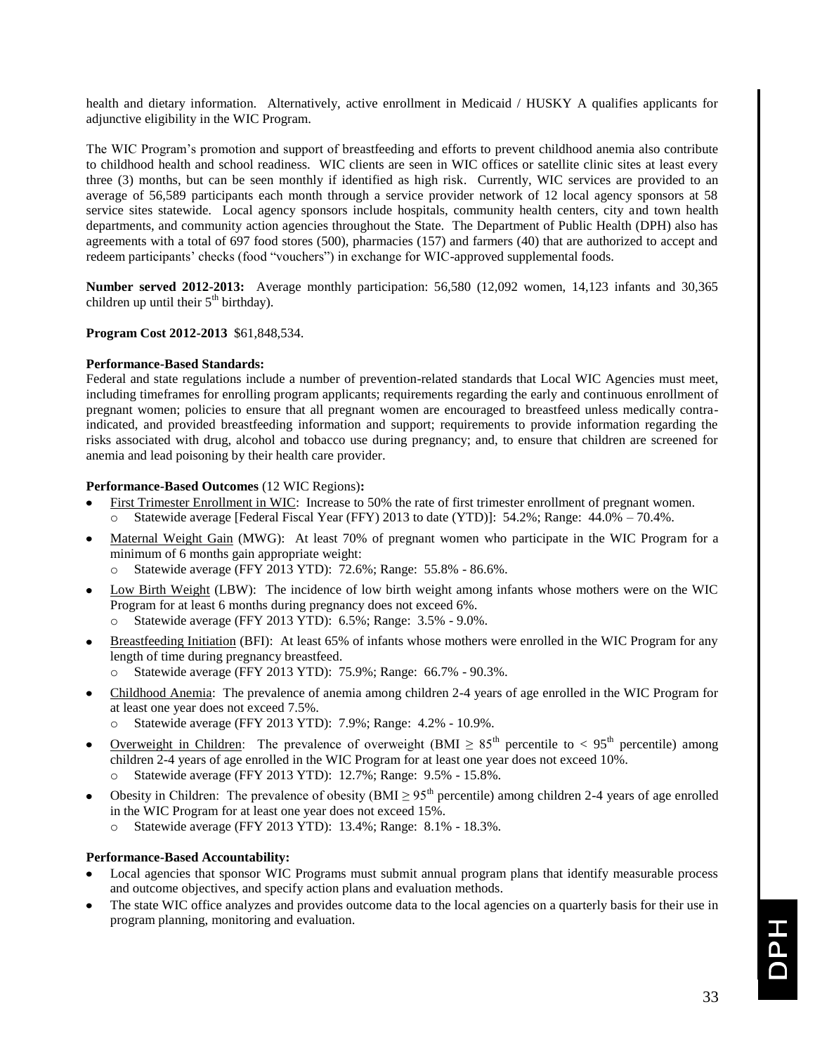health and dietary information. Alternatively, active enrollment in Medicaid / HUSKY A qualifies applicants for adjunctive eligibility in the WIC Program.

The WIC Program's promotion and support of breastfeeding and efforts to prevent childhood anemia also contribute to childhood health and school readiness. WIC clients are seen in WIC offices or satellite clinic sites at least every three (3) months, but can be seen monthly if identified as high risk. Currently, WIC services are provided to an average of 56,589 participants each month through a service provider network of 12 local agency sponsors at 58 service sites statewide. Local agency sponsors include hospitals, community health centers, city and town health departments, and community action agencies throughout the State. The Department of Public Health (DPH) also has agreements with a total of 697 food stores (500), pharmacies (157) and farmers (40) that are authorized to accept and redeem participants' checks (food "vouchers") in exchange for WIC-approved supplemental foods.

**Number served 2012-2013:** Average monthly participation: 56,580 (12,092 women, 14,123 infants and 30,365 children up until their 5th birthday).

**Program Cost 2012-2013** $61,848,534.

**Performance-Based Standards:**
Federal and state regulations include a number of prevention-related standards that Local WIC Agencies must meet, including timeframes for enrolling program applicants; requirements regarding the early and continuous enrollment of pregnant women; policies to ensure that all pregnant women are encouraged to breastfeed unless medically contra-indicated, and provided breastfeeding information and support; requirements to provide information regarding the risks associated with drug, alcohol and tobacco use during pregnancy; and, to ensure that children are screened for anemia and lead poisoning by their health care provider.

**Performance-Based Outcomes** (12 WIC Regions)**:**

- First Trimester Enrollment in WIC: Increase to 50% the rate of first trimester enrollment of pregnant women.
  - Statewide average [Federal Fiscal Year (FFY) 2013 to date (YTD)]: 54.2%; Range: 44.0% – 70.4%.
- Maternal Weight Gain (MWG): At least 70% of pregnant women who participate in the WIC Program for a minimum of 6 months gain appropriate weight:
  - Statewide average (FFY 2013 YTD): 72.6%; Range: 55.8% - 86.6%.
- Low Birth Weight (LBW): The incidence of low birth weight among infants whose mothers were on the WIC Program for at least 6 months during pregnancy does not exceed 6%.
  - Statewide average (FFY 2013 YTD): 6.5%; Range: 3.5% - 9.0%.
- Breastfeeding Initiation (BFI): At least 65% of infants whose mothers were enrolled in the WIC Program for any length of time during pregnancy breastfeed.
  - Statewide average (FFY 2013 YTD): 75.9%; Range: 66.7% - 90.3%.
- Childhood Anemia: The prevalence of anemia among children 2-4 years of age enrolled in the WIC Program for at least one year does not exceed 7.5%.
  - Statewide average (FFY 2013 YTD): 7.9%; Range: 4.2% - 10.9%.
- Overweight in Children: The prevalence of overweight (BMI $\geq$ 85th percentile to $<$ 95th percentile) among children 2-4 years of age enrolled in the WIC Program for at least one year does not exceed 10%.
  - Statewide average (FFY 2013 YTD): 12.7%; Range: 9.5% - 15.8%.
- Obesity in Children: The prevalence of obesity (BMI $\geq$ 95th percentile) among children 2-4 years of age enrolled in the WIC Program for at least one year does not exceed 15%.
  - Statewide average (FFY 2013 YTD): 13.4%; Range: 8.1% - 18.3%.

**Performance-Based Accountability:**

- Local agencies that sponsor WIC Programs must submit annual program plans that identify measurable process and outcome objectives, and specify action plans and evaluation methods.
- The state WIC office analyzes and provides outcome data to the local agencies on a quarterly basis for their use in program planning, monitoring and evaluation.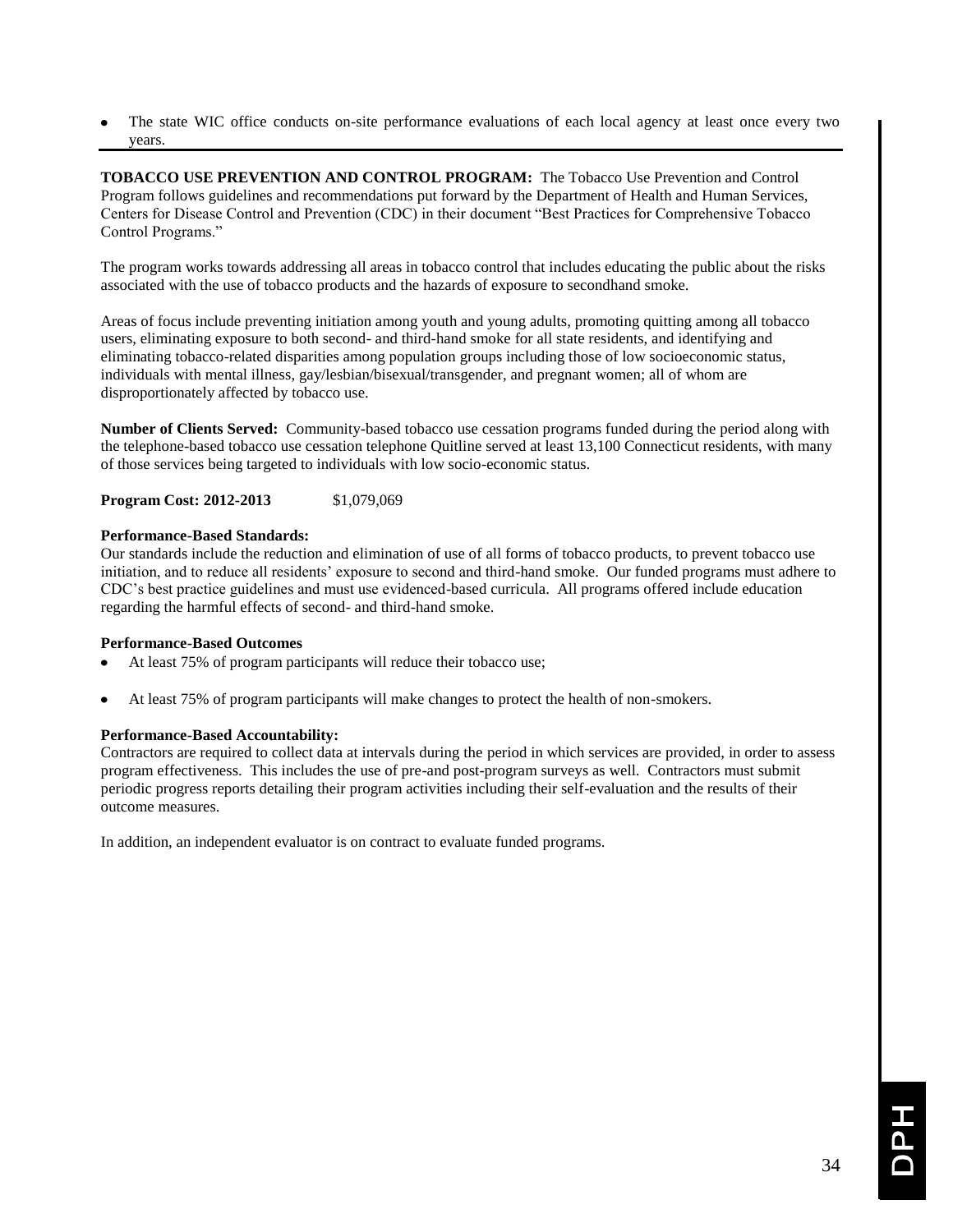- The state WIC office conducts on-site performance evaluations of each local agency at least once every two years.

---

**TOBACCO USE PREVENTION AND CONTROL PROGRAM:** The Tobacco Use Prevention and Control Program follows guidelines and recommendations put forward by the Department of Health and Human Services, Centers for Disease Control and Prevention (CDC) in their document "Best Practices for Comprehensive Tobacco Control Programs."

The program works towards addressing all areas in tobacco control that includes educating the public about the risks associated with the use of tobacco products and the hazards of exposure to secondhand smoke.

Areas of focus include preventing initiation among youth and young adults, promoting quitting among all tobacco users, eliminating exposure to both second- and third-hand smoke for all state residents, and identifying and eliminating tobacco-related disparities among population groups including those of low socioeconomic status, individuals with mental illness, gay/lesbian/bisexual/transgender, and pregnant women; all of whom are disproportionately affected by tobacco use.

**Number of Clients Served:** Community-based tobacco use cessation programs funded during the period along with the telephone-based tobacco use cessation telephone Quitline served at least 13,100 Connecticut residents, with many of those services being targeted to individuals with low socio-economic status.

**Program Cost: 2012-2013** $1,079,069

**Performance-Based Standards:**
Our standards include the reduction and elimination of use of all forms of tobacco products, to prevent tobacco use initiation, and to reduce all residents' exposure to second and third-hand smoke. Our funded programs must adhere to CDC's best practice guidelines and must use evidenced-based curricula. All programs offered include education regarding the harmful effects of second- and third-hand smoke.

**Performance-Based Outcomes**

- At least 75% of program participants will reduce their tobacco use;
- At least 75% of program participants will make changes to protect the health of non-smokers.

**Performance-Based Accountability:**
Contractors are required to collect data at intervals during the period in which services are provided, in order to assess program effectiveness. This includes the use of pre-and post-program surveys as well. Contractors must submit periodic progress reports detailing their program activities including their self-evaluation and the results of their outcome measures.

In addition, an independent evaluator is on contract to evaluate funded programs.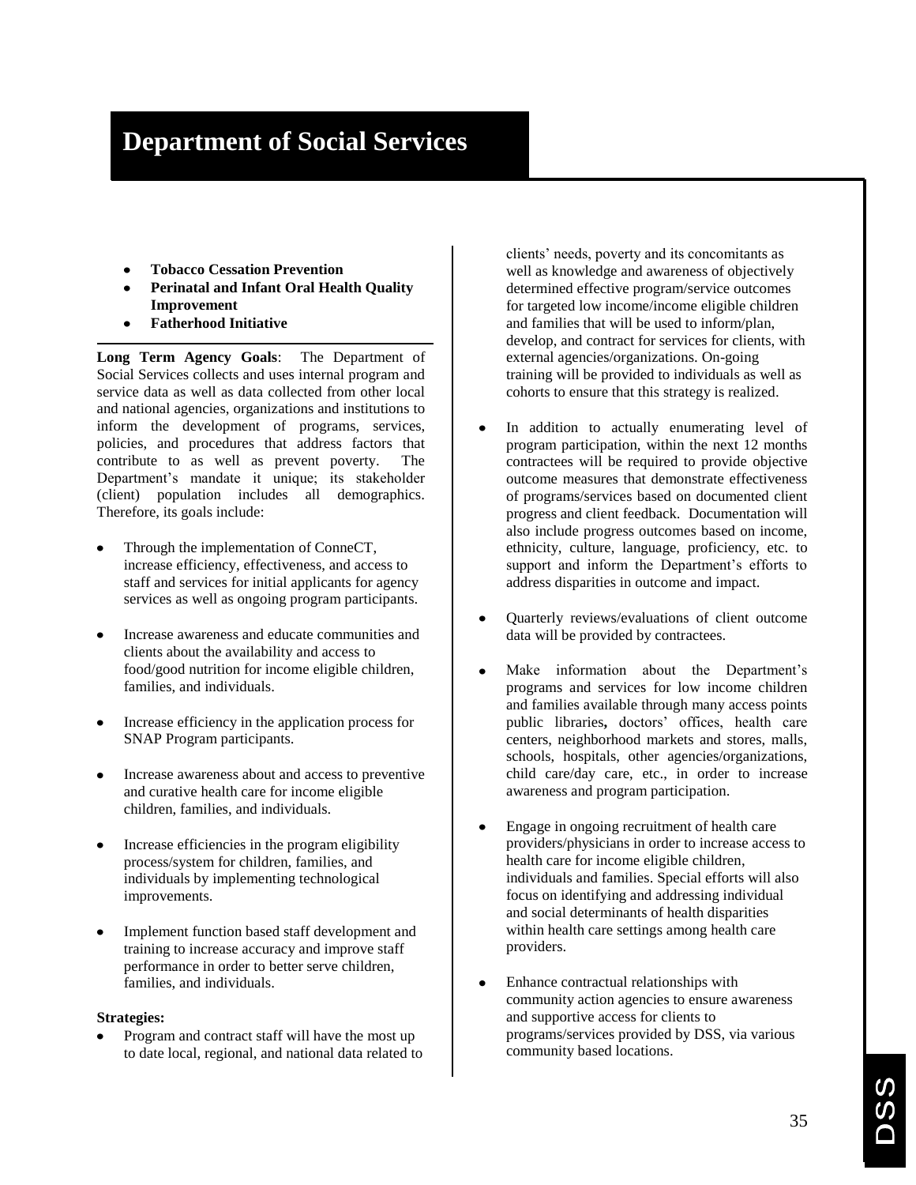# Department of Social Services

- **Tobacco Cessation Prevention**
- **Perinatal and Infant Oral Health Quality Improvement**
- **Fatherhood Initiative**

**Long Term Agency Goals**: The Department of Social Services collects and uses internal program and service data as well as data collected from other local and national agencies, organizations and institutions to inform the development of programs, services, policies, and procedures that address factors that contribute to as well as prevent poverty. The Department's mandate it unique; its stakeholder (client) population includes all demographics. Therefore, its goals include:

- Through the implementation of ConneCT, increase efficiency, effectiveness, and access to staff and services for initial applicants for agency services as well as ongoing program participants.
- Increase awareness and educate communities and clients about the availability and access to food/good nutrition for income eligible children, families, and individuals.
- Increase efficiency in the application process for SNAP Program participants.
- Increase awareness about and access to preventive and curative health care for income eligible children, families, and individuals.
- Increase efficiencies in the program eligibility process/system for children, families, and individuals by implementing technological improvements.
- Implement function based staff development and training to increase accuracy and improve staff performance in order to better serve children, families, and individuals.

**Strategies:**

- Program and contract staff will have the most up to date local, regional, and national data related to clients' needs, poverty and its concomitants as well as knowledge and awareness of objectively determined effective program/service outcomes for targeted low income/income eligible children and families that will be used to inform/plan, develop, and contract for services for clients, with external agencies/organizations. On-going training will be provided to individuals as well as cohorts to ensure that this strategy is realized.
- In addition to actually enumerating level of program participation, within the next 12 months contractees will be required to provide objective outcome measures that demonstrate effectiveness of programs/services based on documented client progress and client feedback. Documentation will also include progress outcomes based on income, ethnicity, culture, language, proficiency, etc. to support and inform the Department's efforts to address disparities in outcome and impact.
- Quarterly reviews/evaluations of client outcome data will be provided by contractees.
- Make information about the Department's programs and services for low income children and families available through many access points public libraries**,** doctors' offices, health care centers, neighborhood markets and stores, malls, schools, hospitals, other agencies/organizations, child care/day care, etc., in order to increase awareness and program participation.
- Engage in ongoing recruitment of health care providers/physicians in order to increase access to health care for income eligible children, individuals and families. Special efforts will also focus on identifying and addressing individual and social determinants of health disparities within health care settings among health care providers.
- Enhance contractual relationships with community action agencies to ensure awareness and supportive access for clients to programs/services provided by DSS, via various community based locations.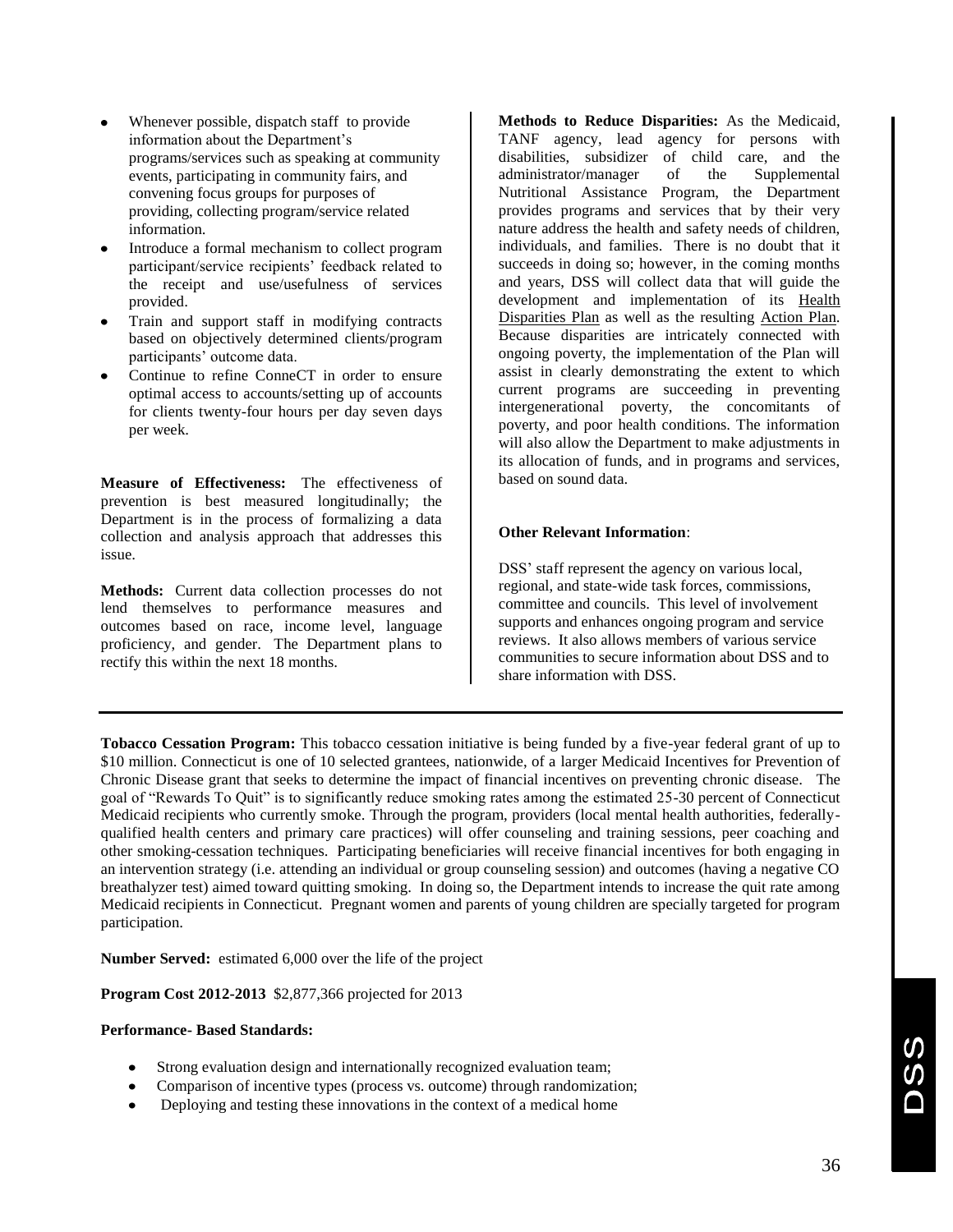- Whenever possible, dispatch staff to provide information about the Department's programs/services such as speaking at community events, participating in community fairs, and convening focus groups for purposes of providing, collecting program/service related information.
- Introduce a formal mechanism to collect program participant/service recipients' feedback related to the receipt and use/usefulness of services provided.
- Train and support staff in modifying contracts based on objectively determined clients/program participants' outcome data.
- Continue to refine ConneCT in order to ensure optimal access to accounts/setting up of accounts for clients twenty-four hours per day seven days per week.

**Measure of Effectiveness:** The effectiveness of prevention is best measured longitudinally; the Department is in the process of formalizing a data collection and analysis approach that addresses this issue.

**Methods:** Current data collection processes do not lend themselves to performance measures and outcomes based on race, income level, language proficiency, and gender. The Department plans to rectify this within the next 18 months.

**Methods to Reduce Disparities:** As the Medicaid, TANF agency, lead agency for persons with disabilities, subsidizer of child care, and the administrator/manager of the Supplemental Nutritional Assistance Program, the Department provides programs and services that by their very nature address the health and safety needs of children, individuals, and families. There is no doubt that it succeeds in doing so; however, in the coming months and years, DSS will collect data that will guide the development and implementation of its Health Disparities Plan as well as the resulting Action Plan. Because disparities are intricately connected with ongoing poverty, the implementation of the Plan will assist in clearly demonstrating the extent to which current programs are succeeding in preventing intergenerational poverty, the concomitants of poverty, and poor health conditions. The information will also allow the Department to make adjustments in its allocation of funds, and in programs and services, based on sound data.

**Other Relevant Information**:

DSS' staff represent the agency on various local, regional, and state-wide task forces, commissions, committee and councils. This level of involvement supports and enhances ongoing program and service reviews. It also allows members of various service communities to secure information about DSS and to share information with DSS.

---

**Tobacco Cessation Program:** This tobacco cessation initiative is being funded by a five-year federal grant of up to \$10 million. Connecticut is one of 10 selected grantees, nationwide, of a larger Medicaid Incentives for Prevention of Chronic Disease grant that seeks to determine the impact of financial incentives on preventing chronic disease. The goal of "Rewards To Quit" is to significantly reduce smoking rates among the estimated 25-30 percent of Connecticut Medicaid recipients who currently smoke. Through the program, providers (local mental health authorities, federally-qualified health centers and primary care practices) will offer counseling and training sessions, peer coaching and other smoking-cessation techniques. Participating beneficiaries will receive financial incentives for both engaging in an intervention strategy (i.e. attending an individual or group counseling session) and outcomes (having a negative CO breathalyzer test) aimed toward quitting smoking. In doing so, the Department intends to increase the quit rate among Medicaid recipients in Connecticut. Pregnant women and parents of young children are specially targeted for program participation.

**Number Served:** estimated 6,000 over the life of the project

**Program Cost 2012-2013** \$2,877,366 projected for 2013

**Performance- Based Standards:**

- Strong evaluation design and internationally recognized evaluation team;
- Comparison of incentive types (process vs. outcome) through randomization;
- Deploying and testing these innovations in the context of a medical home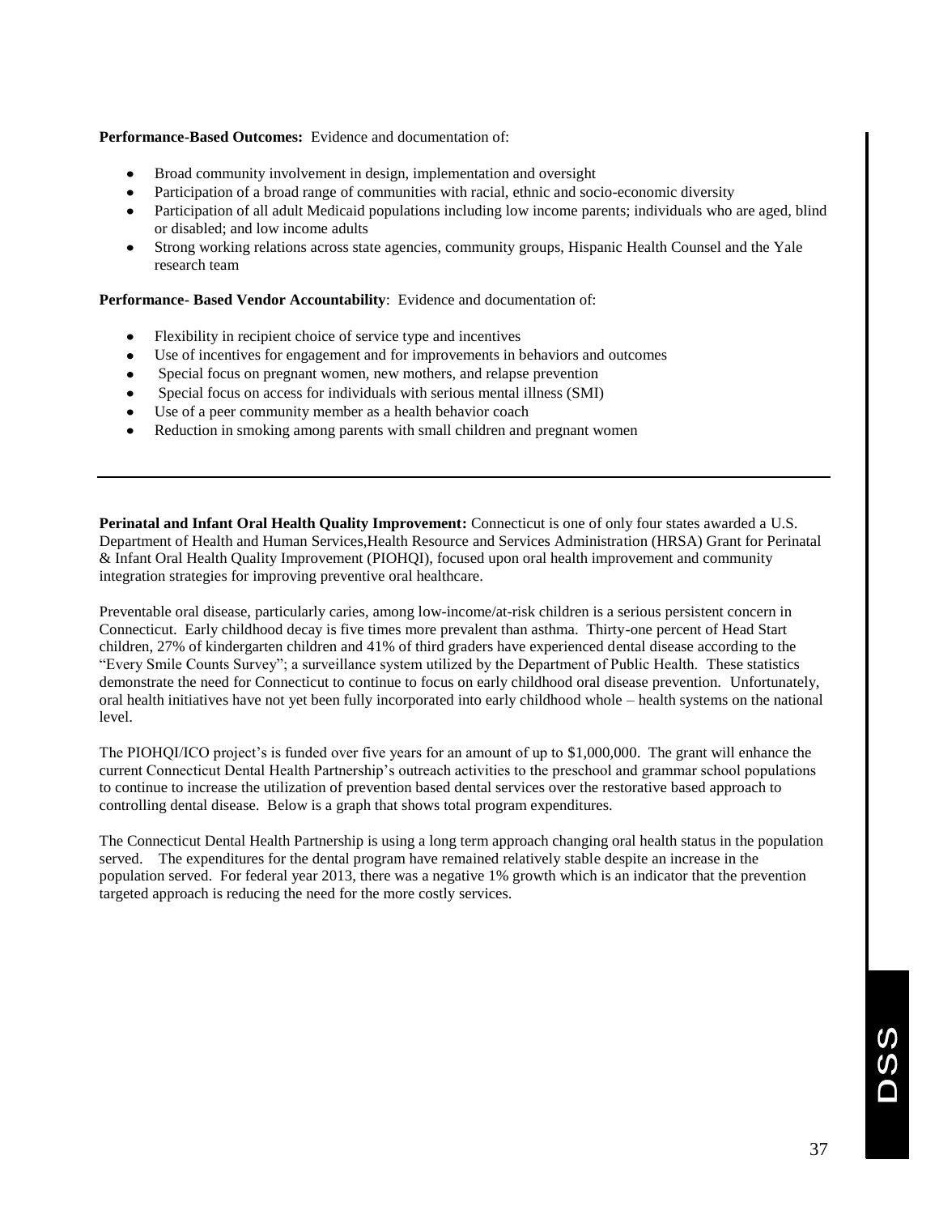**Performance-Based Outcomes:** Evidence and documentation of:

- Broad community involvement in design, implementation and oversight
- Participation of a broad range of communities with racial, ethnic and socio-economic diversity
- Participation of all adult Medicaid populations including low income parents; individuals who are aged, blind or disabled; and low income adults
- Strong working relations across state agencies, community groups, Hispanic Health Counsel and the Yale research team

**Performance- Based Vendor Accountability**: Evidence and documentation of:

- Flexibility in recipient choice of service type and incentives
- Use of incentives for engagement and for improvements in behaviors and outcomes
- Special focus on pregnant women, new mothers, and relapse prevention
- Special focus on access for individuals with serious mental illness (SMI)
- Use of a peer community member as a health behavior coach
- Reduction in smoking among parents with small children and pregnant women

---

**Perinatal and Infant Oral Health Quality Improvement:** Connecticut is one of only four states awarded a U.S. Department of Health and Human Services,Health Resource and Services Administration (HRSA) Grant for Perinatal & Infant Oral Health Quality Improvement (PIOHQI), focused upon oral health improvement and community integration strategies for improving preventive oral healthcare.

Preventable oral disease, particularly caries, among low-income/at-risk children is a serious persistent concern in Connecticut. Early childhood decay is five times more prevalent than asthma. Thirty-one percent of Head Start children, 27% of kindergarten children and 41% of third graders have experienced dental disease according to the "Every Smile Counts Survey"; a surveillance system utilized by the Department of Public Health. These statistics demonstrate the need for Connecticut to continue to focus on early childhood oral disease prevention. Unfortunately, oral health initiatives have not yet been fully incorporated into early childhood whole – health systems on the national level.

The PIOHQI/ICO project's is funded over five years for an amount of up to $1,000,000. The grant will enhance the current Connecticut Dental Health Partnership's outreach activities to the preschool and grammar school populations to continue to increase the utilization of prevention based dental services over the restorative based approach to controlling dental disease. Below is a graph that shows total program expenditures.

The Connecticut Dental Health Partnership is using a long term approach changing oral health status in the population served. The expenditures for the dental program have remained relatively stable despite an increase in the population served. For federal year 2013, there was a negative 1% growth which is an indicator that the prevention targeted approach is reducing the need for the more costly services.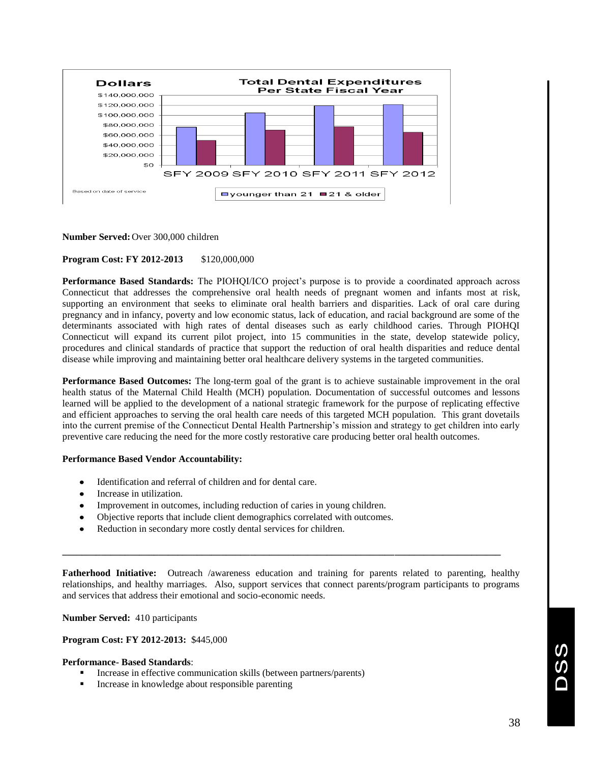**Number Served:** Over 300,000 children

**Program Cost: FY 2012-2013** $120,000,000

**Performance Based Standards:** The PIOHQI/ICO project's purpose is to provide a coordinated approach across Connecticut that addresses the comprehensive oral health needs of pregnant women and infants most at risk, supporting an environment that seeks to eliminate oral health barriers and disparities. Lack of oral care during pregnancy and in infancy, poverty and low economic status, lack of education, and racial background are some of the determinants associated with high rates of dental diseases such as early childhood caries. Through PIOHQI Connecticut will expand its current pilot project, into 15 communities in the state, develop statewide policy, procedures and clinical standards of practice that support the reduction of oral health disparities and reduce dental disease while improving and maintaining better oral healthcare delivery systems in the targeted communities.

**Performance Based Outcomes:** The long-term goal of the grant is to achieve sustainable improvement in the oral health status of the Maternal Child Health (MCH) population. Documentation of successful outcomes and lessons learned will be applied to the development of a national strategic framework for the purpose of replicating effective and efficient approaches to serving the oral health care needs of this targeted MCH population. This grant dovetails into the current premise of the Connecticut Dental Health Partnership's mission and strategy to get children into early preventive care reducing the need for the more costly restorative care producing better oral health outcomes.

**Performance Based Vendor Accountability:**

- Identification and referral of children and for dental care.
- Increase in utilization.
- Improvement in outcomes, including reduction of caries in young children.
- Objective reports that include client demographics correlated with outcomes.
- Reduction in secondary more costly dental services for children.

---

**Fatherhood Initiative:** Outreach /awareness education and training for parents related to parenting, healthy relationships, and healthy marriages. Also, support services that connect parents/program participants to programs and services that address their emotional and socio-economic needs.

**Number Served:** 410 participants

**Program Cost: FY 2012-2013:** $445,000

**Performance- Based Standards**:

- Increase in effective communication skills (between partners/parents)
- Increase in knowledge about responsible parenting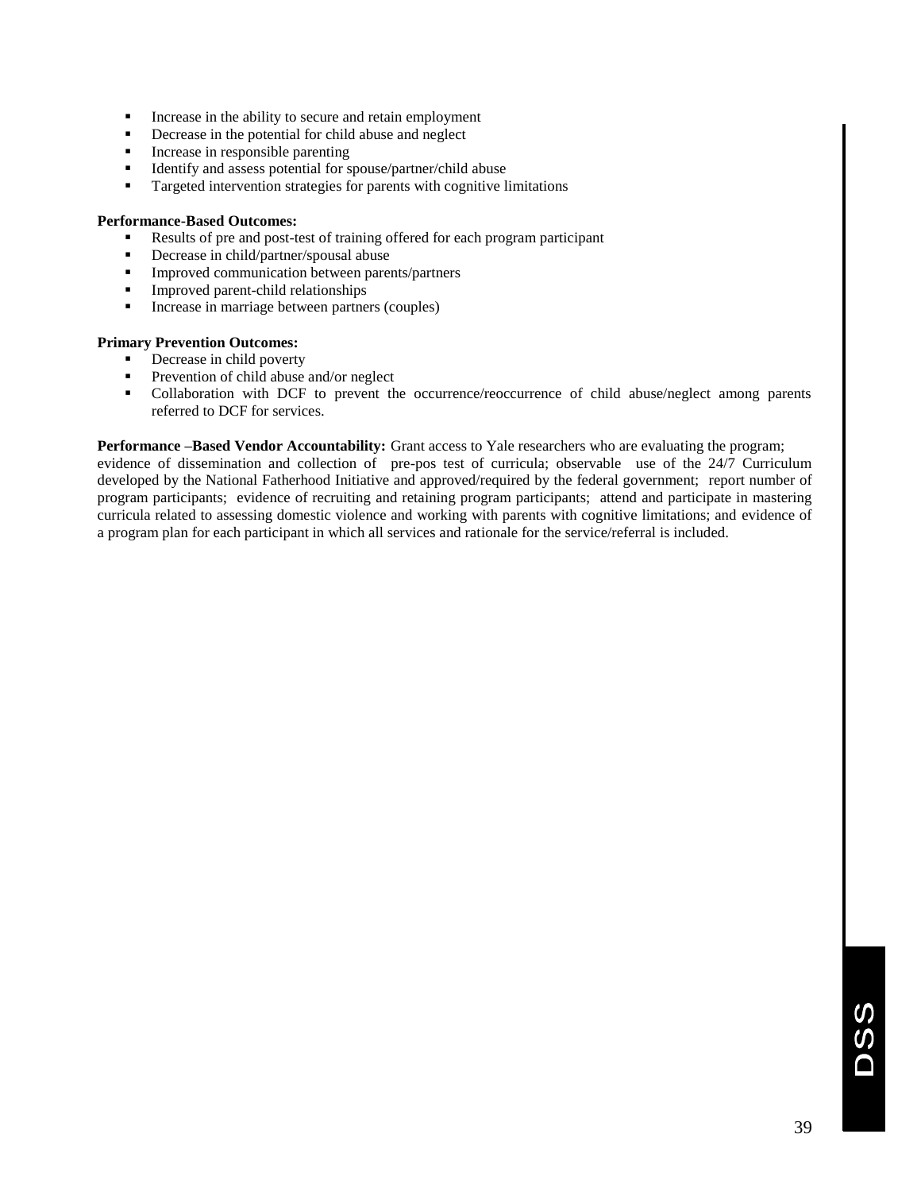- Increase in the ability to secure and retain employment
- Decrease in the potential for child abuse and neglect
- Increase in responsible parenting
- Identify and assess potential for spouse/partner/child abuse
- Targeted intervention strategies for parents with cognitive limitations

**Performance-Based Outcomes:**

- Results of pre and post-test of training offered for each program participant
- Decrease in child/partner/spousal abuse
- Improved communication between parents/partners
- Improved parent-child relationships
- Increase in marriage between partners (couples)

**Primary Prevention Outcomes:**

- Decrease in child poverty
- Prevention of child abuse and/or neglect
- Collaboration with DCF to prevent the occurrence/reoccurrence of child abuse/neglect among parents referred to DCF for services.

**Performance –Based Vendor Accountability:** Grant access to Yale researchers who are evaluating the program; evidence of dissemination and collection of pre-pos test of curricula; observable use of the 24/7 Curriculum developed by the National Fatherhood Initiative and approved/required by the federal government; report number of program participants; evidence of recruiting and retaining program participants; attend and participate in mastering curricula related to assessing domestic violence and working with parents with cognitive limitations; and evidence of a program plan for each participant in which all services and rationale for the service/referral is included.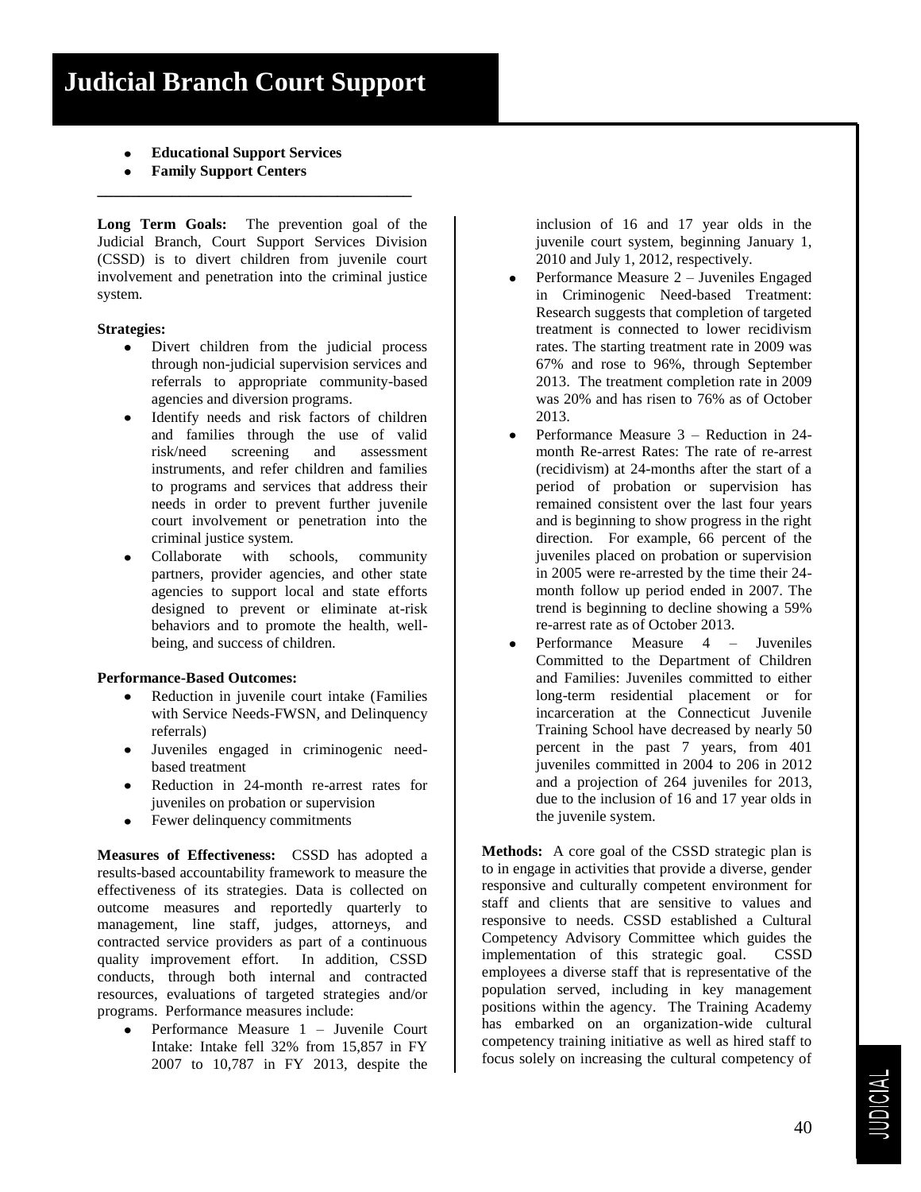# Judicial Branch Court Support

- **Educational Support Services**
- **Family Support Centers**

---

**Long Term Goals:** The prevention goal of the Judicial Branch, Court Support Services Division (CSSD) is to divert children from juvenile court involvement and penetration into the criminal justice system.

**Strategies:**

- Divert children from the judicial process through non-judicial supervision services and referrals to appropriate community-based agencies and diversion programs.
- Identify needs and risk factors of children and families through the use of valid risk/need screening and assessment instruments, and refer children and families to programs and services that address their needs in order to prevent further juvenile court involvement or penetration into the criminal justice system.
- Collaborate with schools, community partners, provider agencies, and other state agencies to support local and state efforts designed to prevent or eliminate at-risk behaviors and to promote the health, well-being, and success of children.

**Performance-Based Outcomes:**

- Reduction in juvenile court intake (Families with Service Needs-FWSN, and Delinquency referrals)
- Juveniles engaged in criminogenic need-based treatment
- Reduction in 24-month re-arrest rates for juveniles on probation or supervision
- Fewer delinquency commitments

**Measures of Effectiveness:** CSSD has adopted a results-based accountability framework to measure the effectiveness of its strategies. Data is collected on outcome measures and reportedly quarterly to management, line staff, judges, attorneys, and contracted service providers as part of a continuous quality improvement effort. In addition, CSSD conducts, through both internal and contracted resources, evaluations of targeted strategies and/or programs. Performance measures include:

- Performance Measure 1 – Juvenile Court Intake: Intake fell 32% from 15,857 in FY 2007 to 10,787 in FY 2013, despite the inclusion of 16 and 17 year olds in the juvenile court system, beginning January 1, 2010 and July 1, 2012, respectively.
- Performance Measure 2 – Juveniles Engaged in Criminogenic Need-based Treatment: Research suggests that completion of targeted treatment is connected to lower recidivism rates. The starting treatment rate in 2009 was 67% and rose to 96%, through September 2013. The treatment completion rate in 2009 was 20% and has risen to 76% as of October 2013.
- Performance Measure 3 – Reduction in 24-month Re-arrest Rates: The rate of re-arrest (recidivism) at 24-months after the start of a period of probation or supervision has remained consistent over the last four years and is beginning to show progress in the right direction. For example, 66 percent of the juveniles placed on probation or supervision in 2005 were re-arrested by the time their 24-month follow up period ended in 2007. The trend is beginning to decline showing a 59% re-arrest rate as of October 2013.
- Performance Measure 4 – Juveniles Committed to the Department of Children and Families: Juveniles committed to either long-term residential placement or for incarceration at the Connecticut Juvenile Training School have decreased by nearly 50 percent in the past 7 years, from 401 juveniles committed in 2004 to 206 in 2012 and a projection of 264 juveniles for 2013, due to the inclusion of 16 and 17 year olds in the juvenile system.

**Methods:** A core goal of the CSSD strategic plan is to in engage in activities that provide a diverse, gender responsive and culturally competent environment for staff and clients that are sensitive to values and responsive to needs. CSSD established a Cultural Competency Advisory Committee which guides the implementation of this strategic goal. CSSD employees a diverse staff that is representative of the population served, including in key management positions within the agency. The Training Academy has embarked on an organization-wide cultural competency training initiative as well as hired staff to focus solely on increasing the cultural competency of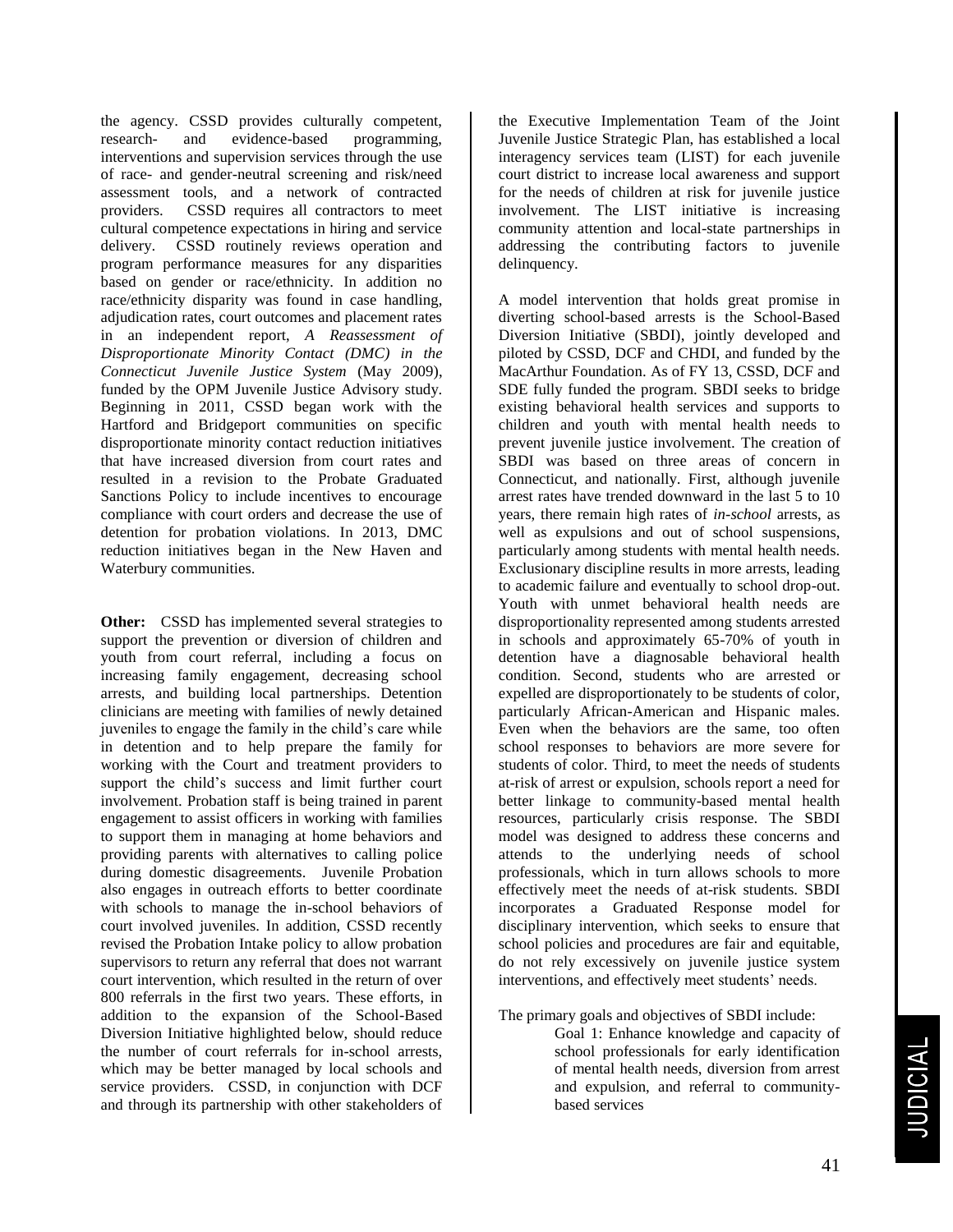the agency. CSSD provides culturally competent, research- and evidence-based programming, interventions and supervision services through the use of race- and gender-neutral screening and risk/need assessment tools, and a network of contracted providers. CSSD requires all contractors to meet cultural competence expectations in hiring and service delivery. CSSD routinely reviews operation and program performance measures for any disparities based on gender or race/ethnicity. In addition no race/ethnicity disparity was found in case handling, adjudication rates, court outcomes and placement rates in an independent report, *A Reassessment of Disproportionate Minority Contact (DMC) in the Connecticut Juvenile Justice System* (May 2009), funded by the OPM Juvenile Justice Advisory study. Beginning in 2011, CSSD began work with the Hartford and Bridgeport communities on specific disproportionate minority contact reduction initiatives that have increased diversion from court rates and resulted in a revision to the Probate Graduated Sanctions Policy to include incentives to encourage compliance with court orders and decrease the use of detention for probation violations. In 2013, DMC reduction initiatives began in the New Haven and Waterbury communities.

**Other:** CSSD has implemented several strategies to support the prevention or diversion of children and youth from court referral, including a focus on increasing family engagement, decreasing school arrests, and building local partnerships. Detention clinicians are meeting with families of newly detained juveniles to engage the family in the child's care while in detention and to help prepare the family for working with the Court and treatment providers to support the child's success and limit further court involvement. Probation staff is being trained in parent engagement to assist officers in working with families to support them in managing at home behaviors and providing parents with alternatives to calling police during domestic disagreements. Juvenile Probation also engages in outreach efforts to better coordinate with schools to manage the in-school behaviors of court involved juveniles. In addition, CSSD recently revised the Probation Intake policy to allow probation supervisors to return any referral that does not warrant court intervention, which resulted in the return of over 800 referrals in the first two years. These efforts, in addition to the expansion of the School-Based Diversion Initiative highlighted below, should reduce the number of court referrals for in-school arrests, which may be better managed by local schools and service providers. CSSD, in conjunction with DCF and through its partnership with other stakeholders of the Executive Implementation Team of the Joint Juvenile Justice Strategic Plan, has established a local interagency services team (LIST) for each juvenile court district to increase local awareness and support for the needs of children at risk for juvenile justice involvement. The LIST initiative is increasing community attention and local-state partnerships in addressing the contributing factors to juvenile delinquency.

A model intervention that holds great promise in diverting school-based arrests is the School-Based Diversion Initiative (SBDI), jointly developed and piloted by CSSD, DCF and CHDI, and funded by the MacArthur Foundation. As of FY 13, CSSD, DCF and SDE fully funded the program. SBDI seeks to bridge existing behavioral health services and supports to children and youth with mental health needs to prevent juvenile justice involvement. The creation of SBDI was based on three areas of concern in Connecticut, and nationally. First, although juvenile arrest rates have trended downward in the last 5 to 10 years, there remain high rates of *in-school* arrests, as well as expulsions and out of school suspensions, particularly among students with mental health needs. Exclusionary discipline results in more arrests, leading to academic failure and eventually to school drop-out. Youth with unmet behavioral health needs are disproportionality represented among students arrested in schools and approximately 65-70% of youth in detention have a diagnosable behavioral health condition. Second, students who are arrested or expelled are disproportionately to be students of color, particularly African-American and Hispanic males. Even when the behaviors are the same, too often school responses to behaviors are more severe for students of color. Third, to meet the needs of students at-risk of arrest or expulsion, schools report a need for better linkage to community-based mental health resources, particularly crisis response. The SBDI model was designed to address these concerns and attends to the underlying needs of school professionals, which in turn allows schools to more effectively meet the needs of at-risk students. SBDI incorporates a Graduated Response model for disciplinary intervention, which seeks to ensure that school policies and procedures are fair and equitable, do not rely excessively on juvenile justice system interventions, and effectively meet students' needs.

The primary goals and objectives of SBDI include:

> Goal 1: Enhance knowledge and capacity of school professionals for early identification of mental health needs, diversion from arrest and expulsion, and referral to community-based services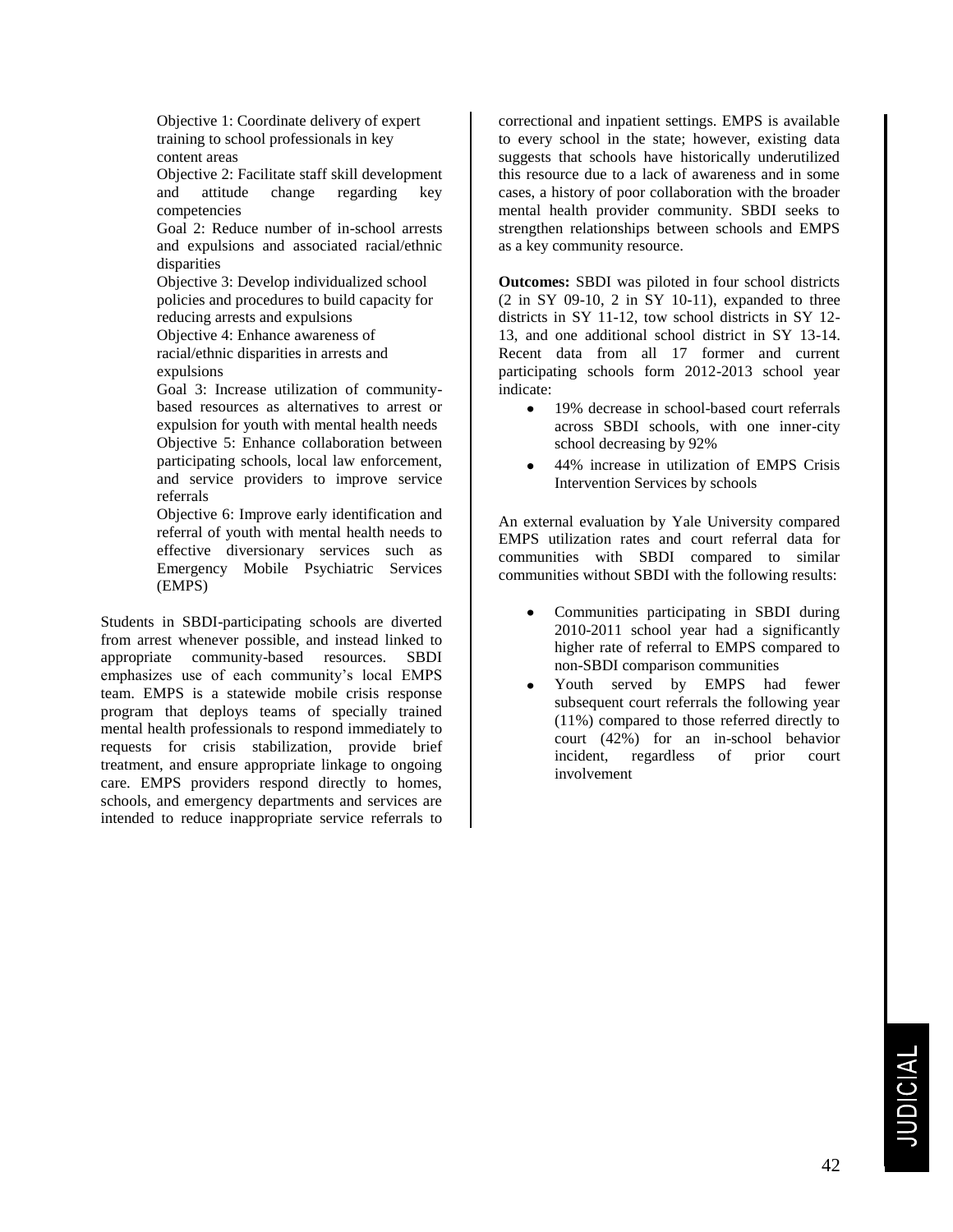Objective 1: Coordinate delivery of expert training to school professionals in key content areas

Objective 2: Facilitate staff skill development and attitude change regarding key competencies

Goal 2: Reduce number of in-school arrests and expulsions and associated racial/ethnic disparities

Objective 3: Develop individualized school policies and procedures to build capacity for reducing arrests and expulsions

Objective 4: Enhance awareness of racial/ethnic disparities in arrests and expulsions

Goal 3: Increase utilization of community-based resources as alternatives to arrest or expulsion for youth with mental health needs

Objective 5: Enhance collaboration between participating schools, local law enforcement, and service providers to improve service referrals

Objective 6: Improve early identification and referral of youth with mental health needs to effective diversionary services such as Emergency Mobile Psychiatric Services (EMPS)

Students in SBDI-participating schools are diverted from arrest whenever possible, and instead linked to appropriate community-based resources. SBDI emphasizes use of each community's local EMPS team. EMPS is a statewide mobile crisis response program that deploys teams of specially trained mental health professionals to respond immediately to requests for crisis stabilization, provide brief treatment, and ensure appropriate linkage to ongoing care. EMPS providers respond directly to homes, schools, and emergency departments and services are intended to reduce inappropriate service referrals to correctional and inpatient settings. EMPS is available to every school in the state; however, existing data suggests that schools have historically underutilized this resource due to a lack of awareness and in some cases, a history of poor collaboration with the broader mental health provider community. SBDI seeks to strengthen relationships between schools and EMPS as a key community resource.

**Outcomes:** SBDI was piloted in four school districts (2 in SY 09-10, 2 in SY 10-11), expanded to three districts in SY 11-12, tow school districts in SY 12-13, and one additional school district in SY 13-14. Recent data from all 17 former and current participating schools form 2012-2013 school year indicate:

- 19% decrease in school-based court referrals across SBDI schools, with one inner-city school decreasing by 92%
- 44% increase in utilization of EMPS Crisis Intervention Services by schools

An external evaluation by Yale University compared EMPS utilization rates and court referral data for communities with SBDI compared to similar communities without SBDI with the following results:

- Communities participating in SBDI during 2010-2011 school year had a significantly higher rate of referral to EMPS compared to non-SBDI comparison communities
- Youth served by EMPS had fewer subsequent court referrals the following year (11%) compared to those referred directly to court (42%) for an in-school behavior incident, regardless of prior court involvement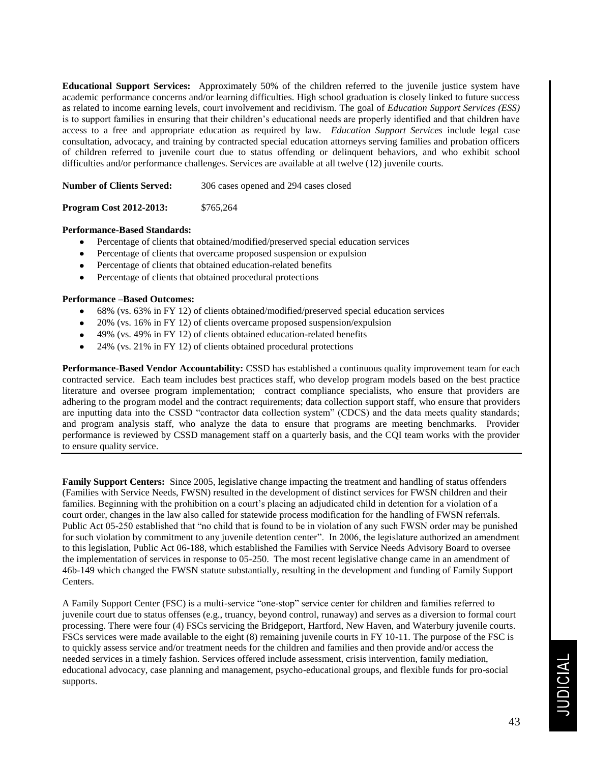**Educational Support Services:** Approximately 50% of the children referred to the juvenile justice system have academic performance concerns and/or learning difficulties. High school graduation is closely linked to future success as related to income earning levels, court involvement and recidivism. The goal of *Education Support Services (ESS)* is to support families in ensuring that their children's educational needs are properly identified and that children have access to a free and appropriate education as required by law. *Education Support Services* include legal case consultation, advocacy, and training by contracted special education attorneys serving families and probation officers of children referred to juvenile court due to status offending or delinquent behaviors, and who exhibit school difficulties and/or performance challenges. Services are available at all twelve (12) juvenile courts.

**Number of Clients Served:** 306 cases opened and 294 cases closed

**Program Cost 2012-2013:** $765,264

**Performance-Based Standards:**

- Percentage of clients that obtained/modified/preserved special education services
- Percentage of clients that overcame proposed suspension or expulsion
- Percentage of clients that obtained education-related benefits
- Percentage of clients that obtained procedural protections

**Performance –Based Outcomes:**

- 68% (vs. 63% in FY 12) of clients obtained/modified/preserved special education services
- 20% (vs. 16% in FY 12) of clients overcame proposed suspension/expulsion
- 49% (vs. 49% in FY 12) of clients obtained education-related benefits
- 24% (vs. 21% in FY 12) of clients obtained procedural protections

**Performance-Based Vendor Accountability:** CSSD has established a continuous quality improvement team for each contracted service. Each team includes best practices staff, who develop program models based on the best practice literature and oversee program implementation; contract compliance specialists, who ensure that providers are adhering to the program model and the contract requirements; data collection support staff, who ensure that providers are inputting data into the CSSD "contractor data collection system" (CDCS) and the data meets quality standards; and program analysis staff, who analyze the data to ensure that programs are meeting benchmarks. Provider performance is reviewed by CSSD management staff on a quarterly basis, and the CQI team works with the provider to ensure quality service.

---

**Family Support Centers:** Since 2005, legislative change impacting the treatment and handling of status offenders (Families with Service Needs, FWSN) resulted in the development of distinct services for FWSN children and their families. Beginning with the prohibition on a court's placing an adjudicated child in detention for a violation of a court order, changes in the law also called for statewide process modification for the handling of FWSN referrals. Public Act 05-250 established that "no child that is found to be in violation of any such FWSN order may be punished for such violation by commitment to any juvenile detention center". In 2006, the legislature authorized an amendment to this legislation, Public Act 06-188, which established the Families with Service Needs Advisory Board to oversee the implementation of services in response to 05-250. The most recent legislative change came in an amendment of 46b-149 which changed the FWSN statute substantially, resulting in the development and funding of Family Support Centers.

A Family Support Center (FSC) is a multi-service "one-stop" service center for children and families referred to juvenile court due to status offenses (e.g., truancy, beyond control, runaway) and serves as a diversion to formal court processing. There were four (4) FSCs servicing the Bridgeport, Hartford, New Haven, and Waterbury juvenile courts. FSCs services were made available to the eight (8) remaining juvenile courts in FY 10-11. The purpose of the FSC is to quickly assess service and/or treatment needs for the children and families and then provide and/or access the needed services in a timely fashion. Services offered include assessment, crisis intervention, family mediation, educational advocacy, case planning and management, psycho-educational groups, and flexible funds for pro-social supports.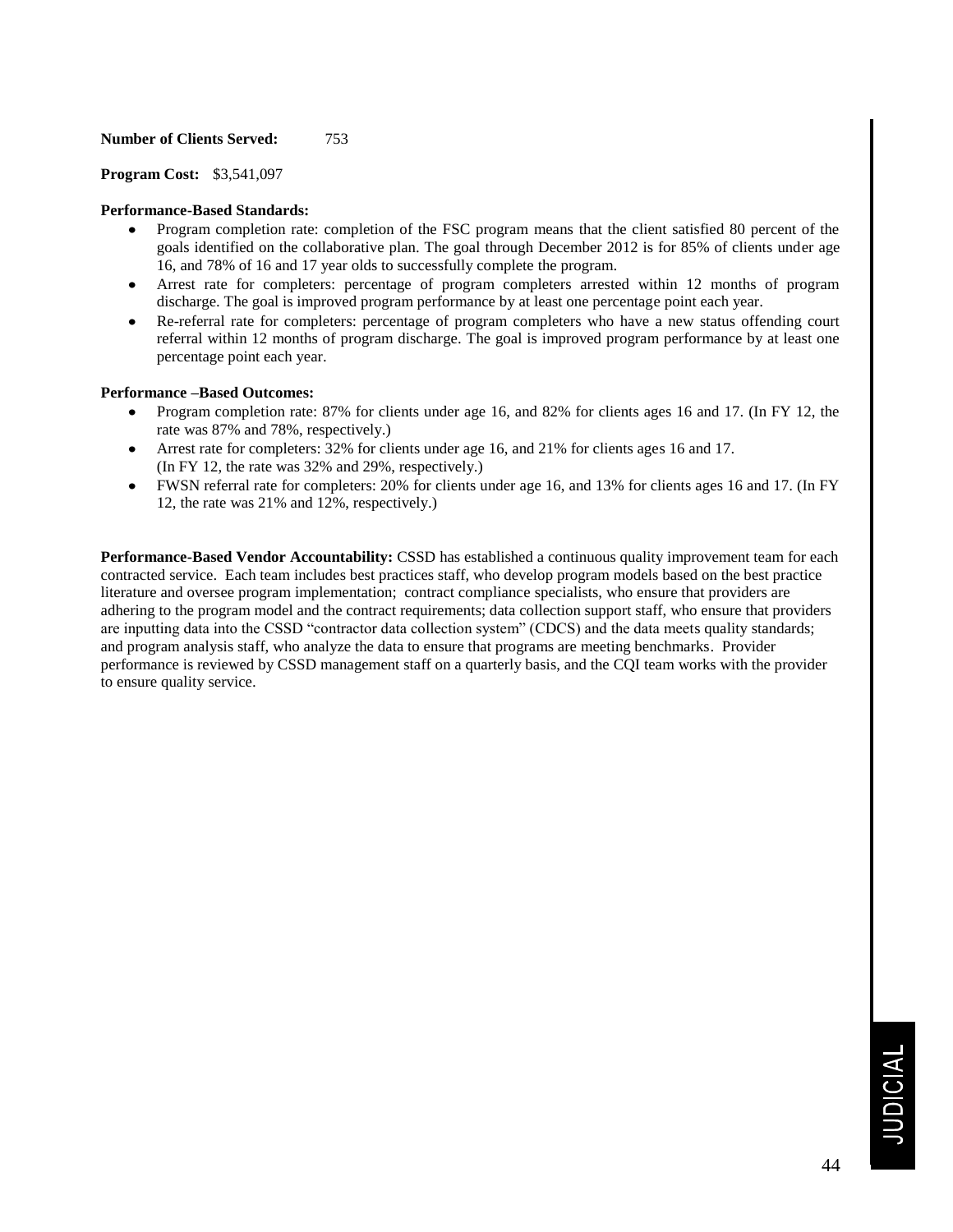**Number of Clients Served:** 753

**Program Cost:** $3,541,097

**Performance-Based Standards:**

- Program completion rate: completion of the FSC program means that the client satisfied 80 percent of the goals identified on the collaborative plan. The goal through December 2012 is for 85% of clients under age 16, and 78% of 16 and 17 year olds to successfully complete the program.
- Arrest rate for completers: percentage of program completers arrested within 12 months of program discharge. The goal is improved program performance by at least one percentage point each year.
- Re-referral rate for completers: percentage of program completers who have a new status offending court referral within 12 months of program discharge. The goal is improved program performance by at least one percentage point each year.

**Performance –Based Outcomes:**

- Program completion rate: 87% for clients under age 16, and 82% for clients ages 16 and 17. (In FY 12, the rate was 87% and 78%, respectively.)
- Arrest rate for completers: 32% for clients under age 16, and 21% for clients ages 16 and 17. (In FY 12, the rate was 32% and 29%, respectively.)
- FWSN referral rate for completers: 20% for clients under age 16, and 13% for clients ages 16 and 17. (In FY 12, the rate was 21% and 12%, respectively.)

**Performance-Based Vendor Accountability:** CSSD has established a continuous quality improvement team for each contracted service. Each team includes best practices staff, who develop program models based on the best practice literature and oversee program implementation; contract compliance specialists, who ensure that providers are adhering to the program model and the contract requirements; data collection support staff, who ensure that providers are inputting data into the CSSD "contractor data collection system" (CDCS) and the data meets quality standards; and program analysis staff, who analyze the data to ensure that programs are meeting benchmarks. Provider performance is reviewed by CSSD management staff on a quarterly basis, and the CQI team works with the provider to ensure quality service.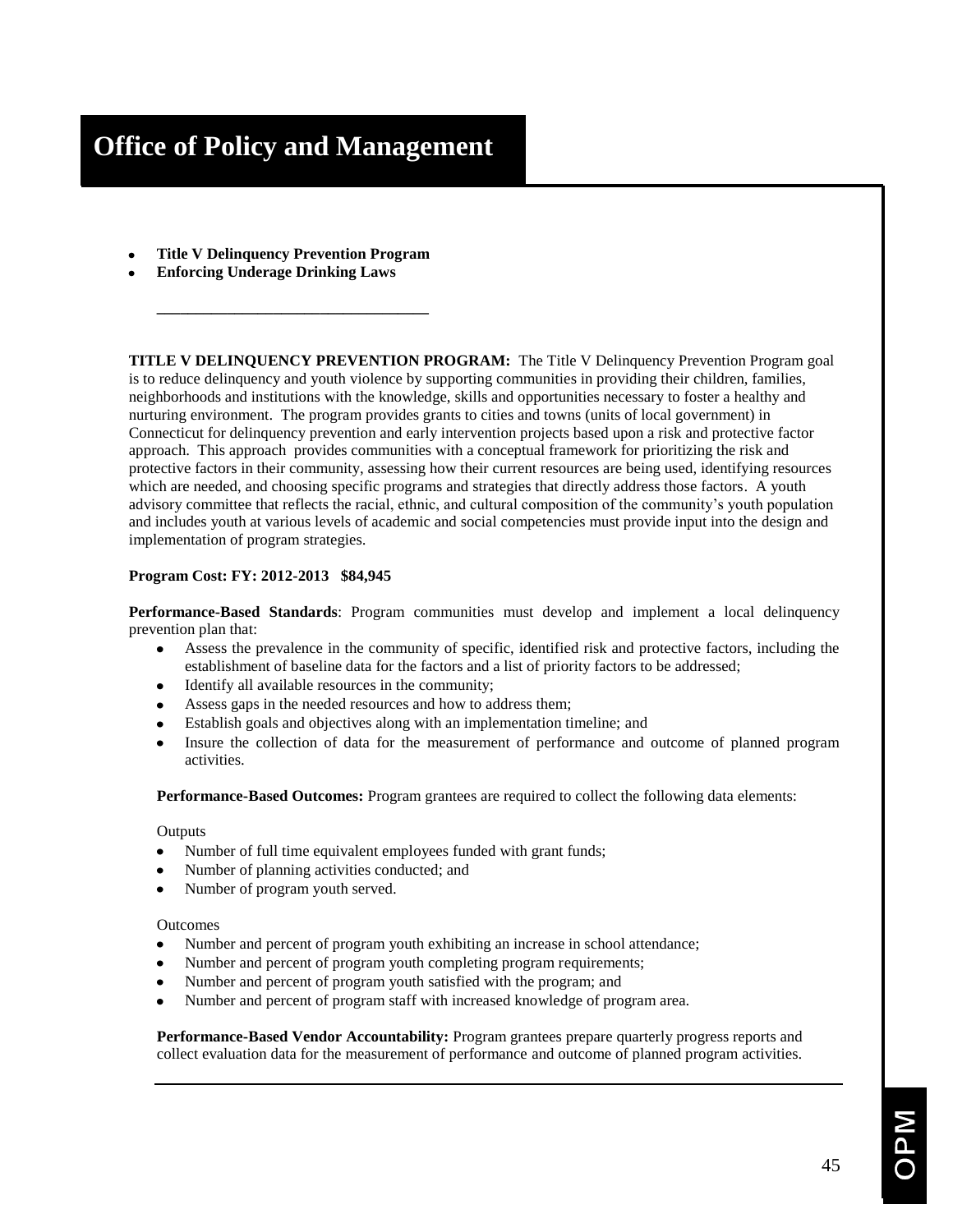# Office of Policy and Management

- **Title V Delinquency Prevention Program**
- **Enforcing Underage Drinking Laws**

---

**TITLE V DELINQUENCY PREVENTION PROGRAM:** The Title V Delinquency Prevention Program goal is to reduce delinquency and youth violence by supporting communities in providing their children, families, neighborhoods and institutions with the knowledge, skills and opportunities necessary to foster a healthy and nurturing environment. The program provides grants to cities and towns (units of local government) in Connecticut for delinquency prevention and early intervention projects based upon a risk and protective factor approach. This approach provides communities with a conceptual framework for prioritizing the risk and protective factors in their community, assessing how their current resources are being used, identifying resources which are needed, and choosing specific programs and strategies that directly address those factors. A youth advisory committee that reflects the racial, ethnic, and cultural composition of the community's youth population and includes youth at various levels of academic and social competencies must provide input into the design and implementation of program strategies.

**Program Cost: FY: 2012-2013 $84,945**

**Performance-Based Standards**: Program communities must develop and implement a local delinquency prevention plan that:

- Assess the prevalence in the community of specific, identified risk and protective factors, including the establishment of baseline data for the factors and a list of priority factors to be addressed;
- Identify all available resources in the community;
- Assess gaps in the needed resources and how to address them;
- Establish goals and objectives along with an implementation timeline; and
- Insure the collection of data for the measurement of performance and outcome of planned program activities.

**Performance-Based Outcomes:** Program grantees are required to collect the following data elements:

Outputs

- Number of full time equivalent employees funded with grant funds;
- Number of planning activities conducted; and
- Number of program youth served.

Outcomes

- Number and percent of program youth exhibiting an increase in school attendance;
- Number and percent of program youth completing program requirements;
- Number and percent of program youth satisfied with the program; and
- Number and percent of program staff with increased knowledge of program area.

**Performance-Based Vendor Accountability:** Program grantees prepare quarterly progress reports and collect evaluation data for the measurement of performance and outcome of planned program activities.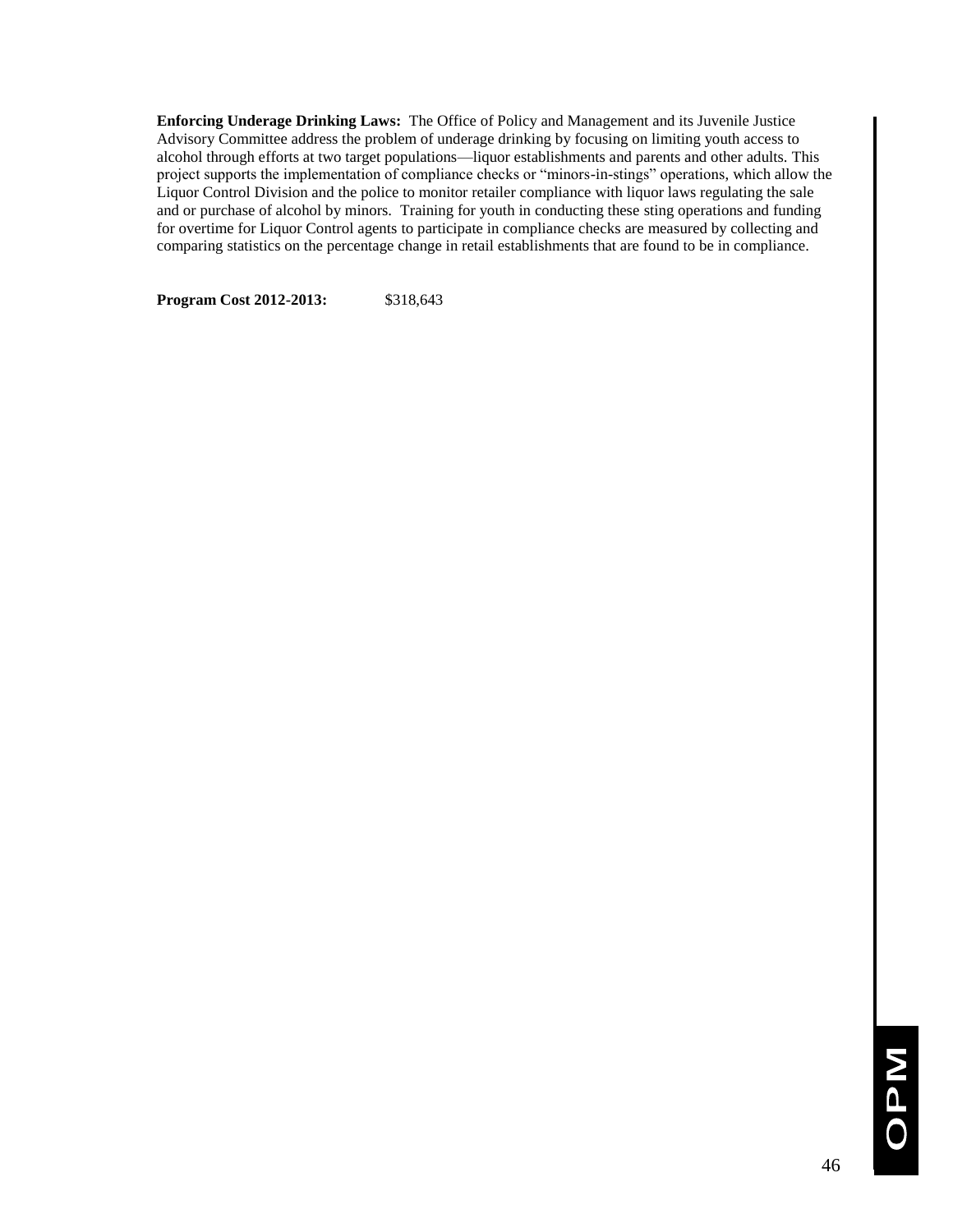**Enforcing Underage Drinking Laws:** The Office of Policy and Management and its Juvenile Justice Advisory Committee address the problem of underage drinking by focusing on limiting youth access to alcohol through efforts at two target populations—liquor establishments and parents and other adults. This project supports the implementation of compliance checks or "minors-in-stings" operations, which allow the Liquor Control Division and the police to monitor retailer compliance with liquor laws regulating the sale and or purchase of alcohol by minors. Training for youth in conducting these sting operations and funding for overtime for Liquor Control agents to participate in compliance checks are measured by collecting and comparing statistics on the percentage change in retail establishments that are found to be in compliance.

**Program Cost 2012-2013:** $318,643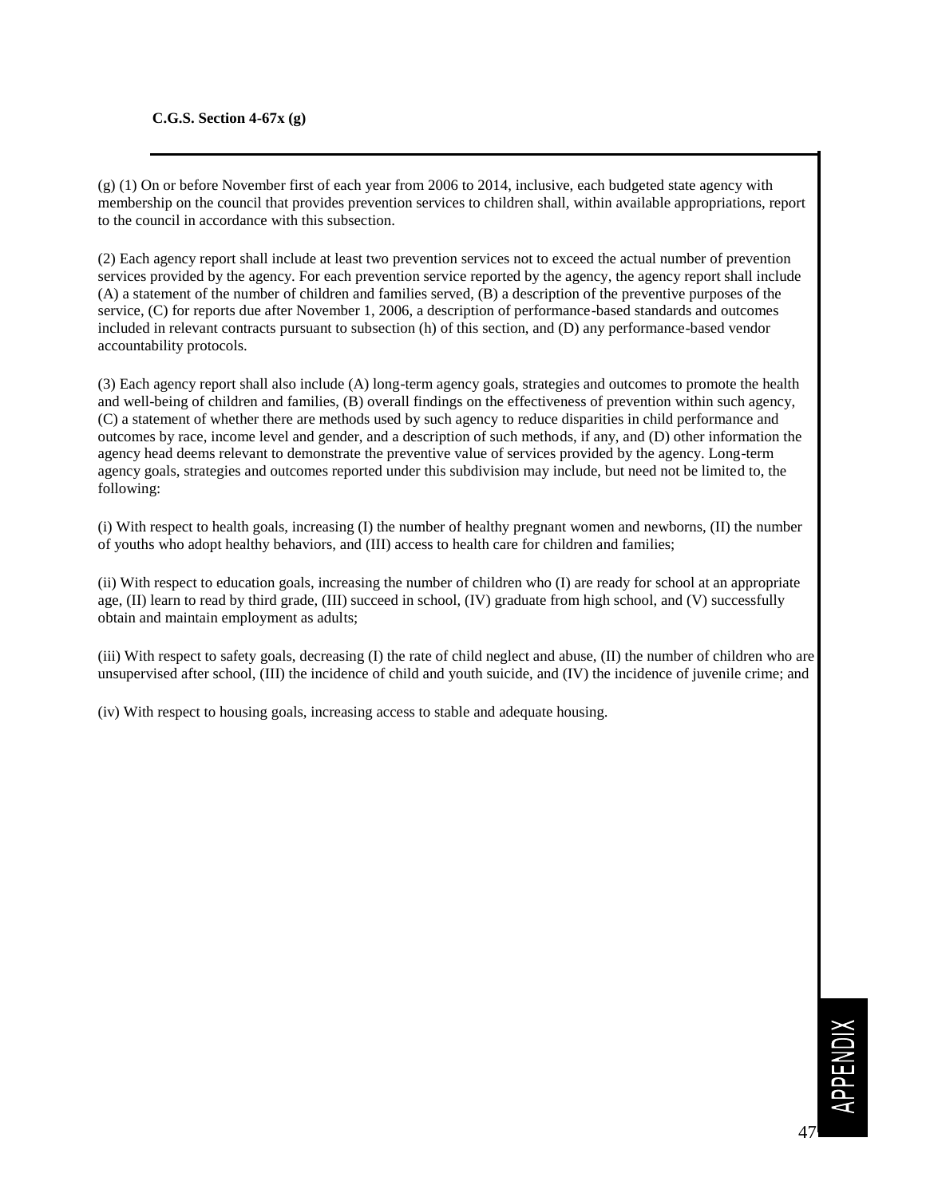**C.G.S. Section 4-67x (g)**

(g) (1) On or before November first of each year from 2006 to 2014, inclusive, each budgeted state agency with membership on the council that provides prevention services to children shall, within available appropriations, report to the council in accordance with this subsection.

(2) Each agency report shall include at least two prevention services not to exceed the actual number of prevention services provided by the agency. For each prevention service reported by the agency, the agency report shall include (A) a statement of the number of children and families served, (B) a description of the preventive purposes of the service, (C) for reports due after November 1, 2006, a description of performance-based standards and outcomes included in relevant contracts pursuant to subsection (h) of this section, and (D) any performance-based vendor accountability protocols.

(3) Each agency report shall also include (A) long-term agency goals, strategies and outcomes to promote the health and well-being of children and families, (B) overall findings on the effectiveness of prevention within such agency, (C) a statement of whether there are methods used by such agency to reduce disparities in child performance and outcomes by race, income level and gender, and a description of such methods, if any, and (D) other information the agency head deems relevant to demonstrate the preventive value of services provided by the agency. Long-term agency goals, strategies and outcomes reported under this subdivision may include, but need not be limited to, the following:

(i) With respect to health goals, increasing (I) the number of healthy pregnant women and newborns, (II) the number of youths who adopt healthy behaviors, and (III) access to health care for children and families;

(ii) With respect to education goals, increasing the number of children who (I) are ready for school at an appropriate age, (II) learn to read by third grade, (III) succeed in school, (IV) graduate from high school, and (V) successfully obtain and maintain employment as adults;

(iii) With respect to safety goals, decreasing (I) the rate of child neglect and abuse, (II) the number of children who are unsupervised after school, (III) the incidence of child and youth suicide, and (IV) the incidence of juvenile crime; and

(iv) With respect to housing goals, increasing access to stable and adequate housing.